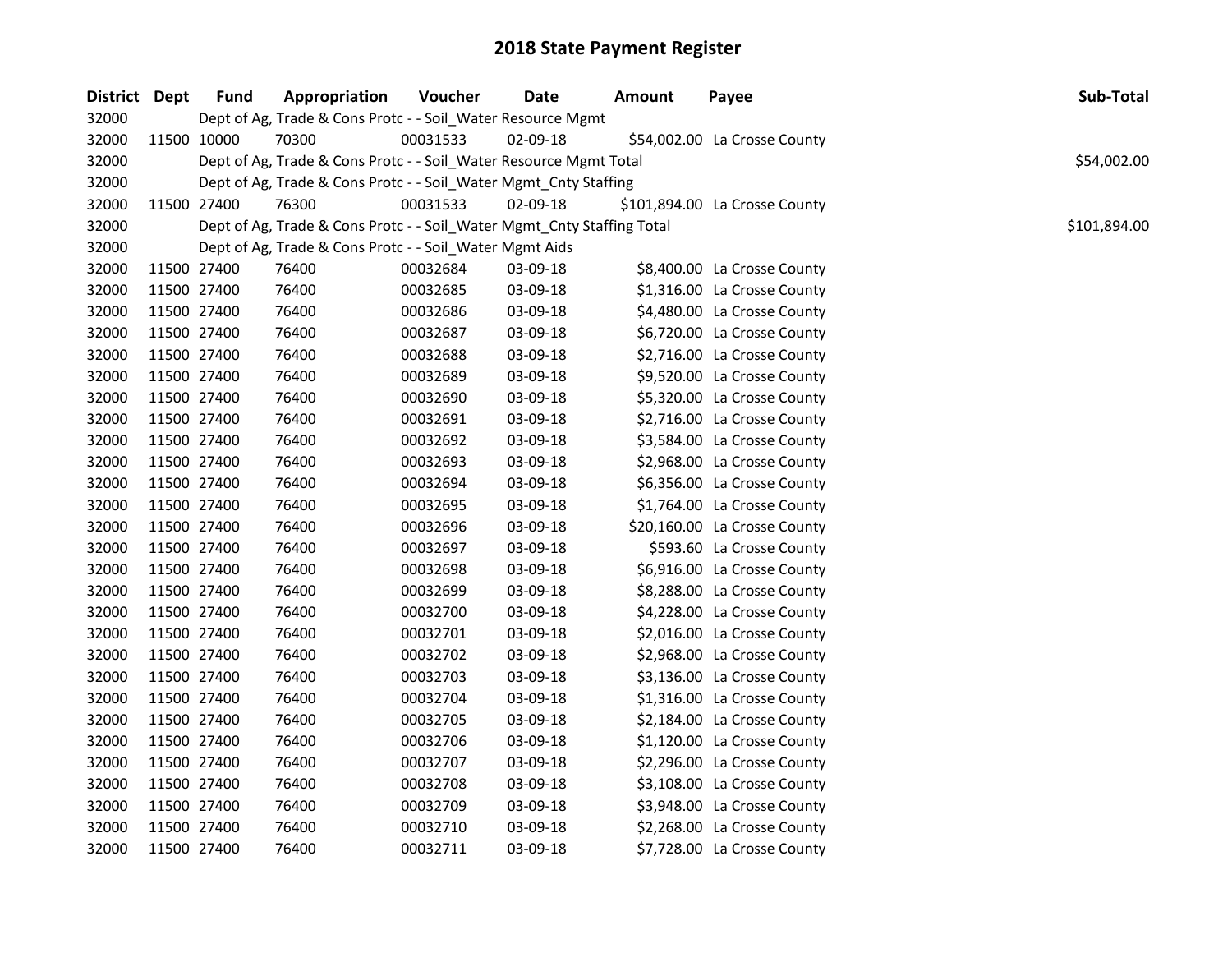# 2018 State Payment Register

| District | Dept | Fund | Appropriation | Voucher | Date | Amount | Payee | Sub-Total |
|---|---|---|---|---|---|---|---|---|
| 32000 | | Dept of Ag, Trade & Cons Protc - - Soil_Water Resource Mgmt | | | | | | |
| 32000 | 11500 | 10000 | 70300 | 00031533 | 02-09-18 | $54,002.00 | La Crosse County | |
| 32000 | | Dept of Ag, Trade & Cons Protc - - Soil_Water Resource Mgmt Total | | | | | | $54,002.00 |
| 32000 | | Dept of Ag, Trade & Cons Protc - - Soil_Water Mgmt_Cnty Staffing | | | | | | |
| 32000 | 11500 | 27400 | 76300 | 00031533 | 02-09-18 | $101,894.00 | La Crosse County | |
| 32000 | | Dept of Ag, Trade & Cons Protc - - Soil_Water Mgmt_Cnty Staffing Total | | | | | | $101,894.00 |
| 32000 | | Dept of Ag, Trade & Cons Protc - - Soil_Water Mgmt Aids | | | | | | |
| 32000 | 11500 | 27400 | 76400 | 00032684 | 03-09-18 | $8,400.00 | La Crosse County | |
| 32000 | 11500 | 27400 | 76400 | 00032685 | 03-09-18 | $1,316.00 | La Crosse County | |
| 32000 | 11500 | 27400 | 76400 | 00032686 | 03-09-18 | $4,480.00 | La Crosse County | |
| 32000 | 11500 | 27400 | 76400 | 00032687 | 03-09-18 | $6,720.00 | La Crosse County | |
| 32000 | 11500 | 27400 | 76400 | 00032688 | 03-09-18 | $2,716.00 | La Crosse County | |
| 32000 | 11500 | 27400 | 76400 | 00032689 | 03-09-18 | $9,520.00 | La Crosse County | |
| 32000 | 11500 | 27400 | 76400 | 00032690 | 03-09-18 | $5,320.00 | La Crosse County | |
| 32000 | 11500 | 27400 | 76400 | 00032691 | 03-09-18 | $2,716.00 | La Crosse County | |
| 32000 | 11500 | 27400 | 76400 | 00032692 | 03-09-18 | $3,584.00 | La Crosse County | |
| 32000 | 11500 | 27400 | 76400 | 00032693 | 03-09-18 | $2,968.00 | La Crosse County | |
| 32000 | 11500 | 27400 | 76400 | 00032694 | 03-09-18 | $6,356.00 | La Crosse County | |
| 32000 | 11500 | 27400 | 76400 | 00032695 | 03-09-18 | $1,764.00 | La Crosse County | |
| 32000 | 11500 | 27400 | 76400 | 00032696 | 03-09-18 | $20,160.00 | La Crosse County | |
| 32000 | 11500 | 27400 | 76400 | 00032697 | 03-09-18 | $593.60 | La Crosse County | |
| 32000 | 11500 | 27400 | 76400 | 00032698 | 03-09-18 | $6,916.00 | La Crosse County | |
| 32000 | 11500 | 27400 | 76400 | 00032699 | 03-09-18 | $8,288.00 | La Crosse County | |
| 32000 | 11500 | 27400 | 76400 | 00032700 | 03-09-18 | $4,228.00 | La Crosse County | |
| 32000 | 11500 | 27400 | 76400 | 00032701 | 03-09-18 | $2,016.00 | La Crosse County | |
| 32000 | 11500 | 27400 | 76400 | 00032702 | 03-09-18 | $2,968.00 | La Crosse County | |
| 32000 | 11500 | 27400 | 76400 | 00032703 | 03-09-18 | $3,136.00 | La Crosse County | |
| 32000 | 11500 | 27400 | 76400 | 00032704 | 03-09-18 | $1,316.00 | La Crosse County | |
| 32000 | 11500 | 27400 | 76400 | 00032705 | 03-09-18 | $2,184.00 | La Crosse County | |
| 32000 | 11500 | 27400 | 76400 | 00032706 | 03-09-18 | $1,120.00 | La Crosse County | |
| 32000 | 11500 | 27400 | 76400 | 00032707 | 03-09-18 | $2,296.00 | La Crosse County | |
| 32000 | 11500 | 27400 | 76400 | 00032708 | 03-09-18 | $3,108.00 | La Crosse County | |
| 32000 | 11500 | 27400 | 76400 | 00032709 | 03-09-18 | $3,948.00 | La Crosse County | |
| 32000 | 11500 | 27400 | 76400 | 00032710 | 03-09-18 | $2,268.00 | La Crosse County | |
| 32000 | 11500 | 27400 | 76400 | 00032711 | 03-09-18 | $7,728.00 | La Crosse County | |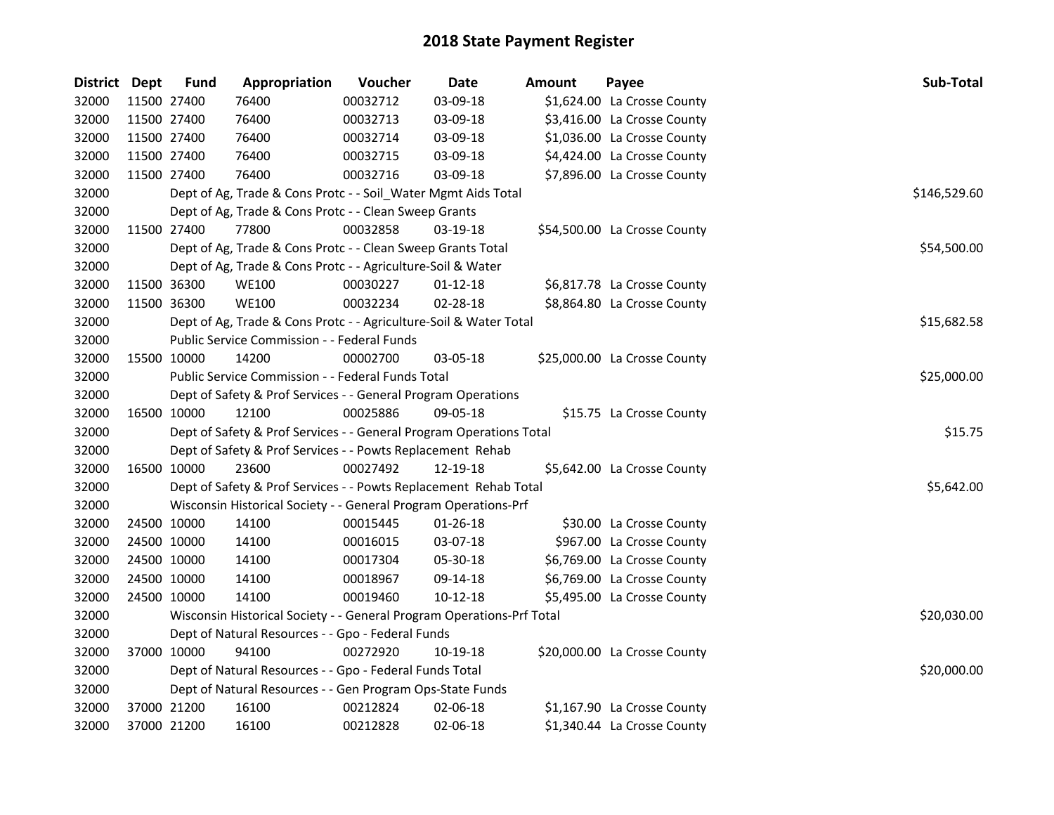# 2018 State Payment Register

| District | Dept | Fund | Appropriation | Voucher | Date | Amount | Payee | Sub-Total |
|---|---|---|---|---|---|---|---|---|
| 32000 | 11500 | 27400 | 76400 | 00032712 | 03-09-18 | $1,624.00 | La Crosse County | |
| 32000 | 11500 | 27400 | 76400 | 00032713 | 03-09-18 | $3,416.00 | La Crosse County | |
| 32000 | 11500 | 27400 | 76400 | 00032714 | 03-09-18 | $1,036.00 | La Crosse County | |
| 32000 | 11500 | 27400 | 76400 | 00032715 | 03-09-18 | $4,424.00 | La Crosse County | |
| 32000 | 11500 | 27400 | 76400 | 00032716 | 03-09-18 | $7,896.00 | La Crosse County | |
| 32000 | | Dept of Ag, Trade & Cons Protc - - Soil_Water Mgmt Aids Total | | | | | | $146,529.60 |
| 32000 | | Dept of Ag, Trade & Cons Protc - - Clean Sweep Grants | | | | | | |
| 32000 | 11500 | 27400 | 77800 | 00032858 | 03-19-18 | $54,500.00 | La Crosse County | |
| 32000 | | Dept of Ag, Trade & Cons Protc - - Clean Sweep Grants Total | | | | | | $54,500.00 |
| 32000 | | Dept of Ag, Trade & Cons Protc - - Agriculture-Soil & Water | | | | | | |
| 32000 | 11500 | 36300 | WE100 | 00030227 | 01-12-18 | $6,817.78 | La Crosse County | |
| 32000 | 11500 | 36300 | WE100 | 00032234 | 02-28-18 | $8,864.80 | La Crosse County | |
| 32000 | | Dept of Ag, Trade & Cons Protc - - Agriculture-Soil & Water Total | | | | | | $15,682.58 |
| 32000 | | Public Service Commission - - Federal Funds | | | | | | |
| 32000 | 15500 | 10000 | 14200 | 00002700 | 03-05-18 | $25,000.00 | La Crosse County | |
| 32000 | | Public Service Commission - - Federal Funds Total | | | | | | $25,000.00 |
| 32000 | | Dept of Safety & Prof Services - - General Program Operations | | | | | | |
| 32000 | 16500 | 10000 | 12100 | 00025886 | 09-05-18 | $15.75 | La Crosse County | |
| 32000 | | Dept of Safety & Prof Services - - General Program Operations Total | | | | | | $15.75 |
| 32000 | | Dept of Safety & Prof Services - - Powts Replacement Rehab | | | | | | |
| 32000 | 16500 | 10000 | 23600 | 00027492 | 12-19-18 | $5,642.00 | La Crosse County | |
| 32000 | | Dept of Safety & Prof Services - - Powts Replacement Rehab Total | | | | | | $5,642.00 |
| 32000 | | Wisconsin Historical Society - - General Program Operations-Prf | | | | | | |
| 32000 | 24500 | 10000 | 14100 | 00015445 | 01-26-18 | $30.00 | La Crosse County | |
| 32000 | 24500 | 10000 | 14100 | 00016015 | 03-07-18 | $967.00 | La Crosse County | |
| 32000 | 24500 | 10000 | 14100 | 00017304 | 05-30-18 | $6,769.00 | La Crosse County | |
| 32000 | 24500 | 10000 | 14100 | 00018967 | 09-14-18 | $6,769.00 | La Crosse County | |
| 32000 | 24500 | 10000 | 14100 | 00019460 | 10-12-18 | $5,495.00 | La Crosse County | |
| 32000 | | Wisconsin Historical Society - - General Program Operations-Prf Total | | | | | | $20,030.00 |
| 32000 | | Dept of Natural Resources - - Gpo - Federal Funds | | | | | | |
| 32000 | 37000 | 10000 | 94100 | 00272920 | 10-19-18 | $20,000.00 | La Crosse County | |
| 32000 | | Dept of Natural Resources - - Gpo - Federal Funds Total | | | | | | $20,000.00 |
| 32000 | | Dept of Natural Resources - - Gen Program Ops-State Funds | | | | | | |
| 32000 | 37000 | 21200 | 16100 | 00212824 | 02-06-18 | $1,167.90 | La Crosse County | |
| 32000 | 37000 | 21200 | 16100 | 00212828 | 02-06-18 | $1,340.44 | La Crosse County | |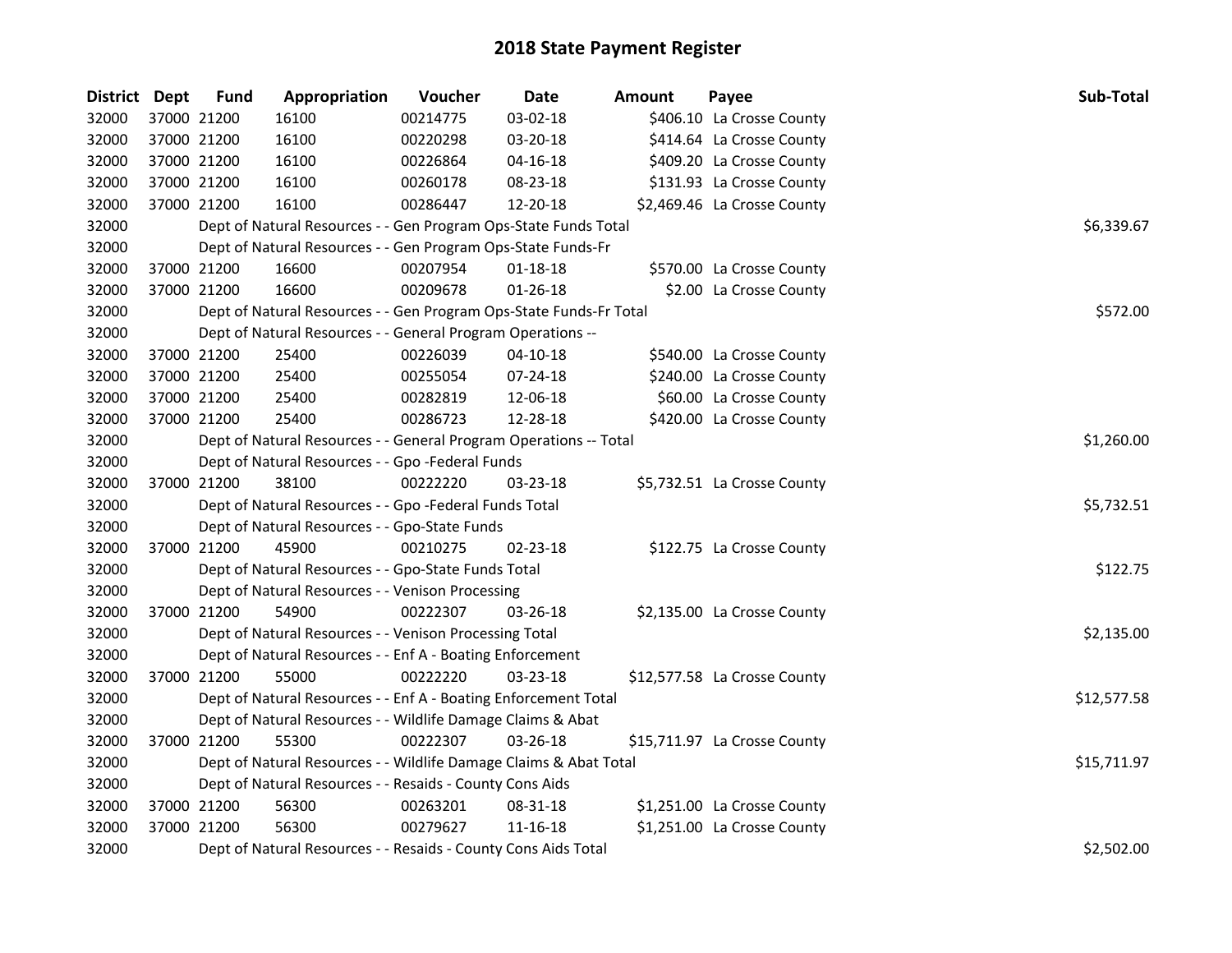# 2018 State Payment Register

| District | Dept | Fund | Appropriation | Voucher | Date | Amount | Payee | Sub-Total |
|---|---|---|---|---|---|---|---|---|
| 32000 | 37000 | 21200 | 16100 | 00214775 | 03-02-18 | $406.10 | La Crosse County | |
| 32000 | 37000 | 21200 | 16100 | 00220298 | 03-20-18 | $414.64 | La Crosse County | |
| 32000 | 37000 | 21200 | 16100 | 00226864 | 04-16-18 | $409.20 | La Crosse County | |
| 32000 | 37000 | 21200 | 16100 | 00260178 | 08-23-18 | $131.93 | La Crosse County | |
| 32000 | 37000 | 21200 | 16100 | 00286447 | 12-20-18 | $2,469.46 | La Crosse County | |
| 32000 | | Dept of Natural Resources - - Gen Program Ops-State Funds Total | | | | | | $6,339.67 |
| 32000 | | Dept of Natural Resources - - Gen Program Ops-State Funds-Fr | | | | | | |
| 32000 | 37000 | 21200 | 16600 | 00207954 | 01-18-18 | $570.00 | La Crosse County | |
| 32000 | 37000 | 21200 | 16600 | 00209678 | 01-26-18 | $2.00 | La Crosse County | |
| 32000 | | Dept of Natural Resources - - Gen Program Ops-State Funds-Fr Total | | | | | | $572.00 |
| 32000 | | Dept of Natural Resources - - General Program Operations -- | | | | | | |
| 32000 | 37000 | 21200 | 25400 | 00226039 | 04-10-18 | $540.00 | La Crosse County | |
| 32000 | 37000 | 21200 | 25400 | 00255054 | 07-24-18 | $240.00 | La Crosse County | |
| 32000 | 37000 | 21200 | 25400 | 00282819 | 12-06-18 | $60.00 | La Crosse County | |
| 32000 | 37000 | 21200 | 25400 | 00286723 | 12-28-18 | $420.00 | La Crosse County | |
| 32000 | | Dept of Natural Resources - - General Program Operations -- Total | | | | | | $1,260.00 |
| 32000 | | Dept of Natural Resources - - Gpo -Federal Funds | | | | | | |
| 32000 | 37000 | 21200 | 38100 | 00222220 | 03-23-18 | $5,732.51 | La Crosse County | |
| 32000 | | Dept of Natural Resources - - Gpo -Federal Funds Total | | | | | | $5,732.51 |
| 32000 | | Dept of Natural Resources - - Gpo-State Funds | | | | | | |
| 32000 | 37000 | 21200 | 45900 | 00210275 | 02-23-18 | $122.75 | La Crosse County | |
| 32000 | | Dept of Natural Resources - - Gpo-State Funds Total | | | | | | $122.75 |
| 32000 | | Dept of Natural Resources - - Venison Processing | | | | | | |
| 32000 | 37000 | 21200 | 54900 | 00222307 | 03-26-18 | $2,135.00 | La Crosse County | |
| 32000 | | Dept of Natural Resources - - Venison Processing Total | | | | | | $2,135.00 |
| 32000 | | Dept of Natural Resources - - Enf A - Boating Enforcement | | | | | | |
| 32000 | 37000 | 21200 | 55000 | 00222220 | 03-23-18 | $12,577.58 | La Crosse County | |
| 32000 | | Dept of Natural Resources - - Enf A - Boating Enforcement Total | | | | | | $12,577.58 |
| 32000 | | Dept of Natural Resources - - Wildlife Damage Claims & Abat | | | | | | |
| 32000 | 37000 | 21200 | 55300 | 00222307 | 03-26-18 | $15,711.97 | La Crosse County | |
| 32000 | | Dept of Natural Resources - - Wildlife Damage Claims & Abat Total | | | | | | $15,711.97 |
| 32000 | | Dept of Natural Resources - - Resaids - County Cons Aids | | | | | | |
| 32000 | 37000 | 21200 | 56300 | 00263201 | 08-31-18 | $1,251.00 | La Crosse County | |
| 32000 | 37000 | 21200 | 56300 | 00279627 | 11-16-18 | $1,251.00 | La Crosse County | |
| 32000 | | Dept of Natural Resources - - Resaids - County Cons Aids Total | | | | | | $2,502.00 |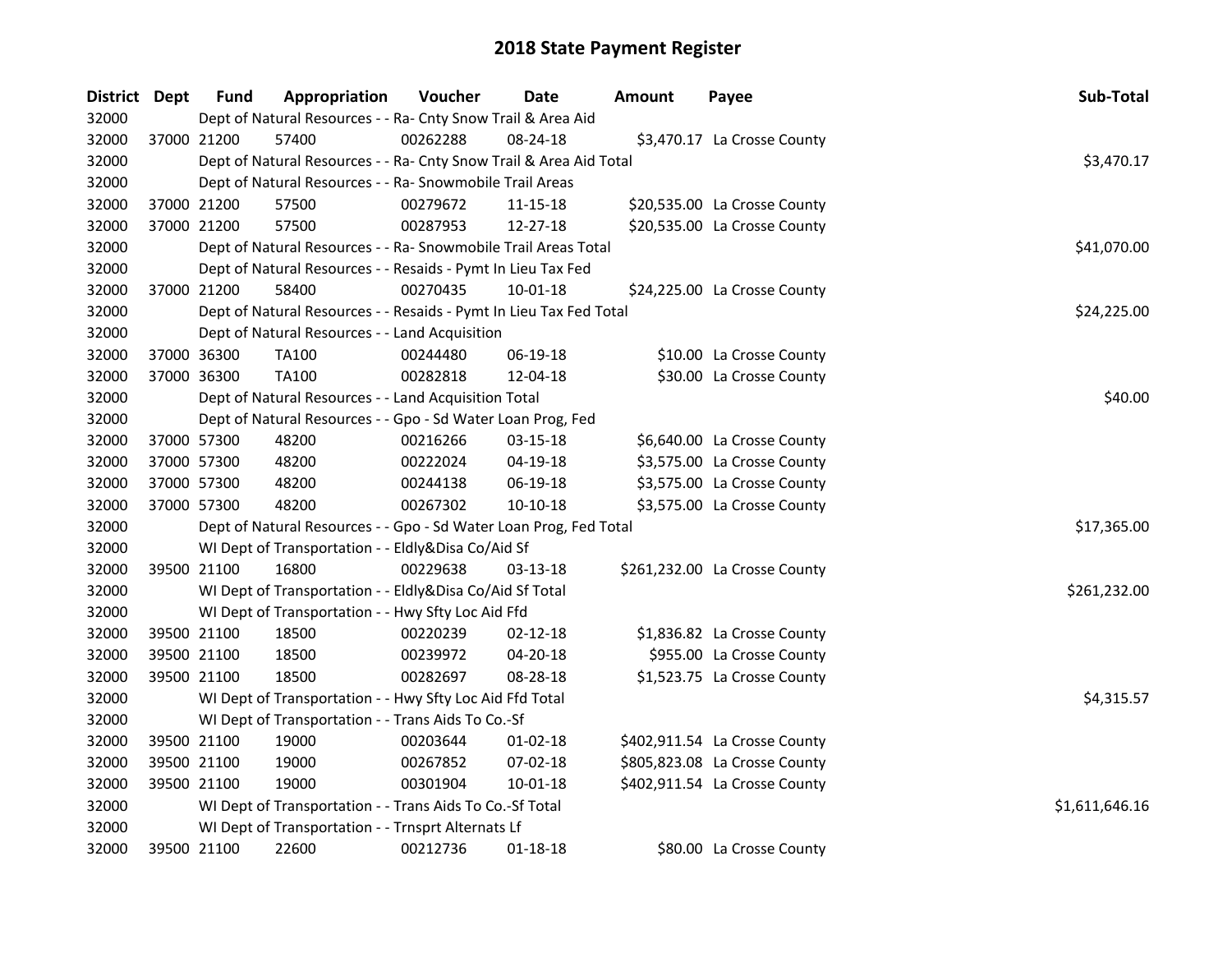# 2018 State Payment Register

| District | Dept | Fund | Appropriation | Voucher | Date | Amount | Payee | Sub-Total |
|---|---|---|---|---|---|---|---|---|
| 32000 | | Dept of Natural Resources - - Ra- Cnty Snow Trail & Area Aid | | | | | | |
| 32000 | 37000 | 21200 | 57400 | 00262288 | 08-24-18 | $3,470.17 | La Crosse County | |
| 32000 | | Dept of Natural Resources - - Ra- Cnty Snow Trail & Area Aid Total | | | | | | $3,470.17 |
| 32000 | | Dept of Natural Resources - - Ra- Snowmobile Trail Areas | | | | | | |
| 32000 | 37000 | 21200 | 57500 | 00279672 | 11-15-18 | $20,535.00 | La Crosse County | |
| 32000 | 37000 | 21200 | 57500 | 00287953 | 12-27-18 | $20,535.00 | La Crosse County | |
| 32000 | | Dept of Natural Resources - - Ra- Snowmobile Trail Areas Total | | | | | | $41,070.00 |
| 32000 | | Dept of Natural Resources - - Resaids - Pymt In Lieu Tax Fed | | | | | | |
| 32000 | 37000 | 21200 | 58400 | 00270435 | 10-01-18 | $24,225.00 | La Crosse County | |
| 32000 | | Dept of Natural Resources - - Resaids - Pymt In Lieu Tax Fed Total | | | | | | $24,225.00 |
| 32000 | | Dept of Natural Resources - - Land Acquisition | | | | | | |
| 32000 | 37000 | 36300 | TA100 | 00244480 | 06-19-18 | $10.00 | La Crosse County | |
| 32000 | 37000 | 36300 | TA100 | 00282818 | 12-04-18 | $30.00 | La Crosse County | |
| 32000 | | Dept of Natural Resources - - Land Acquisition Total | | | | | | $40.00 |
| 32000 | | Dept of Natural Resources - - Gpo - Sd Water Loan Prog, Fed | | | | | | |
| 32000 | 37000 | 57300 | 48200 | 00216266 | 03-15-18 | $6,640.00 | La Crosse County | |
| 32000 | 37000 | 57300 | 48200 | 00222024 | 04-19-18 | $3,575.00 | La Crosse County | |
| 32000 | 37000 | 57300 | 48200 | 00244138 | 06-19-18 | $3,575.00 | La Crosse County | |
| 32000 | 37000 | 57300 | 48200 | 00267302 | 10-10-18 | $3,575.00 | La Crosse County | |
| 32000 | | Dept of Natural Resources - - Gpo - Sd Water Loan Prog, Fed Total | | | | | | $17,365.00 |
| 32000 | | WI Dept of Transportation - - Eldly&Disa Co/Aid Sf | | | | | | |
| 32000 | 39500 | 21100 | 16800 | 00229638 | 03-13-18 | $261,232.00 | La Crosse County | |
| 32000 | | WI Dept of Transportation - - Eldly&Disa Co/Aid Sf Total | | | | | | $261,232.00 |
| 32000 | | WI Dept of Transportation - - Hwy Sfty Loc Aid Ffd | | | | | | |
| 32000 | 39500 | 21100 | 18500 | 00220239 | 02-12-18 | $1,836.82 | La Crosse County | |
| 32000 | 39500 | 21100 | 18500 | 00239972 | 04-20-18 | $955.00 | La Crosse County | |
| 32000 | 39500 | 21100 | 18500 | 00282697 | 08-28-18 | $1,523.75 | La Crosse County | |
| 32000 | | WI Dept of Transportation - - Hwy Sfty Loc Aid Ffd Total | | | | | | $4,315.57 |
| 32000 | | WI Dept of Transportation - - Trans Aids To Co.-Sf | | | | | | |
| 32000 | 39500 | 21100 | 19000 | 00203644 | 01-02-18 | $402,911.54 | La Crosse County | |
| 32000 | 39500 | 21100 | 19000 | 00267852 | 07-02-18 | $805,823.08 | La Crosse County | |
| 32000 | 39500 | 21100 | 19000 | 00301904 | 10-01-18 | $402,911.54 | La Crosse County | |
| 32000 | | WI Dept of Transportation - - Trans Aids To Co.-Sf Total | | | | | | $1,611,646.16 |
| 32000 | | WI Dept of Transportation - - Trnsprt Alternats Lf | | | | | | |
| 32000 | 39500 | 21100 | 22600 | 00212736 | 01-18-18 | $80.00 | La Crosse County | |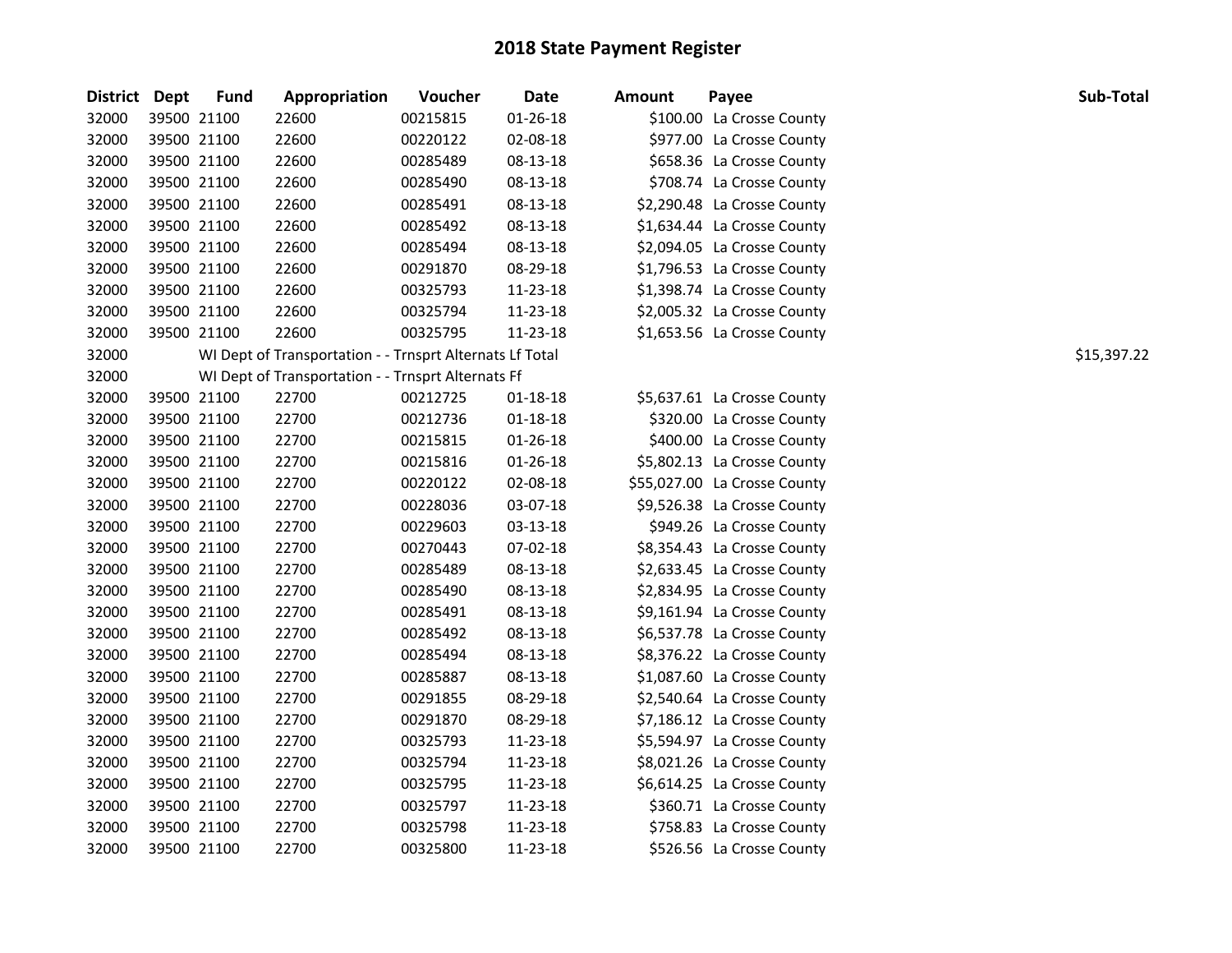# 2018 State Payment Register

| District | Dept | Fund | Appropriation | Voucher | Date | Amount | Payee | Sub-Total |
|---|---|---|---|---|---|---|---|---|
| 32000 | 39500 | 21100 | 22600 | 00215815 | 01-26-18 | $100.00 | La Crosse County | |
| 32000 | 39500 | 21100 | 22600 | 00220122 | 02-08-18 | $977.00 | La Crosse County | |
| 32000 | 39500 | 21100 | 22600 | 00285489 | 08-13-18 | $658.36 | La Crosse County | |
| 32000 | 39500 | 21100 | 22600 | 00285490 | 08-13-18 | $708.74 | La Crosse County | |
| 32000 | 39500 | 21100 | 22600 | 00285491 | 08-13-18 | $2,290.48 | La Crosse County | |
| 32000 | 39500 | 21100 | 22600 | 00285492 | 08-13-18 | $1,634.44 | La Crosse County | |
| 32000 | 39500 | 21100 | 22600 | 00285494 | 08-13-18 | $2,094.05 | La Crosse County | |
| 32000 | 39500 | 21100 | 22600 | 00291870 | 08-29-18 | $1,796.53 | La Crosse County | |
| 32000 | 39500 | 21100 | 22600 | 00325793 | 11-23-18 | $1,398.74 | La Crosse County | |
| 32000 | 39500 | 21100 | 22600 | 00325794 | 11-23-18 | $2,005.32 | La Crosse County | |
| 32000 | 39500 | 21100 | 22600 | 00325795 | 11-23-18 | $1,653.56 | La Crosse County | |
| 32000 | | WI Dept of Transportation - - Trnsprt Alternats Lf Total | | | | | | $15,397.22 |
| 32000 | | WI Dept of Transportation - - Trnsprt Alternats Ff | | | | | | |
| 32000 | 39500 | 21100 | 22700 | 00212725 | 01-18-18 | $5,637.61 | La Crosse County | |
| 32000 | 39500 | 21100 | 22700 | 00212736 | 01-18-18 | $320.00 | La Crosse County | |
| 32000 | 39500 | 21100 | 22700 | 00215815 | 01-26-18 | $400.00 | La Crosse County | |
| 32000 | 39500 | 21100 | 22700 | 00215816 | 01-26-18 | $5,802.13 | La Crosse County | |
| 32000 | 39500 | 21100 | 22700 | 00220122 | 02-08-18 | $55,027.00 | La Crosse County | |
| 32000 | 39500 | 21100 | 22700 | 00228036 | 03-07-18 | $9,526.38 | La Crosse County | |
| 32000 | 39500 | 21100 | 22700 | 00229603 | 03-13-18 | $949.26 | La Crosse County | |
| 32000 | 39500 | 21100 | 22700 | 00270443 | 07-02-18 | $8,354.43 | La Crosse County | |
| 32000 | 39500 | 21100 | 22700 | 00285489 | 08-13-18 | $2,633.45 | La Crosse County | |
| 32000 | 39500 | 21100 | 22700 | 00285490 | 08-13-18 | $2,834.95 | La Crosse County | |
| 32000 | 39500 | 21100 | 22700 | 00285491 | 08-13-18 | $9,161.94 | La Crosse County | |
| 32000 | 39500 | 21100 | 22700 | 00285492 | 08-13-18 | $6,537.78 | La Crosse County | |
| 32000 | 39500 | 21100 | 22700 | 00285494 | 08-13-18 | $8,376.22 | La Crosse County | |
| 32000 | 39500 | 21100 | 22700 | 00285887 | 08-13-18 | $1,087.60 | La Crosse County | |
| 32000 | 39500 | 21100 | 22700 | 00291855 | 08-29-18 | $2,540.64 | La Crosse County | |
| 32000 | 39500 | 21100 | 22700 | 00291870 | 08-29-18 | $7,186.12 | La Crosse County | |
| 32000 | 39500 | 21100 | 22700 | 00325793 | 11-23-18 | $5,594.97 | La Crosse County | |
| 32000 | 39500 | 21100 | 22700 | 00325794 | 11-23-18 | $8,021.26 | La Crosse County | |
| 32000 | 39500 | 21100 | 22700 | 00325795 | 11-23-18 | $6,614.25 | La Crosse County | |
| 32000 | 39500 | 21100 | 22700 | 00325797 | 11-23-18 | $360.71 | La Crosse County | |
| 32000 | 39500 | 21100 | 22700 | 00325798 | 11-23-18 | $758.83 | La Crosse County | |
| 32000 | 39500 | 21100 | 22700 | 00325800 | 11-23-18 | $526.56 | La Crosse County | |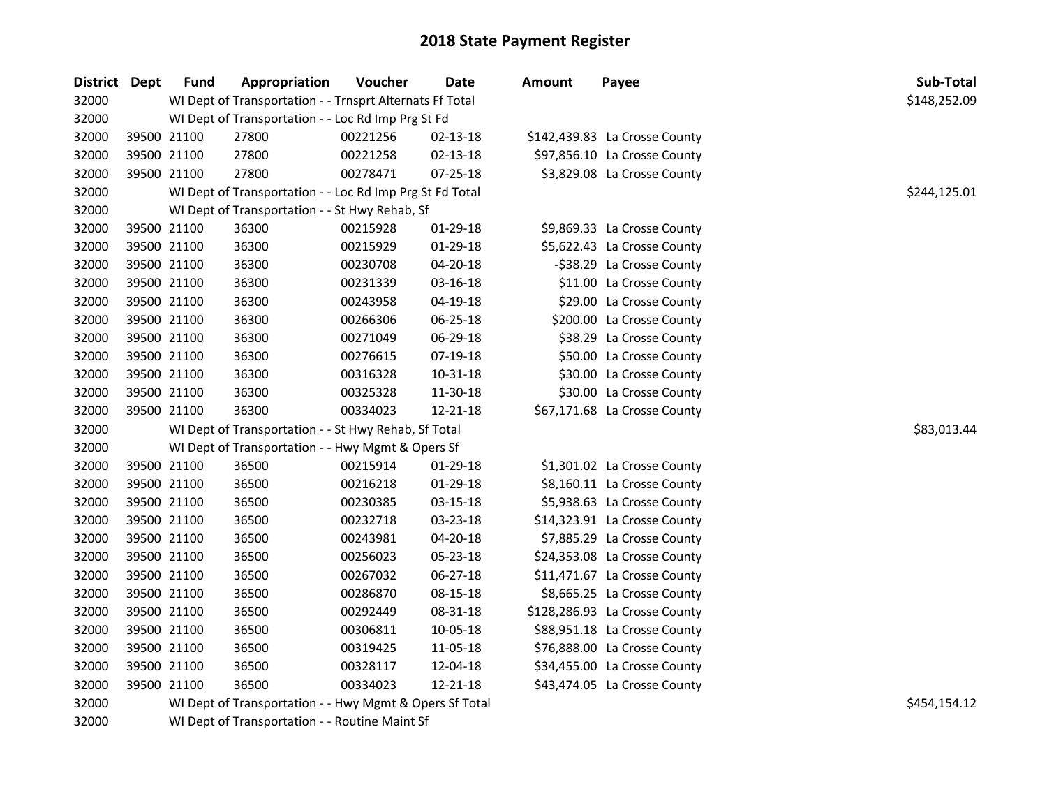# 2018 State Payment Register

| District | Dept | Fund | Appropriation | Voucher | Date | Amount | Payee | Sub-Total |
|---|---|---|---|---|---|---|---|---|
| 32000 | | WI Dept of Transportation - - Trnsprt Alternats Ff Total | | | | | | $148,252.09 |
| 32000 | | WI Dept of Transportation - - Loc Rd Imp Prg St Fd | | | | | | |
| 32000 | 39500 | 21100 | 27800 | 00221256 | 02-13-18 | $142,439.83 | La Crosse County | |
| 32000 | 39500 | 21100 | 27800 | 00221258 | 02-13-18 | $97,856.10 | La Crosse County | |
| 32000 | 39500 | 21100 | 27800 | 00278471 | 07-25-18 | $3,829.08 | La Crosse County | |
| 32000 | | WI Dept of Transportation - - Loc Rd Imp Prg St Fd Total | | | | | | $244,125.01 |
| 32000 | | WI Dept of Transportation - - St Hwy Rehab, Sf | | | | | | |
| 32000 | 39500 | 21100 | 36300 | 00215928 | 01-29-18 | $9,869.33 | La Crosse County | |
| 32000 | 39500 | 21100 | 36300 | 00215929 | 01-29-18 | $5,622.43 | La Crosse County | |
| 32000 | 39500 | 21100 | 36300 | 00230708 | 04-20-18 | -$38.29 | La Crosse County | |
| 32000 | 39500 | 21100 | 36300 | 00231339 | 03-16-18 | $11.00 | La Crosse County | |
| 32000 | 39500 | 21100 | 36300 | 00243958 | 04-19-18 | $29.00 | La Crosse County | |
| 32000 | 39500 | 21100 | 36300 | 00266306 | 06-25-18 | $200.00 | La Crosse County | |
| 32000 | 39500 | 21100 | 36300 | 00271049 | 06-29-18 | $38.29 | La Crosse County | |
| 32000 | 39500 | 21100 | 36300 | 00276615 | 07-19-18 | $50.00 | La Crosse County | |
| 32000 | 39500 | 21100 | 36300 | 00316328 | 10-31-18 | $30.00 | La Crosse County | |
| 32000 | 39500 | 21100 | 36300 | 00325328 | 11-30-18 | $30.00 | La Crosse County | |
| 32000 | 39500 | 21100 | 36300 | 00334023 | 12-21-18 | $67,171.68 | La Crosse County | |
| 32000 | | WI Dept of Transportation - - St Hwy Rehab, Sf Total | | | | | | $83,013.44 |
| 32000 | | WI Dept of Transportation - - Hwy Mgmt & Opers Sf | | | | | | |
| 32000 | 39500 | 21100 | 36500 | 00215914 | 01-29-18 | $1,301.02 | La Crosse County | |
| 32000 | 39500 | 21100 | 36500 | 00216218 | 01-29-18 | $8,160.11 | La Crosse County | |
| 32000 | 39500 | 21100 | 36500 | 00230385 | 03-15-18 | $5,938.63 | La Crosse County | |
| 32000 | 39500 | 21100 | 36500 | 00232718 | 03-23-18 | $14,323.91 | La Crosse County | |
| 32000 | 39500 | 21100 | 36500 | 00243981 | 04-20-18 | $7,885.29 | La Crosse County | |
| 32000 | 39500 | 21100 | 36500 | 00256023 | 05-23-18 | $24,353.08 | La Crosse County | |
| 32000 | 39500 | 21100 | 36500 | 00267032 | 06-27-18 | $11,471.67 | La Crosse County | |
| 32000 | 39500 | 21100 | 36500 | 00286870 | 08-15-18 | $8,665.25 | La Crosse County | |
| 32000 | 39500 | 21100 | 36500 | 00292449 | 08-31-18 | $128,286.93 | La Crosse County | |
| 32000 | 39500 | 21100 | 36500 | 00306811 | 10-05-18 | $88,951.18 | La Crosse County | |
| 32000 | 39500 | 21100 | 36500 | 00319425 | 11-05-18 | $76,888.00 | La Crosse County | |
| 32000 | 39500 | 21100 | 36500 | 00328117 | 12-04-18 | $34,455.00 | La Crosse County | |
| 32000 | 39500 | 21100 | 36500 | 00334023 | 12-21-18 | $43,474.05 | La Crosse County | |
| 32000 | | WI Dept of Transportation - - Hwy Mgmt & Opers Sf Total | | | | | | $454,154.12 |
| 32000 | | WI Dept of Transportation - - Routine Maint Sf | | | | | | |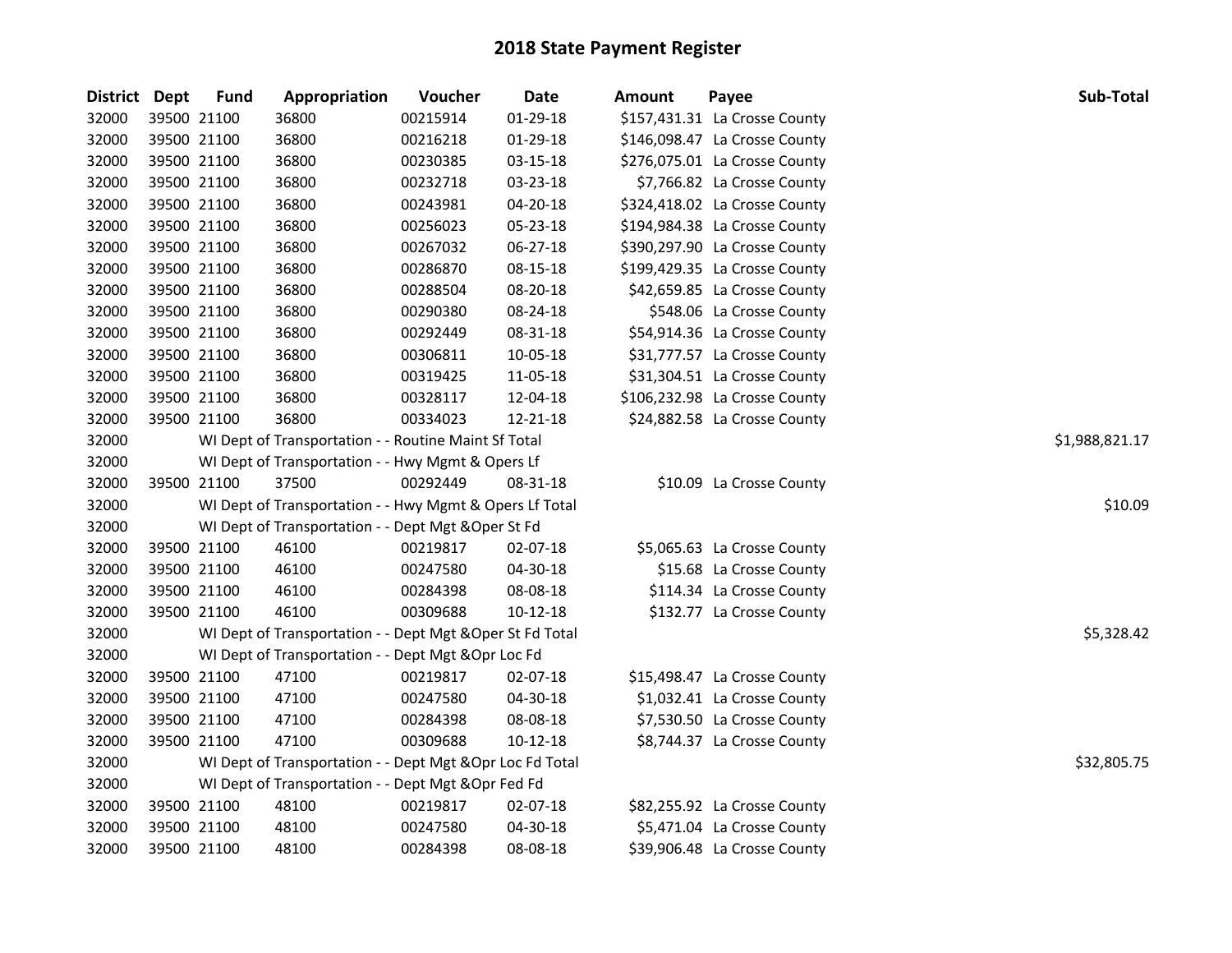# 2018 State Payment Register

| District | Dept | Fund | Appropriation | Voucher | Date | Amount | Payee | Sub-Total |
|---|---|---|---|---|---|---|---|---|
| 32000 | 39500 | 21100 | 36800 | 00215914 | 01-29-18 | $157,431.31 | La Crosse County | |
| 32000 | 39500 | 21100 | 36800 | 00216218 | 01-29-18 | $146,098.47 | La Crosse County | |
| 32000 | 39500 | 21100 | 36800 | 00230385 | 03-15-18 | $276,075.01 | La Crosse County | |
| 32000 | 39500 | 21100 | 36800 | 00232718 | 03-23-18 | $7,766.82 | La Crosse County | |
| 32000 | 39500 | 21100 | 36800 | 00243981 | 04-20-18 | $324,418.02 | La Crosse County | |
| 32000 | 39500 | 21100 | 36800 | 00256023 | 05-23-18 | $194,984.38 | La Crosse County | |
| 32000 | 39500 | 21100 | 36800 | 00267032 | 06-27-18 | $390,297.90 | La Crosse County | |
| 32000 | 39500 | 21100 | 36800 | 00286870 | 08-15-18 | $199,429.35 | La Crosse County | |
| 32000 | 39500 | 21100 | 36800 | 00288504 | 08-20-18 | $42,659.85 | La Crosse County | |
| 32000 | 39500 | 21100 | 36800 | 00290380 | 08-24-18 | $548.06 | La Crosse County | |
| 32000 | 39500 | 21100 | 36800 | 00292449 | 08-31-18 | $54,914.36 | La Crosse County | |
| 32000 | 39500 | 21100 | 36800 | 00306811 | 10-05-18 | $31,777.57 | La Crosse County | |
| 32000 | 39500 | 21100 | 36800 | 00319425 | 11-05-18 | $31,304.51 | La Crosse County | |
| 32000 | 39500 | 21100 | 36800 | 00328117 | 12-04-18 | $106,232.98 | La Crosse County | |
| 32000 | 39500 | 21100 | 36800 | 00334023 | 12-21-18 | $24,882.58 | La Crosse County | |
| 32000 | | WI Dept of Transportation - - Routine Maint Sf Total | | | | | | $1,988,821.17 |
| 32000 | | WI Dept of Transportation - - Hwy Mgmt & Opers Lf | | | | | | |
| 32000 | 39500 | 21100 | 37500 | 00292449 | 08-31-18 | $10.09 | La Crosse County | |
| 32000 | | WI Dept of Transportation - - Hwy Mgmt & Opers Lf Total | | | | | | $10.09 |
| 32000 | | WI Dept of Transportation - - Dept Mgt &Oper St Fd | | | | | | |
| 32000 | 39500 | 21100 | 46100 | 00219817 | 02-07-18 | $5,065.63 | La Crosse County | |
| 32000 | 39500 | 21100 | 46100 | 00247580 | 04-30-18 | $15.68 | La Crosse County | |
| 32000 | 39500 | 21100 | 46100 | 00284398 | 08-08-18 | $114.34 | La Crosse County | |
| 32000 | 39500 | 21100 | 46100 | 00309688 | 10-12-18 | $132.77 | La Crosse County | |
| 32000 | | WI Dept of Transportation - - Dept Mgt &Oper St Fd Total | | | | | | $5,328.42 |
| 32000 | | WI Dept of Transportation - - Dept Mgt &Opr Loc Fd | | | | | | |
| 32000 | 39500 | 21100 | 47100 | 00219817 | 02-07-18 | $15,498.47 | La Crosse County | |
| 32000 | 39500 | 21100 | 47100 | 00247580 | 04-30-18 | $1,032.41 | La Crosse County | |
| 32000 | 39500 | 21100 | 47100 | 00284398 | 08-08-18 | $7,530.50 | La Crosse County | |
| 32000 | 39500 | 21100 | 47100 | 00309688 | 10-12-18 | $8,744.37 | La Crosse County | |
| 32000 | | WI Dept of Transportation - - Dept Mgt &Opr Loc Fd Total | | | | | | $32,805.75 |
| 32000 | | WI Dept of Transportation - - Dept Mgt &Opr Fed Fd | | | | | | |
| 32000 | 39500 | 21100 | 48100 | 00219817 | 02-07-18 | $82,255.92 | La Crosse County | |
| 32000 | 39500 | 21100 | 48100 | 00247580 | 04-30-18 | $5,471.04 | La Crosse County | |
| 32000 | 39500 | 21100 | 48100 | 00284398 | 08-08-18 | $39,906.48 | La Crosse County | |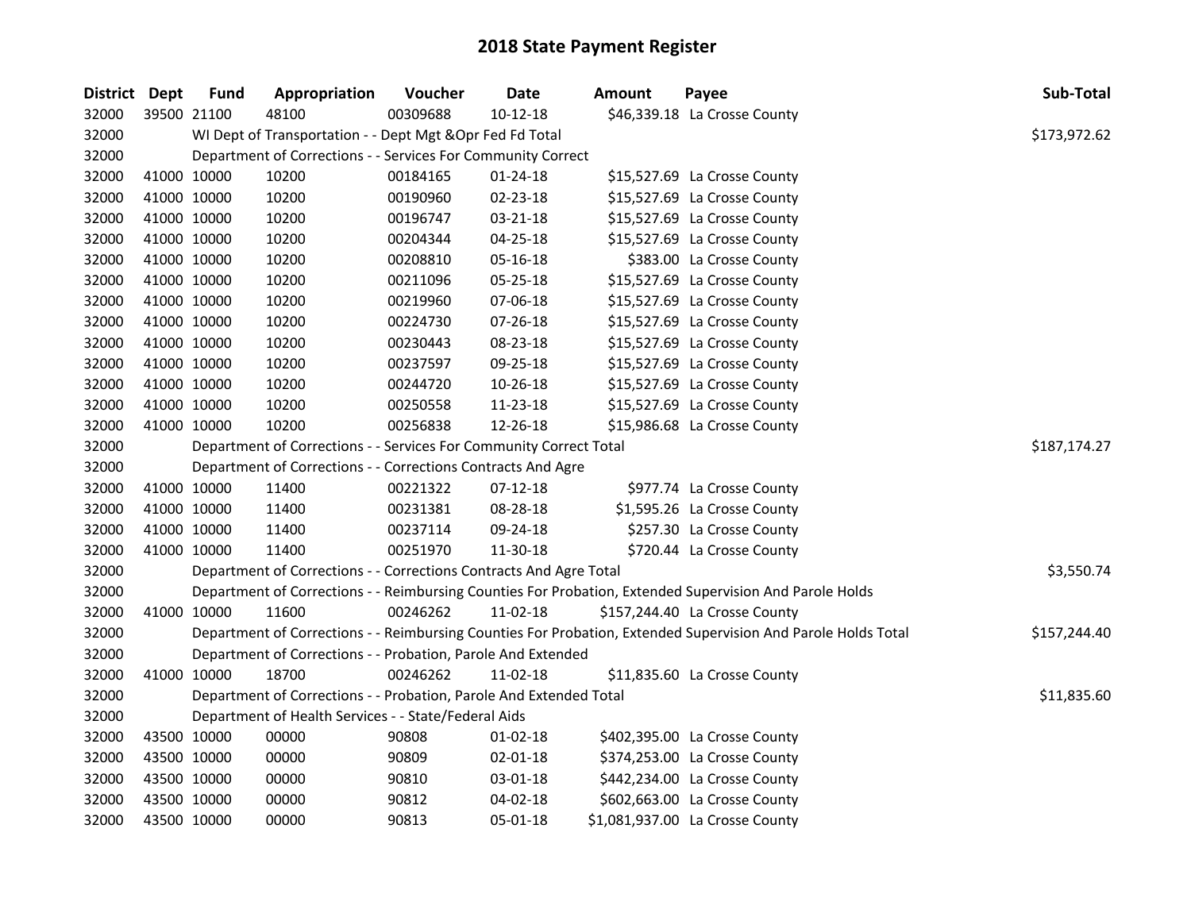# 2018 State Payment Register

| District | Dept | Fund | Appropriation | Voucher | Date | Amount | Payee | Sub-Total |
|---|---|---|---|---|---|---|---|---|
| 32000 | 39500 | 21100 | 48100 | 00309688 | 10-12-18 | $46,339.18 | La Crosse County | |
| 32000 | | | WI Dept of Transportation - - Dept Mgt &Opr Fed Fd Total | | | | | $173,972.62 |
| 32000 | | | Department of Corrections - - Services For Community Correct | | | | | |
| 32000 | 41000 | 10000 | 10200 | 00184165 | 01-24-18 | $15,527.69 | La Crosse County | |
| 32000 | 41000 | 10000 | 10200 | 00190960 | 02-23-18 | $15,527.69 | La Crosse County | |
| 32000 | 41000 | 10000 | 10200 | 00196747 | 03-21-18 | $15,527.69 | La Crosse County | |
| 32000 | 41000 | 10000 | 10200 | 00204344 | 04-25-18 | $15,527.69 | La Crosse County | |
| 32000 | 41000 | 10000 | 10200 | 00208810 | 05-16-18 | $383.00 | La Crosse County | |
| 32000 | 41000 | 10000 | 10200 | 00211096 | 05-25-18 | $15,527.69 | La Crosse County | |
| 32000 | 41000 | 10000 | 10200 | 00219960 | 07-06-18 | $15,527.69 | La Crosse County | |
| 32000 | 41000 | 10000 | 10200 | 00224730 | 07-26-18 | $15,527.69 | La Crosse County | |
| 32000 | 41000 | 10000 | 10200 | 00230443 | 08-23-18 | $15,527.69 | La Crosse County | |
| 32000 | 41000 | 10000 | 10200 | 00237597 | 09-25-18 | $15,527.69 | La Crosse County | |
| 32000 | 41000 | 10000 | 10200 | 00244720 | 10-26-18 | $15,527.69 | La Crosse County | |
| 32000 | 41000 | 10000 | 10200 | 00250558 | 11-23-18 | $15,527.69 | La Crosse County | |
| 32000 | 41000 | 10000 | 10200 | 00256838 | 12-26-18 | $15,986.68 | La Crosse County | |
| 32000 | | | Department of Corrections - - Services For Community Correct Total | | | | | $187,174.27 |
| 32000 | | | Department of Corrections - - Corrections Contracts And Agre | | | | | |
| 32000 | 41000 | 10000 | 11400 | 00221322 | 07-12-18 | $977.74 | La Crosse County | |
| 32000 | 41000 | 10000 | 11400 | 00231381 | 08-28-18 | $1,595.26 | La Crosse County | |
| 32000 | 41000 | 10000 | 11400 | 00237114 | 09-24-18 | $257.30 | La Crosse County | |
| 32000 | 41000 | 10000 | 11400 | 00251970 | 11-30-18 | $720.44 | La Crosse County | |
| 32000 | | | Department of Corrections - - Corrections Contracts And Agre Total | | | | | $3,550.74 |
| 32000 | | | Department of Corrections - - Reimbursing Counties For Probation, Extended Supervision And Parole Holds | | | | | |
| 32000 | 41000 | 10000 | 11600 | 00246262 | 11-02-18 | $157,244.40 | La Crosse County | |
| 32000 | | | Department of Corrections - - Reimbursing Counties For Probation, Extended Supervision And Parole Holds Total | | | | | $157,244.40 |
| 32000 | | | Department of Corrections - - Probation, Parole And Extended | | | | | |
| 32000 | 41000 | 10000 | 18700 | 00246262 | 11-02-18 | $11,835.60 | La Crosse County | |
| 32000 | | | Department of Corrections - - Probation, Parole And Extended Total | | | | | $11,835.60 |
| 32000 | | | Department of Health Services - - State/Federal Aids | | | | | |
| 32000 | 43500 | 10000 | 00000 | 90808 | 01-02-18 | $402,395.00 | La Crosse County | |
| 32000 | 43500 | 10000 | 00000 | 90809 | 02-01-18 | $374,253.00 | La Crosse County | |
| 32000 | 43500 | 10000 | 00000 | 90810 | 03-01-18 | $442,234.00 | La Crosse County | |
| 32000 | 43500 | 10000 | 00000 | 90812 | 04-02-18 | $602,663.00 | La Crosse County | |
| 32000 | 43500 | 10000 | 00000 | 90813 | 05-01-18 | $1,081,937.00 | La Crosse County | |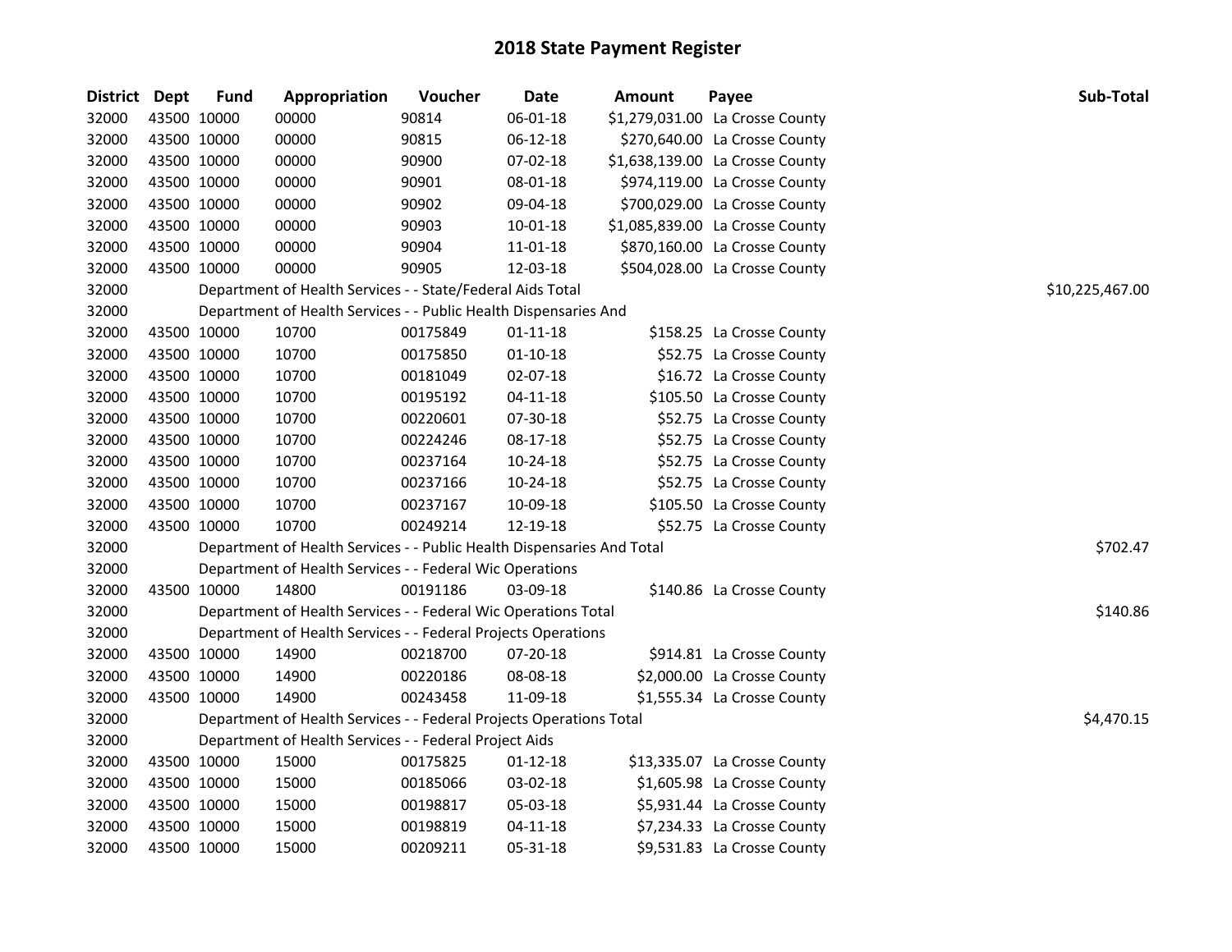# 2018 State Payment Register

| District | Dept | Fund | Appropriation | Voucher | Date | Amount | Payee | Sub-Total |
|---|---|---|---|---|---|---|---|---|
| 32000 | 43500 | 10000 | 00000 | 90814 | 06-01-18 | $1,279,031.00 | La Crosse County | |
| 32000 | 43500 | 10000 | 00000 | 90815 | 06-12-18 | $270,640.00 | La Crosse County | |
| 32000 | 43500 | 10000 | 00000 | 90900 | 07-02-18 | $1,638,139.00 | La Crosse County | |
| 32000 | 43500 | 10000 | 00000 | 90901 | 08-01-18 | $974,119.00 | La Crosse County | |
| 32000 | 43500 | 10000 | 00000 | 90902 | 09-04-18 | $700,029.00 | La Crosse County | |
| 32000 | 43500 | 10000 | 00000 | 90903 | 10-01-18 | $1,085,839.00 | La Crosse County | |
| 32000 | 43500 | 10000 | 00000 | 90904 | 11-01-18 | $870,160.00 | La Crosse County | |
| 32000 | 43500 | 10000 | 00000 | 90905 | 12-03-18 | $504,028.00 | La Crosse County | |
| 32000 | | Department of Health Services - - State/Federal Aids Total | | | | | | $10,225,467.00 |
| 32000 | | Department of Health Services - - Public Health Dispensaries And | | | | | | |
| 32000 | 43500 | 10000 | 10700 | 00175849 | 01-11-18 | $158.25 | La Crosse County | |
| 32000 | 43500 | 10000 | 10700 | 00175850 | 01-10-18 | $52.75 | La Crosse County | |
| 32000 | 43500 | 10000 | 10700 | 00181049 | 02-07-18 | $16.72 | La Crosse County | |
| 32000 | 43500 | 10000 | 10700 | 00195192 | 04-11-18 | $105.50 | La Crosse County | |
| 32000 | 43500 | 10000 | 10700 | 00220601 | 07-30-18 | $52.75 | La Crosse County | |
| 32000 | 43500 | 10000 | 10700 | 00224246 | 08-17-18 | $52.75 | La Crosse County | |
| 32000 | 43500 | 10000 | 10700 | 00237164 | 10-24-18 | $52.75 | La Crosse County | |
| 32000 | 43500 | 10000 | 10700 | 00237166 | 10-24-18 | $52.75 | La Crosse County | |
| 32000 | 43500 | 10000 | 10700 | 00237167 | 10-09-18 | $105.50 | La Crosse County | |
| 32000 | 43500 | 10000 | 10700 | 00249214 | 12-19-18 | $52.75 | La Crosse County | |
| 32000 | | Department of Health Services - - Public Health Dispensaries And Total | | | | | | $702.47 |
| 32000 | | Department of Health Services - - Federal Wic Operations | | | | | | |
| 32000 | 43500 | 10000 | 14800 | 00191186 | 03-09-18 | $140.86 | La Crosse County | |
| 32000 | | Department of Health Services - - Federal Wic Operations Total | | | | | | $140.86 |
| 32000 | | Department of Health Services - - Federal Projects Operations | | | | | | |
| 32000 | 43500 | 10000 | 14900 | 00218700 | 07-20-18 | $914.81 | La Crosse County | |
| 32000 | 43500 | 10000 | 14900 | 00220186 | 08-08-18 | $2,000.00 | La Crosse County | |
| 32000 | 43500 | 10000 | 14900 | 00243458 | 11-09-18 | $1,555.34 | La Crosse County | |
| 32000 | | Department of Health Services - - Federal Projects Operations Total | | | | | | $4,470.15 |
| 32000 | | Department of Health Services - - Federal Project Aids | | | | | | |
| 32000 | 43500 | 10000 | 15000 | 00175825 | 01-12-18 | $13,335.07 | La Crosse County | |
| 32000 | 43500 | 10000 | 15000 | 00185066 | 03-02-18 | $1,605.98 | La Crosse County | |
| 32000 | 43500 | 10000 | 15000 | 00198817 | 05-03-18 | $5,931.44 | La Crosse County | |
| 32000 | 43500 | 10000 | 15000 | 00198819 | 04-11-18 | $7,234.33 | La Crosse County | |
| 32000 | 43500 | 10000 | 15000 | 00209211 | 05-31-18 | $9,531.83 | La Crosse County | |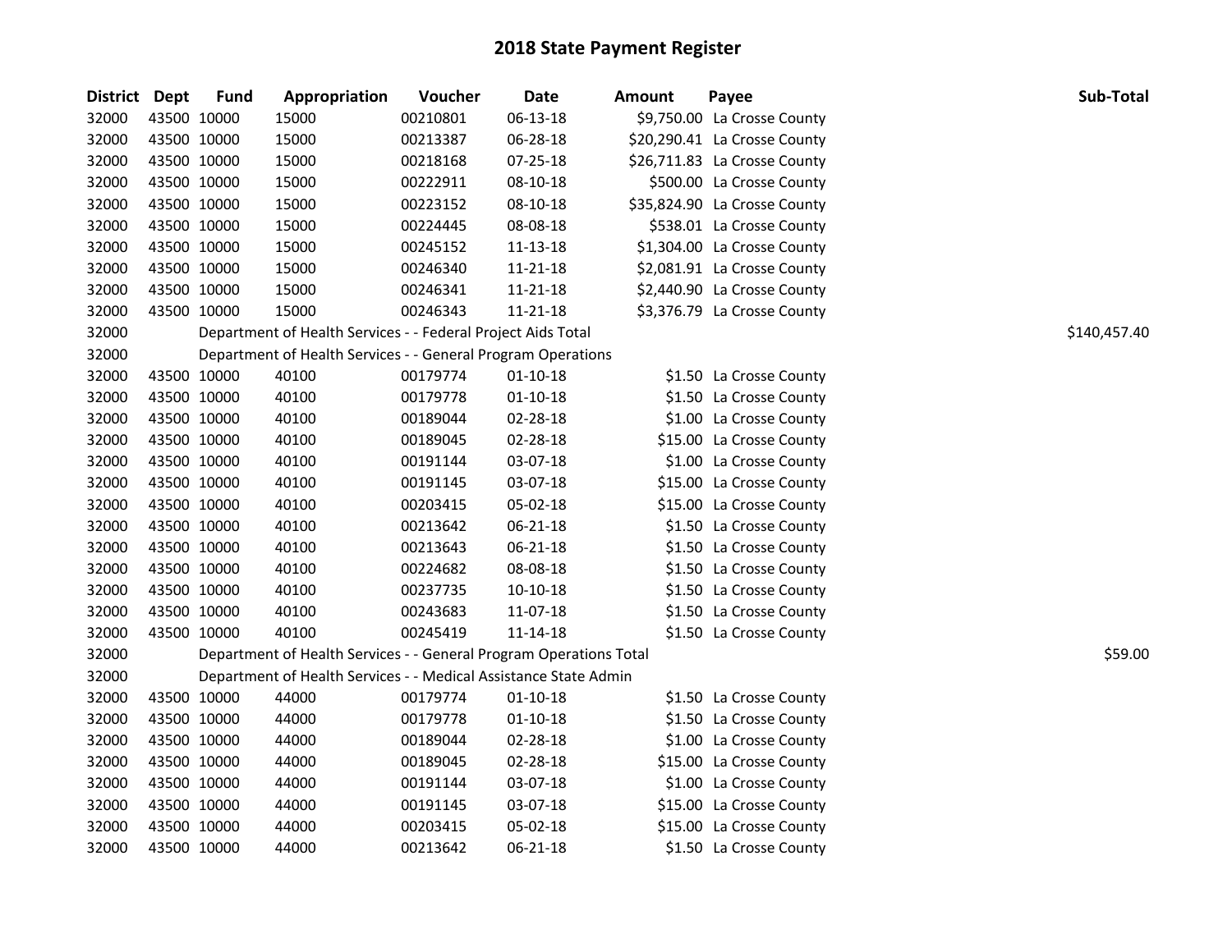# 2018 State Payment Register

| District | Dept | Fund | Appropriation | Voucher | Date | Amount | Payee | Sub-Total |
|---|---|---|---|---|---|---|---|---|
| 32000 | 43500 | 10000 | 15000 | 00210801 | 06-13-18 | $9,750.00 | La Crosse County | |
| 32000 | 43500 | 10000 | 15000 | 00213387 | 06-28-18 | $20,290.41 | La Crosse County | |
| 32000 | 43500 | 10000 | 15000 | 00218168 | 07-25-18 | $26,711.83 | La Crosse County | |
| 32000 | 43500 | 10000 | 15000 | 00222911 | 08-10-18 | $500.00 | La Crosse County | |
| 32000 | 43500 | 10000 | 15000 | 00223152 | 08-10-18 | $35,824.90 | La Crosse County | |
| 32000 | 43500 | 10000 | 15000 | 00224445 | 08-08-18 | $538.01 | La Crosse County | |
| 32000 | 43500 | 10000 | 15000 | 00245152 | 11-13-18 | $1,304.00 | La Crosse County | |
| 32000 | 43500 | 10000 | 15000 | 00246340 | 11-21-18 | $2,081.91 | La Crosse County | |
| 32000 | 43500 | 10000 | 15000 | 00246341 | 11-21-18 | $2,440.90 | La Crosse County | |
| 32000 | 43500 | 10000 | 15000 | 00246343 | 11-21-18 | $3,376.79 | La Crosse County | |
| 32000 | | Department of Health Services - - Federal Project Aids Total | | | | | | $140,457.40 |
| 32000 | | Department of Health Services - - General Program Operations | | | | | | |
| 32000 | 43500 | 10000 | 40100 | 00179774 | 01-10-18 | $1.50 | La Crosse County | |
| 32000 | 43500 | 10000 | 40100 | 00179778 | 01-10-18 | $1.50 | La Crosse County | |
| 32000 | 43500 | 10000 | 40100 | 00189044 | 02-28-18 | $1.00 | La Crosse County | |
| 32000 | 43500 | 10000 | 40100 | 00189045 | 02-28-18 | $15.00 | La Crosse County | |
| 32000 | 43500 | 10000 | 40100 | 00191144 | 03-07-18 | $1.00 | La Crosse County | |
| 32000 | 43500 | 10000 | 40100 | 00191145 | 03-07-18 | $15.00 | La Crosse County | |
| 32000 | 43500 | 10000 | 40100 | 00203415 | 05-02-18 | $15.00 | La Crosse County | |
| 32000 | 43500 | 10000 | 40100 | 00213642 | 06-21-18 | $1.50 | La Crosse County | |
| 32000 | 43500 | 10000 | 40100 | 00213643 | 06-21-18 | $1.50 | La Crosse County | |
| 32000 | 43500 | 10000 | 40100 | 00224682 | 08-08-18 | $1.50 | La Crosse County | |
| 32000 | 43500 | 10000 | 40100 | 00237735 | 10-10-18 | $1.50 | La Crosse County | |
| 32000 | 43500 | 10000 | 40100 | 00243683 | 11-07-18 | $1.50 | La Crosse County | |
| 32000 | 43500 | 10000 | 40100 | 00245419 | 11-14-18 | $1.50 | La Crosse County | |
| 32000 | | Department of Health Services - - General Program Operations Total | | | | | | $59.00 |
| 32000 | | Department of Health Services - - Medical Assistance State Admin | | | | | | |
| 32000 | 43500 | 10000 | 44000 | 00179774 | 01-10-18 | $1.50 | La Crosse County | |
| 32000 | 43500 | 10000 | 44000 | 00179778 | 01-10-18 | $1.50 | La Crosse County | |
| 32000 | 43500 | 10000 | 44000 | 00189044 | 02-28-18 | $1.00 | La Crosse County | |
| 32000 | 43500 | 10000 | 44000 | 00189045 | 02-28-18 | $15.00 | La Crosse County | |
| 32000 | 43500 | 10000 | 44000 | 00191144 | 03-07-18 | $1.00 | La Crosse County | |
| 32000 | 43500 | 10000 | 44000 | 00191145 | 03-07-18 | $15.00 | La Crosse County | |
| 32000 | 43500 | 10000 | 44000 | 00203415 | 05-02-18 | $15.00 | La Crosse County | |
| 32000 | 43500 | 10000 | 44000 | 00213642 | 06-21-18 | $1.50 | La Crosse County | |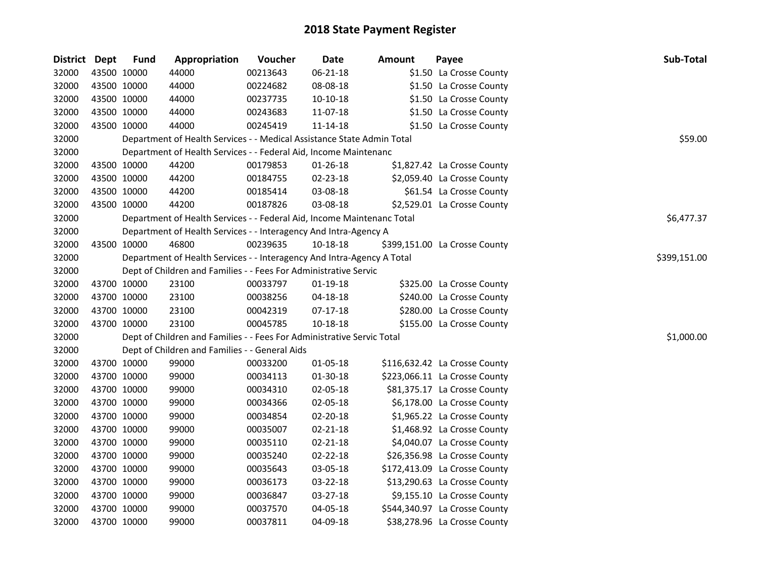# 2018 State Payment Register

| District | Dept | Fund | Appropriation | Voucher | Date | Amount | Payee | Sub-Total |
|---|---|---|---|---|---|---|---|---|
| 32000 | 43500 | 10000 | 44000 | 00213643 | 06-21-18 | $1.50 | La Crosse County | |
| 32000 | 43500 | 10000 | 44000 | 00224682 | 08-08-18 | $1.50 | La Crosse County | |
| 32000 | 43500 | 10000 | 44000 | 00237735 | 10-10-18 | $1.50 | La Crosse County | |
| 32000 | 43500 | 10000 | 44000 | 00243683 | 11-07-18 | $1.50 | La Crosse County | |
| 32000 | 43500 | 10000 | 44000 | 00245419 | 11-14-18 | $1.50 | La Crosse County | |
| 32000 | | Department of Health Services - - Medical Assistance State Admin Total | | | | | | $59.00 |
| 32000 | | Department of Health Services - - Federal Aid, Income Maintenanc | | | | | | |
| 32000 | 43500 | 10000 | 44200 | 00179853 | 01-26-18 | $1,827.42 | La Crosse County | |
| 32000 | 43500 | 10000 | 44200 | 00184755 | 02-23-18 | $2,059.40 | La Crosse County | |
| 32000 | 43500 | 10000 | 44200 | 00185414 | 03-08-18 | $61.54 | La Crosse County | |
| 32000 | 43500 | 10000 | 44200 | 00187826 | 03-08-18 | $2,529.01 | La Crosse County | |
| 32000 | | Department of Health Services - - Federal Aid, Income Maintenanc Total | | | | | | $6,477.37 |
| 32000 | | Department of Health Services - - Interagency And Intra-Agency A | | | | | | |
| 32000 | 43500 | 10000 | 46800 | 00239635 | 10-18-18 | $399,151.00 | La Crosse County | |
| 32000 | | Department of Health Services - - Interagency And Intra-Agency A Total | | | | | | $399,151.00 |
| 32000 | | Dept of Children and Families - - Fees For Administrative Servic | | | | | | |
| 32000 | 43700 | 10000 | 23100 | 00033797 | 01-19-18 | $325.00 | La Crosse County | |
| 32000 | 43700 | 10000 | 23100 | 00038256 | 04-18-18 | $240.00 | La Crosse County | |
| 32000 | 43700 | 10000 | 23100 | 00042319 | 07-17-18 | $280.00 | La Crosse County | |
| 32000 | 43700 | 10000 | 23100 | 00045785 | 10-18-18 | $155.00 | La Crosse County | |
| 32000 | | Dept of Children and Families - - Fees For Administrative Servic Total | | | | | | $1,000.00 |
| 32000 | | Dept of Children and Families - - General Aids | | | | | | |
| 32000 | 43700 | 10000 | 99000 | 00033200 | 01-05-18 | $116,632.42 | La Crosse County | |
| 32000 | 43700 | 10000 | 99000 | 00034113 | 01-30-18 | $223,066.11 | La Crosse County | |
| 32000 | 43700 | 10000 | 99000 | 00034310 | 02-05-18 | $81,375.17 | La Crosse County | |
| 32000 | 43700 | 10000 | 99000 | 00034366 | 02-05-18 | $6,178.00 | La Crosse County | |
| 32000 | 43700 | 10000 | 99000 | 00034854 | 02-20-18 | $1,965.22 | La Crosse County | |
| 32000 | 43700 | 10000 | 99000 | 00035007 | 02-21-18 | $1,468.92 | La Crosse County | |
| 32000 | 43700 | 10000 | 99000 | 00035110 | 02-21-18 | $4,040.07 | La Crosse County | |
| 32000 | 43700 | 10000 | 99000 | 00035240 | 02-22-18 | $26,356.98 | La Crosse County | |
| 32000 | 43700 | 10000 | 99000 | 00035643 | 03-05-18 | $172,413.09 | La Crosse County | |
| 32000 | 43700 | 10000 | 99000 | 00036173 | 03-22-18 | $13,290.63 | La Crosse County | |
| 32000 | 43700 | 10000 | 99000 | 00036847 | 03-27-18 | $9,155.10 | La Crosse County | |
| 32000 | 43700 | 10000 | 99000 | 00037570 | 04-05-18 | $544,340.97 | La Crosse County | |
| 32000 | 43700 | 10000 | 99000 | 00037811 | 04-09-18 | $38,278.96 | La Crosse County | |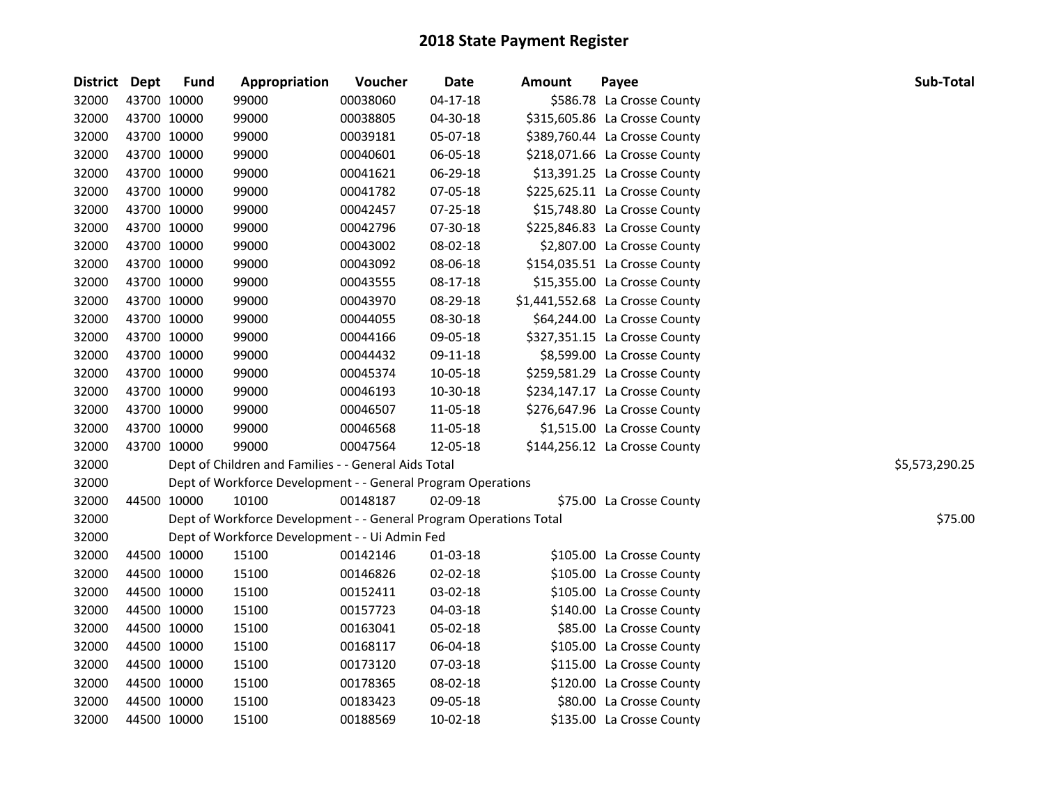# 2018 State Payment Register

| District | Dept | Fund | Appropriation | Voucher | Date | Amount | Payee | Sub-Total |
|---|---|---|---|---|---|---|---|---|
| 32000 | 43700 | 10000 | 99000 | 00038060 | 04-17-18 | $586.78 | La Crosse County | |
| 32000 | 43700 | 10000 | 99000 | 00038805 | 04-30-18 | $315,605.86 | La Crosse County | |
| 32000 | 43700 | 10000 | 99000 | 00039181 | 05-07-18 | $389,760.44 | La Crosse County | |
| 32000 | 43700 | 10000 | 99000 | 00040601 | 06-05-18 | $218,071.66 | La Crosse County | |
| 32000 | 43700 | 10000 | 99000 | 00041621 | 06-29-18 | $13,391.25 | La Crosse County | |
| 32000 | 43700 | 10000 | 99000 | 00041782 | 07-05-18 | $225,625.11 | La Crosse County | |
| 32000 | 43700 | 10000 | 99000 | 00042457 | 07-25-18 | $15,748.80 | La Crosse County | |
| 32000 | 43700 | 10000 | 99000 | 00042796 | 07-30-18 | $225,846.83 | La Crosse County | |
| 32000 | 43700 | 10000 | 99000 | 00043002 | 08-02-18 | $2,807.00 | La Crosse County | |
| 32000 | 43700 | 10000 | 99000 | 00043092 | 08-06-18 | $154,035.51 | La Crosse County | |
| 32000 | 43700 | 10000 | 99000 | 00043555 | 08-17-18 | $15,355.00 | La Crosse County | |
| 32000 | 43700 | 10000 | 99000 | 00043970 | 08-29-18 | $1,441,552.68 | La Crosse County | |
| 32000 | 43700 | 10000 | 99000 | 00044055 | 08-30-18 | $64,244.00 | La Crosse County | |
| 32000 | 43700 | 10000 | 99000 | 00044166 | 09-05-18 | $327,351.15 | La Crosse County | |
| 32000 | 43700 | 10000 | 99000 | 00044432 | 09-11-18 | $8,599.00 | La Crosse County | |
| 32000 | 43700 | 10000 | 99000 | 00045374 | 10-05-18 | $259,581.29 | La Crosse County | |
| 32000 | 43700 | 10000 | 99000 | 00046193 | 10-30-18 | $234,147.17 | La Crosse County | |
| 32000 | 43700 | 10000 | 99000 | 00046507 | 11-05-18 | $276,647.96 | La Crosse County | |
| 32000 | 43700 | 10000 | 99000 | 00046568 | 11-05-18 | $1,515.00 | La Crosse County | |
| 32000 | 43700 | 10000 | 99000 | 00047564 | 12-05-18 | $144,256.12 | La Crosse County | |
| 32000 | | | Dept of Children and Families - - General Aids Total | | | | | $5,573,290.25 |
| 32000 | | | Dept of Workforce Development - - General Program Operations | | | | | |
| 32000 | 44500 | 10000 | 10100 | 00148187 | 02-09-18 | $75.00 | La Crosse County | |
| 32000 | | | Dept of Workforce Development - - General Program Operations Total | | | | | $75.00 |
| 32000 | | | Dept of Workforce Development - - Ui Admin Fed | | | | | |
| 32000 | 44500 | 10000 | 15100 | 00142146 | 01-03-18 | $105.00 | La Crosse County | |
| 32000 | 44500 | 10000 | 15100 | 00146826 | 02-02-18 | $105.00 | La Crosse County | |
| 32000 | 44500 | 10000 | 15100 | 00152411 | 03-02-18 | $105.00 | La Crosse County | |
| 32000 | 44500 | 10000 | 15100 | 00157723 | 04-03-18 | $140.00 | La Crosse County | |
| 32000 | 44500 | 10000 | 15100 | 00163041 | 05-02-18 | $85.00 | La Crosse County | |
| 32000 | 44500 | 10000 | 15100 | 00168117 | 06-04-18 | $105.00 | La Crosse County | |
| 32000 | 44500 | 10000 | 15100 | 00173120 | 07-03-18 | $115.00 | La Crosse County | |
| 32000 | 44500 | 10000 | 15100 | 00178365 | 08-02-18 | $120.00 | La Crosse County | |
| 32000 | 44500 | 10000 | 15100 | 00183423 | 09-05-18 | $80.00 | La Crosse County | |
| 32000 | 44500 | 10000 | 15100 | 00188569 | 10-02-18 | $135.00 | La Crosse County | |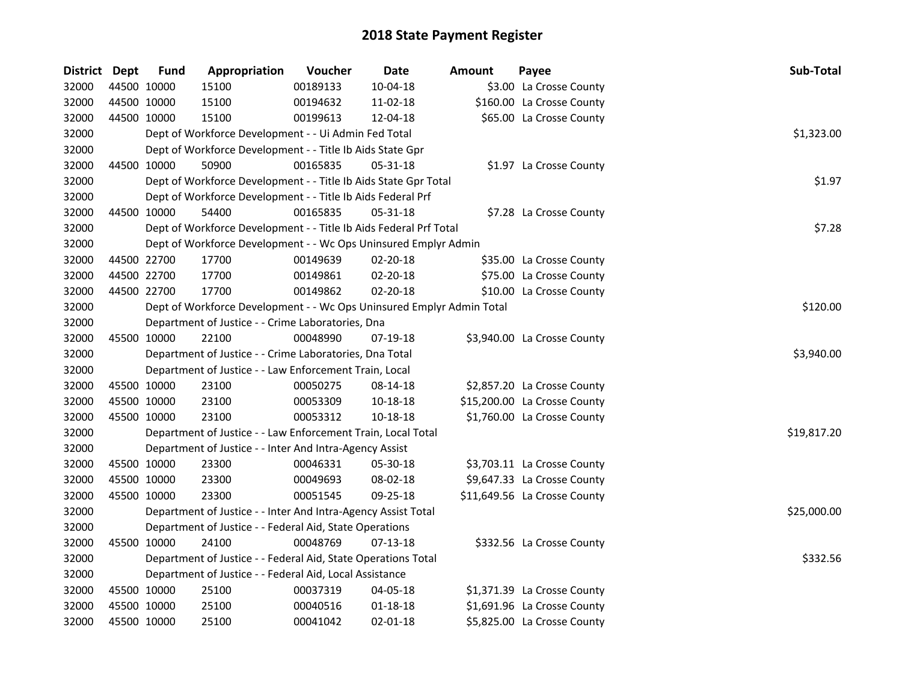# 2018 State Payment Register

| District | Dept | Fund | Appropriation | Voucher | Date | Amount | Payee | Sub-Total |
|---|---|---|---|---|---|---|---|---|
| 32000 | 44500 | 10000 | 15100 | 00189133 | 10-04-18 | $3.00 | La Crosse County | |
| 32000 | 44500 | 10000 | 15100 | 00194632 | 11-02-18 | $160.00 | La Crosse County | |
| 32000 | 44500 | 10000 | 15100 | 00199613 | 12-04-18 | $65.00 | La Crosse County | |
| 32000 | | | Dept of Workforce Development - - Ui Admin Fed Total | | | | | $1,323.00 |
| 32000 | | | Dept of Workforce Development - - Title Ib Aids State Gpr | | | | | |
| 32000 | 44500 | 10000 | 50900 | 00165835 | 05-31-18 | $1.97 | La Crosse County | |
| 32000 | | | Dept of Workforce Development - - Title Ib Aids State Gpr Total | | | | | $1.97 |
| 32000 | | | Dept of Workforce Development - - Title Ib Aids Federal Prf | | | | | |
| 32000 | 44500 | 10000 | 54400 | 00165835 | 05-31-18 | $7.28 | La Crosse County | |
| 32000 | | | Dept of Workforce Development - - Title Ib Aids Federal Prf Total | | | | | $7.28 |
| 32000 | | | Dept of Workforce Development - - Wc Ops Uninsured Emplyr Admin | | | | | |
| 32000 | 44500 | 22700 | 17700 | 00149639 | 02-20-18 | $35.00 | La Crosse County | |
| 32000 | 44500 | 22700 | 17700 | 00149861 | 02-20-18 | $75.00 | La Crosse County | |
| 32000 | 44500 | 22700 | 17700 | 00149862 | 02-20-18 | $10.00 | La Crosse County | |
| 32000 | | | Dept of Workforce Development - - Wc Ops Uninsured Emplyr Admin Total | | | | | $120.00 |
| 32000 | | | Department of Justice - - Crime Laboratories, Dna | | | | | |
| 32000 | 45500 | 10000 | 22100 | 00048990 | 07-19-18 | $3,940.00 | La Crosse County | |
| 32000 | | | Department of Justice - - Crime Laboratories, Dna Total | | | | | $3,940.00 |
| 32000 | | | Department of Justice - - Law Enforcement Train, Local | | | | | |
| 32000 | 45500 | 10000 | 23100 | 00050275 | 08-14-18 | $2,857.20 | La Crosse County | |
| 32000 | 45500 | 10000 | 23100 | 00053309 | 10-18-18 | $15,200.00 | La Crosse County | |
| 32000 | 45500 | 10000 | 23100 | 00053312 | 10-18-18 | $1,760.00 | La Crosse County | |
| 32000 | | | Department of Justice - - Law Enforcement Train, Local Total | | | | | $19,817.20 |
| 32000 | | | Department of Justice - - Inter And Intra-Agency Assist | | | | | |
| 32000 | 45500 | 10000 | 23300 | 00046331 | 05-30-18 | $3,703.11 | La Crosse County | |
| 32000 | 45500 | 10000 | 23300 | 00049693 | 08-02-18 | $9,647.33 | La Crosse County | |
| 32000 | 45500 | 10000 | 23300 | 00051545 | 09-25-18 | $11,649.56 | La Crosse County | |
| 32000 | | | Department of Justice - - Inter And Intra-Agency Assist Total | | | | | $25,000.00 |
| 32000 | | | Department of Justice - - Federal Aid, State Operations | | | | | |
| 32000 | 45500 | 10000 | 24100 | 00048769 | 07-13-18 | $332.56 | La Crosse County | |
| 32000 | | | Department of Justice - - Federal Aid, State Operations Total | | | | | $332.56 |
| 32000 | | | Department of Justice - - Federal Aid, Local Assistance | | | | | |
| 32000 | 45500 | 10000 | 25100 | 00037319 | 04-05-18 | $1,371.39 | La Crosse County | |
| 32000 | 45500 | 10000 | 25100 | 00040516 | 01-18-18 | $1,691.96 | La Crosse County | |
| 32000 | 45500 | 10000 | 25100 | 00041042 | 02-01-18 | $5,825.00 | La Crosse County | |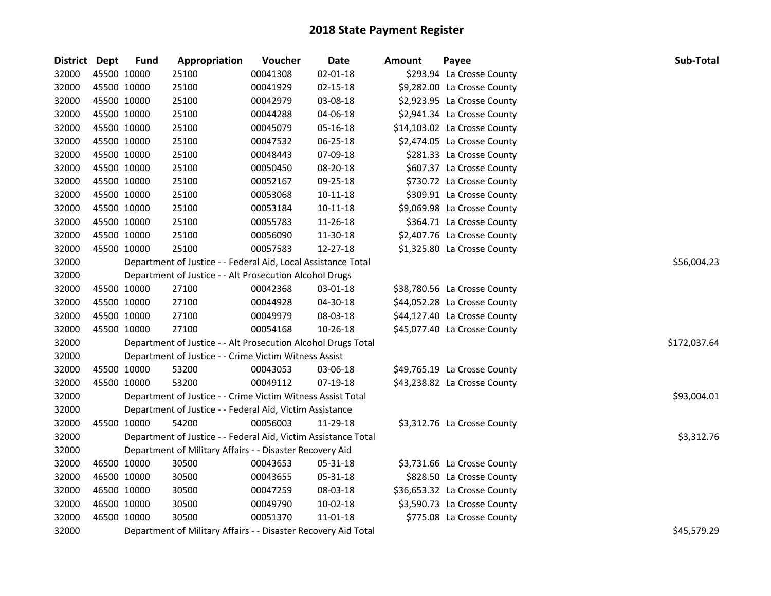# 2018 State Payment Register

| District | Dept | Fund | Appropriation | Voucher | Date | Amount | Payee | Sub-Total |
|---|---|---|---|---|---|---|---|---|
| 32000 | 45500 | 10000 | 25100 | 00041308 | 02-01-18 | $293.94 | La Crosse County | |
| 32000 | 45500 | 10000 | 25100 | 00041929 | 02-15-18 | $9,282.00 | La Crosse County | |
| 32000 | 45500 | 10000 | 25100 | 00042979 | 03-08-18 | $2,923.95 | La Crosse County | |
| 32000 | 45500 | 10000 | 25100 | 00044288 | 04-06-18 | $2,941.34 | La Crosse County | |
| 32000 | 45500 | 10000 | 25100 | 00045079 | 05-16-18 | $14,103.02 | La Crosse County | |
| 32000 | 45500 | 10000 | 25100 | 00047532 | 06-25-18 | $2,474.05 | La Crosse County | |
| 32000 | 45500 | 10000 | 25100 | 00048443 | 07-09-18 | $281.33 | La Crosse County | |
| 32000 | 45500 | 10000 | 25100 | 00050450 | 08-20-18 | $607.37 | La Crosse County | |
| 32000 | 45500 | 10000 | 25100 | 00052167 | 09-25-18 | $730.72 | La Crosse County | |
| 32000 | 45500 | 10000 | 25100 | 00053068 | 10-11-18 | $309.91 | La Crosse County | |
| 32000 | 45500 | 10000 | 25100 | 00053184 | 10-11-18 | $9,069.98 | La Crosse County | |
| 32000 | 45500 | 10000 | 25100 | 00055783 | 11-26-18 | $364.71 | La Crosse County | |
| 32000 | 45500 | 10000 | 25100 | 00056090 | 11-30-18 | $2,407.76 | La Crosse County | |
| 32000 | 45500 | 10000 | 25100 | 00057583 | 12-27-18 | $1,325.80 | La Crosse County | |
| 32000 | | | Department of Justice - - Federal Aid, Local Assistance Total | | | | | $56,004.23 |
| 32000 | | | Department of Justice - - Alt Prosecution Alcohol Drugs | | | | | |
| 32000 | 45500 | 10000 | 27100 | 00042368 | 03-01-18 | $38,780.56 | La Crosse County | |
| 32000 | 45500 | 10000 | 27100 | 00044928 | 04-30-18 | $44,052.28 | La Crosse County | |
| 32000 | 45500 | 10000 | 27100 | 00049979 | 08-03-18 | $44,127.40 | La Crosse County | |
| 32000 | 45500 | 10000 | 27100 | 00054168 | 10-26-18 | $45,077.40 | La Crosse County | |
| 32000 | | | Department of Justice - - Alt Prosecution Alcohol Drugs Total | | | | | $172,037.64 |
| 32000 | | | Department of Justice - - Crime Victim Witness Assist | | | | | |
| 32000 | 45500 | 10000 | 53200 | 00043053 | 03-06-18 | $49,765.19 | La Crosse County | |
| 32000 | 45500 | 10000 | 53200 | 00049112 | 07-19-18 | $43,238.82 | La Crosse County | |
| 32000 | | | Department of Justice - - Crime Victim Witness Assist Total | | | | | $93,004.01 |
| 32000 | | | Department of Justice - - Federal Aid, Victim Assistance | | | | | |
| 32000 | 45500 | 10000 | 54200 | 00056003 | 11-29-18 | $3,312.76 | La Crosse County | |
| 32000 | | | Department of Justice - - Federal Aid, Victim Assistance Total | | | | | $3,312.76 |
| 32000 | | | Department of Military Affairs - - Disaster Recovery Aid | | | | | |
| 32000 | 46500 | 10000 | 30500 | 00043653 | 05-31-18 | $3,731.66 | La Crosse County | |
| 32000 | 46500 | 10000 | 30500 | 00043655 | 05-31-18 | $828.50 | La Crosse County | |
| 32000 | 46500 | 10000 | 30500 | 00047259 | 08-03-18 | $36,653.32 | La Crosse County | |
| 32000 | 46500 | 10000 | 30500 | 00049790 | 10-02-18 | $3,590.73 | La Crosse County | |
| 32000 | 46500 | 10000 | 30500 | 00051370 | 11-01-18 | $775.08 | La Crosse County | |
| 32000 | | | Department of Military Affairs - - Disaster Recovery Aid Total | | | | | $45,579.29 |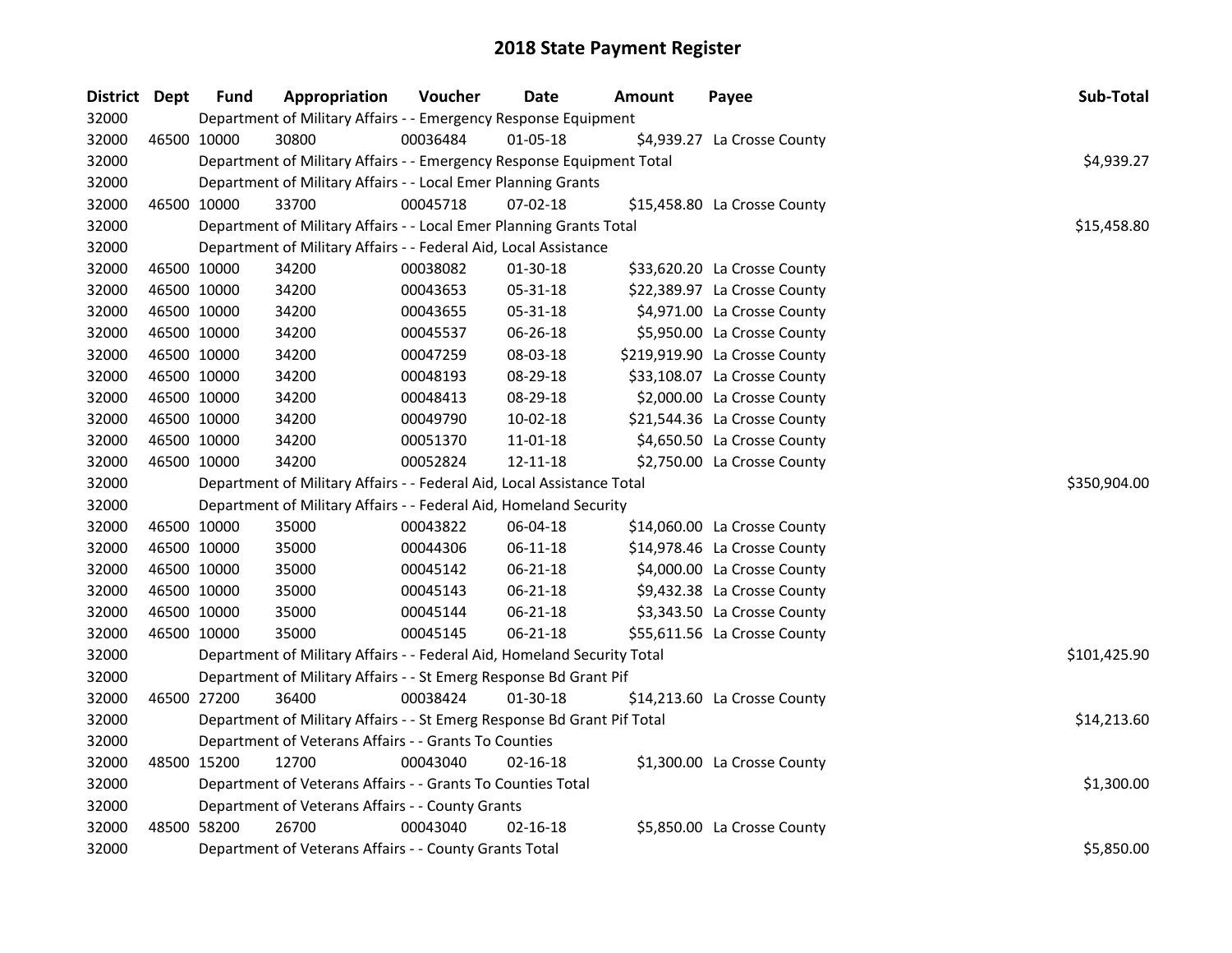# 2018 State Payment Register

| District | Dept | Fund | Appropriation | Voucher | Date | Amount | Payee | Sub-Total |
|---|---|---|---|---|---|---|---|---|
| 32000 | | Department of Military Affairs - - Emergency Response Equipment | | | | | | |
| 32000 | 46500 | 10000 | 30800 | 00036484 | 01-05-18 | $4,939.27 | La Crosse County | |
| 32000 | | Department of Military Affairs - - Emergency Response Equipment Total | | | | | | $4,939.27 |
| 32000 | | Department of Military Affairs - - Local Emer Planning Grants | | | | | | |
| 32000 | 46500 | 10000 | 33700 | 00045718 | 07-02-18 | $15,458.80 | La Crosse County | |
| 32000 | | Department of Military Affairs - - Local Emer Planning Grants Total | | | | | | $15,458.80 |
| 32000 | | Department of Military Affairs - - Federal Aid, Local Assistance | | | | | | |
| 32000 | 46500 | 10000 | 34200 | 00038082 | 01-30-18 | $33,620.20 | La Crosse County | |
| 32000 | 46500 | 10000 | 34200 | 00043653 | 05-31-18 | $22,389.97 | La Crosse County | |
| 32000 | 46500 | 10000 | 34200 | 00043655 | 05-31-18 | $4,971.00 | La Crosse County | |
| 32000 | 46500 | 10000 | 34200 | 00045537 | 06-26-18 | $5,950.00 | La Crosse County | |
| 32000 | 46500 | 10000 | 34200 | 00047259 | 08-03-18 | $219,919.90 | La Crosse County | |
| 32000 | 46500 | 10000 | 34200 | 00048193 | 08-29-18 | $33,108.07 | La Crosse County | |
| 32000 | 46500 | 10000 | 34200 | 00048413 | 08-29-18 | $2,000.00 | La Crosse County | |
| 32000 | 46500 | 10000 | 34200 | 00049790 | 10-02-18 | $21,544.36 | La Crosse County | |
| 32000 | 46500 | 10000 | 34200 | 00051370 | 11-01-18 | $4,650.50 | La Crosse County | |
| 32000 | 46500 | 10000 | 34200 | 00052824 | 12-11-18 | $2,750.00 | La Crosse County | |
| 32000 | | Department of Military Affairs - - Federal Aid, Local Assistance Total | | | | | | $350,904.00 |
| 32000 | | Department of Military Affairs - - Federal Aid, Homeland Security | | | | | | |
| 32000 | 46500 | 10000 | 35000 | 00043822 | 06-04-18 | $14,060.00 | La Crosse County | |
| 32000 | 46500 | 10000 | 35000 | 00044306 | 06-11-18 | $14,978.46 | La Crosse County | |
| 32000 | 46500 | 10000 | 35000 | 00045142 | 06-21-18 | $4,000.00 | La Crosse County | |
| 32000 | 46500 | 10000 | 35000 | 00045143 | 06-21-18 | $9,432.38 | La Crosse County | |
| 32000 | 46500 | 10000 | 35000 | 00045144 | 06-21-18 | $3,343.50 | La Crosse County | |
| 32000 | 46500 | 10000 | 35000 | 00045145 | 06-21-18 | $55,611.56 | La Crosse County | |
| 32000 | | Department of Military Affairs - - Federal Aid, Homeland Security Total | | | | | | $101,425.90 |
| 32000 | | Department of Military Affairs - - St Emerg Response Bd Grant Pif | | | | | | |
| 32000 | 46500 | 27200 | 36400 | 00038424 | 01-30-18 | $14,213.60 | La Crosse County | |
| 32000 | | Department of Military Affairs - - St Emerg Response Bd Grant Pif Total | | | | | | $14,213.60 |
| 32000 | | Department of Veterans Affairs - - Grants To Counties | | | | | | |
| 32000 | 48500 | 15200 | 12700 | 00043040 | 02-16-18 | $1,300.00 | La Crosse County | |
| 32000 | | Department of Veterans Affairs - - Grants To Counties Total | | | | | | $1,300.00 |
| 32000 | | Department of Veterans Affairs - - County Grants | | | | | | |
| 32000 | 48500 | 58200 | 26700 | 00043040 | 02-16-18 | $5,850.00 | La Crosse County | |
| 32000 | | Department of Veterans Affairs - - County Grants Total | | | | | | $5,850.00 |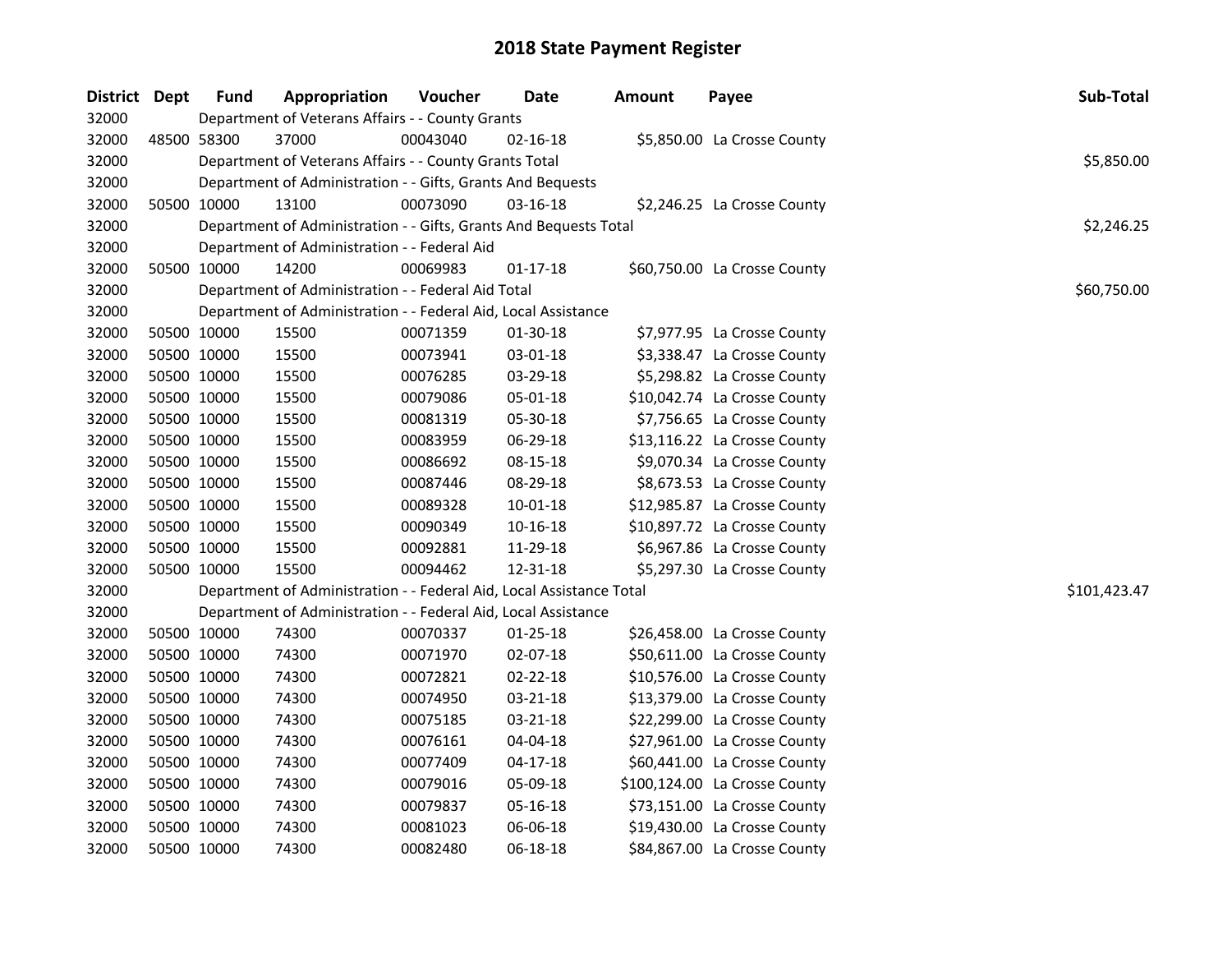# 2018 State Payment Register

| District | Dept | Fund | Appropriation | Voucher | Date | Amount | Payee | Sub-Total |
|---|---|---|---|---|---|---|---|---|
| 32000 | | Department of Veterans Affairs - - County Grants | | | | | | |
| 32000 | 48500 | 58300 | 37000 | 00043040 | 02-16-18 | $5,850.00 | La Crosse County | |
| 32000 | | Department of Veterans Affairs - - County Grants Total | | | | | | $5,850.00 |
| 32000 | | Department of Administration - - Gifts, Grants And Bequests | | | | | | |
| 32000 | 50500 | 10000 | 13100 | 00073090 | 03-16-18 | $2,246.25 | La Crosse County | |
| 32000 | | Department of Administration - - Gifts, Grants And Bequests Total | | | | | | $2,246.25 |
| 32000 | | Department of Administration - - Federal Aid | | | | | | |
| 32000 | 50500 | 10000 | 14200 | 00069983 | 01-17-18 | $60,750.00 | La Crosse County | |
| 32000 | | Department of Administration - - Federal Aid Total | | | | | | $60,750.00 |
| 32000 | | Department of Administration - - Federal Aid, Local Assistance | | | | | | |
| 32000 | 50500 | 10000 | 15500 | 00071359 | 01-30-18 | $7,977.95 | La Crosse County | |
| 32000 | 50500 | 10000 | 15500 | 00073941 | 03-01-18 | $3,338.47 | La Crosse County | |
| 32000 | 50500 | 10000 | 15500 | 00076285 | 03-29-18 | $5,298.82 | La Crosse County | |
| 32000 | 50500 | 10000 | 15500 | 00079086 | 05-01-18 | $10,042.74 | La Crosse County | |
| 32000 | 50500 | 10000 | 15500 | 00081319 | 05-30-18 | $7,756.65 | La Crosse County | |
| 32000 | 50500 | 10000 | 15500 | 00083959 | 06-29-18 | $13,116.22 | La Crosse County | |
| 32000 | 50500 | 10000 | 15500 | 00086692 | 08-15-18 | $9,070.34 | La Crosse County | |
| 32000 | 50500 | 10000 | 15500 | 00087446 | 08-29-18 | $8,673.53 | La Crosse County | |
| 32000 | 50500 | 10000 | 15500 | 00089328 | 10-01-18 | $12,985.87 | La Crosse County | |
| 32000 | 50500 | 10000 | 15500 | 00090349 | 10-16-18 | $10,897.72 | La Crosse County | |
| 32000 | 50500 | 10000 | 15500 | 00092881 | 11-29-18 | $6,967.86 | La Crosse County | |
| 32000 | 50500 | 10000 | 15500 | 00094462 | 12-31-18 | $5,297.30 | La Crosse County | |
| 32000 | | Department of Administration - - Federal Aid, Local Assistance Total | | | | | | $101,423.47 |
| 32000 | | Department of Administration - - Federal Aid, Local Assistance | | | | | | |
| 32000 | 50500 | 10000 | 74300 | 00070337 | 01-25-18 | $26,458.00 | La Crosse County | |
| 32000 | 50500 | 10000 | 74300 | 00071970 | 02-07-18 | $50,611.00 | La Crosse County | |
| 32000 | 50500 | 10000 | 74300 | 00072821 | 02-22-18 | $10,576.00 | La Crosse County | |
| 32000 | 50500 | 10000 | 74300 | 00074950 | 03-21-18 | $13,379.00 | La Crosse County | |
| 32000 | 50500 | 10000 | 74300 | 00075185 | 03-21-18 | $22,299.00 | La Crosse County | |
| 32000 | 50500 | 10000 | 74300 | 00076161 | 04-04-18 | $27,961.00 | La Crosse County | |
| 32000 | 50500 | 10000 | 74300 | 00077409 | 04-17-18 | $60,441.00 | La Crosse County | |
| 32000 | 50500 | 10000 | 74300 | 00079016 | 05-09-18 | $100,124.00 | La Crosse County | |
| 32000 | 50500 | 10000 | 74300 | 00079837 | 05-16-18 | $73,151.00 | La Crosse County | |
| 32000 | 50500 | 10000 | 74300 | 00081023 | 06-06-18 | $19,430.00 | La Crosse County | |
| 32000 | 50500 | 10000 | 74300 | 00082480 | 06-18-18 | $84,867.00 | La Crosse County | |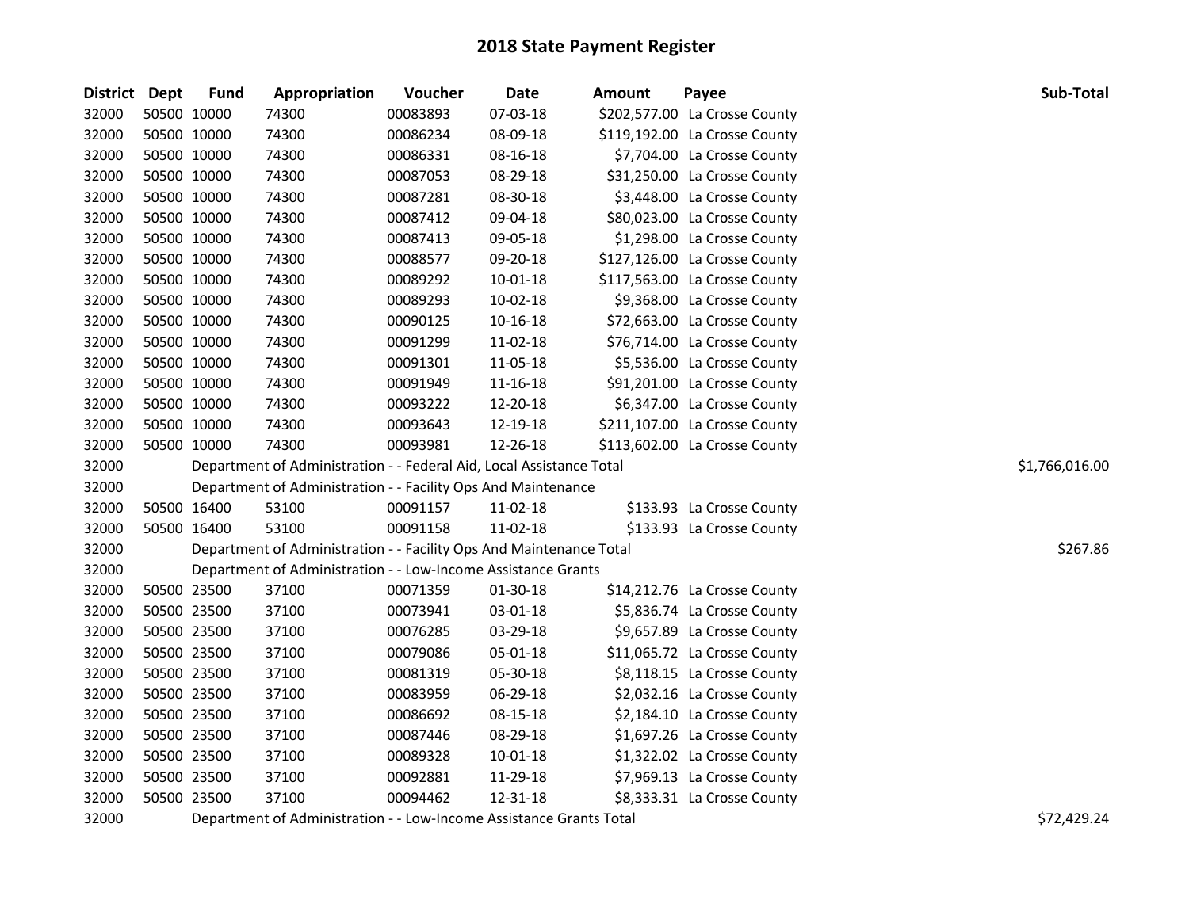# 2018 State Payment Register

| District | Dept | Fund | Appropriation | Voucher | Date | Amount | Payee | Sub-Total |
|---|---|---|---|---|---|---|---|---|
| 32000 | 50500 | 10000 | 74300 | 00083893 | 07-03-18 | $202,577.00 | La Crosse County | |
| 32000 | 50500 | 10000 | 74300 | 00086234 | 08-09-18 | $119,192.00 | La Crosse County | |
| 32000 | 50500 | 10000 | 74300 | 00086331 | 08-16-18 | $7,704.00 | La Crosse County | |
| 32000 | 50500 | 10000 | 74300 | 00087053 | 08-29-18 | $31,250.00 | La Crosse County | |
| 32000 | 50500 | 10000 | 74300 | 00087281 | 08-30-18 | $3,448.00 | La Crosse County | |
| 32000 | 50500 | 10000 | 74300 | 00087412 | 09-04-18 | $80,023.00 | La Crosse County | |
| 32000 | 50500 | 10000 | 74300 | 00087413 | 09-05-18 | $1,298.00 | La Crosse County | |
| 32000 | 50500 | 10000 | 74300 | 00088577 | 09-20-18 | $127,126.00 | La Crosse County | |
| 32000 | 50500 | 10000 | 74300 | 00089292 | 10-01-18 | $117,563.00 | La Crosse County | |
| 32000 | 50500 | 10000 | 74300 | 00089293 | 10-02-18 | $9,368.00 | La Crosse County | |
| 32000 | 50500 | 10000 | 74300 | 00090125 | 10-16-18 | $72,663.00 | La Crosse County | |
| 32000 | 50500 | 10000 | 74300 | 00091299 | 11-02-18 | $76,714.00 | La Crosse County | |
| 32000 | 50500 | 10000 | 74300 | 00091301 | 11-05-18 | $5,536.00 | La Crosse County | |
| 32000 | 50500 | 10000 | 74300 | 00091949 | 11-16-18 | $91,201.00 | La Crosse County | |
| 32000 | 50500 | 10000 | 74300 | 00093222 | 12-20-18 | $6,347.00 | La Crosse County | |
| 32000 | 50500 | 10000 | 74300 | 00093643 | 12-19-18 | $211,107.00 | La Crosse County | |
| 32000 | 50500 | 10000 | 74300 | 00093981 | 12-26-18 | $113,602.00 | La Crosse County | |
| 32000 | | | Department of Administration - - Federal Aid, Local Assistance Total | | | | | $1,766,016.00 |
| 32000 | | | Department of Administration - - Facility Ops And Maintenance | | | | | |
| 32000 | 50500 | 16400 | 53100 | 00091157 | 11-02-18 | $133.93 | La Crosse County | |
| 32000 | 50500 | 16400 | 53100 | 00091158 | 11-02-18 | $133.93 | La Crosse County | |
| 32000 | | | Department of Administration - - Facility Ops And Maintenance Total | | | | | $267.86 |
| 32000 | | | Department of Administration - - Low-Income Assistance Grants | | | | | |
| 32000 | 50500 | 23500 | 37100 | 00071359 | 01-30-18 | $14,212.76 | La Crosse County | |
| 32000 | 50500 | 23500 | 37100 | 00073941 | 03-01-18 | $5,836.74 | La Crosse County | |
| 32000 | 50500 | 23500 | 37100 | 00076285 | 03-29-18 | $9,657.89 | La Crosse County | |
| 32000 | 50500 | 23500 | 37100 | 00079086 | 05-01-18 | $11,065.72 | La Crosse County | |
| 32000 | 50500 | 23500 | 37100 | 00081319 | 05-30-18 | $8,118.15 | La Crosse County | |
| 32000 | 50500 | 23500 | 37100 | 00083959 | 06-29-18 | $2,032.16 | La Crosse County | |
| 32000 | 50500 | 23500 | 37100 | 00086692 | 08-15-18 | $2,184.10 | La Crosse County | |
| 32000 | 50500 | 23500 | 37100 | 00087446 | 08-29-18 | $1,697.26 | La Crosse County | |
| 32000 | 50500 | 23500 | 37100 | 00089328 | 10-01-18 | $1,322.02 | La Crosse County | |
| 32000 | 50500 | 23500 | 37100 | 00092881 | 11-29-18 | $7,969.13 | La Crosse County | |
| 32000 | 50500 | 23500 | 37100 | 00094462 | 12-31-18 | $8,333.31 | La Crosse County | |
| 32000 | | | Department of Administration - - Low-Income Assistance Grants Total | | | | | $72,429.24 |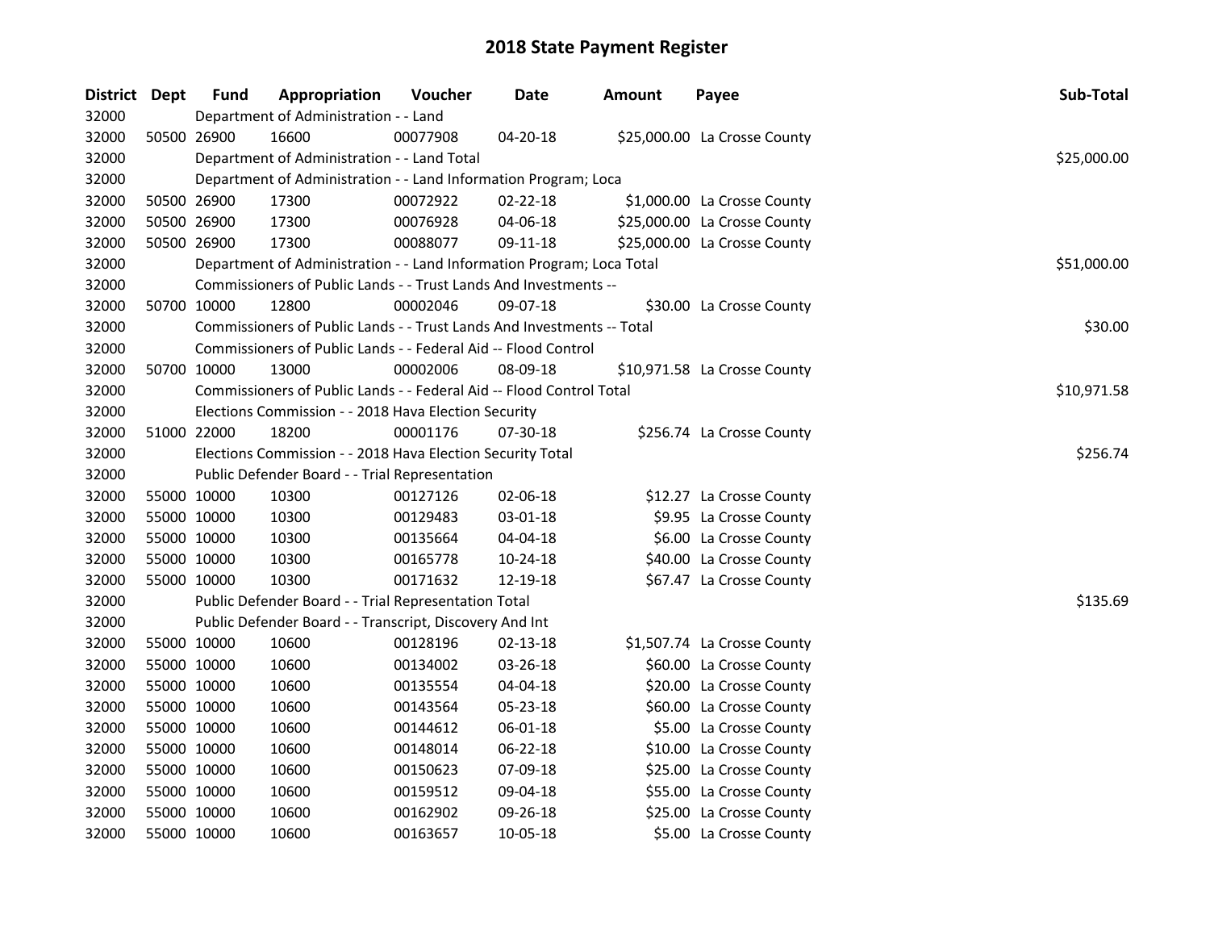# 2018 State Payment Register

| District | Dept | Fund | Appropriation | Voucher | Date | Amount | Payee | Sub-Total |
|---|---|---|---|---|---|---|---|---|
| 32000 | | Department of Administration - - Land | | | | | | |
| 32000 | 50500 | 26900 | 16600 | 00077908 | 04-20-18 | $25,000.00 | La Crosse County | |
| 32000 | | Department of Administration - - Land Total | | | | | | $25,000.00 |
| 32000 | | Department of Administration - - Land Information Program; Loca | | | | | | |
| 32000 | 50500 | 26900 | 17300 | 00072922 | 02-22-18 | $1,000.00 | La Crosse County | |
| 32000 | 50500 | 26900 | 17300 | 00076928 | 04-06-18 | $25,000.00 | La Crosse County | |
| 32000 | 50500 | 26900 | 17300 | 00088077 | 09-11-18 | $25,000.00 | La Crosse County | |
| 32000 | | Department of Administration - - Land Information Program; Loca Total | | | | | | $51,000.00 |
| 32000 | | Commissioners of Public Lands - - Trust Lands And Investments -- | | | | | | |
| 32000 | 50700 | 10000 | 12800 | 00002046 | 09-07-18 | $30.00 | La Crosse County | |
| 32000 | | Commissioners of Public Lands - - Trust Lands And Investments -- Total | | | | | | $30.00 |
| 32000 | | Commissioners of Public Lands - - Federal Aid -- Flood Control | | | | | | |
| 32000 | 50700 | 10000 | 13000 | 00002006 | 08-09-18 | $10,971.58 | La Crosse County | |
| 32000 | | Commissioners of Public Lands - - Federal Aid -- Flood Control Total | | | | | | $10,971.58 |
| 32000 | | Elections Commission - - 2018 Hava Election Security | | | | | | |
| 32000 | 51000 | 22000 | 18200 | 00001176 | 07-30-18 | $256.74 | La Crosse County | |
| 32000 | | Elections Commission - - 2018 Hava Election Security Total | | | | | | $256.74 |
| 32000 | | Public Defender Board - - Trial Representation | | | | | | |
| 32000 | 55000 | 10000 | 10300 | 00127126 | 02-06-18 | $12.27 | La Crosse County | |
| 32000 | 55000 | 10000 | 10300 | 00129483 | 03-01-18 | $9.95 | La Crosse County | |
| 32000 | 55000 | 10000 | 10300 | 00135664 | 04-04-18 | $6.00 | La Crosse County | |
| 32000 | 55000 | 10000 | 10300 | 00165778 | 10-24-18 | $40.00 | La Crosse County | |
| 32000 | 55000 | 10000 | 10300 | 00171632 | 12-19-18 | $67.47 | La Crosse County | |
| 32000 | | Public Defender Board - - Trial Representation Total | | | | | | $135.69 |
| 32000 | | Public Defender Board - - Transcript, Discovery And Int | | | | | | |
| 32000 | 55000 | 10000 | 10600 | 00128196 | 02-13-18 | $1,507.74 | La Crosse County | |
| 32000 | 55000 | 10000 | 10600 | 00134002 | 03-26-18 | $60.00 | La Crosse County | |
| 32000 | 55000 | 10000 | 10600 | 00135554 | 04-04-18 | $20.00 | La Crosse County | |
| 32000 | 55000 | 10000 | 10600 | 00143564 | 05-23-18 | $60.00 | La Crosse County | |
| 32000 | 55000 | 10000 | 10600 | 00144612 | 06-01-18 | $5.00 | La Crosse County | |
| 32000 | 55000 | 10000 | 10600 | 00148014 | 06-22-18 | $10.00 | La Crosse County | |
| 32000 | 55000 | 10000 | 10600 | 00150623 | 07-09-18 | $25.00 | La Crosse County | |
| 32000 | 55000 | 10000 | 10600 | 00159512 | 09-04-18 | $55.00 | La Crosse County | |
| 32000 | 55000 | 10000 | 10600 | 00162902 | 09-26-18 | $25.00 | La Crosse County | |
| 32000 | 55000 | 10000 | 10600 | 00163657 | 10-05-18 | $5.00 | La Crosse County | |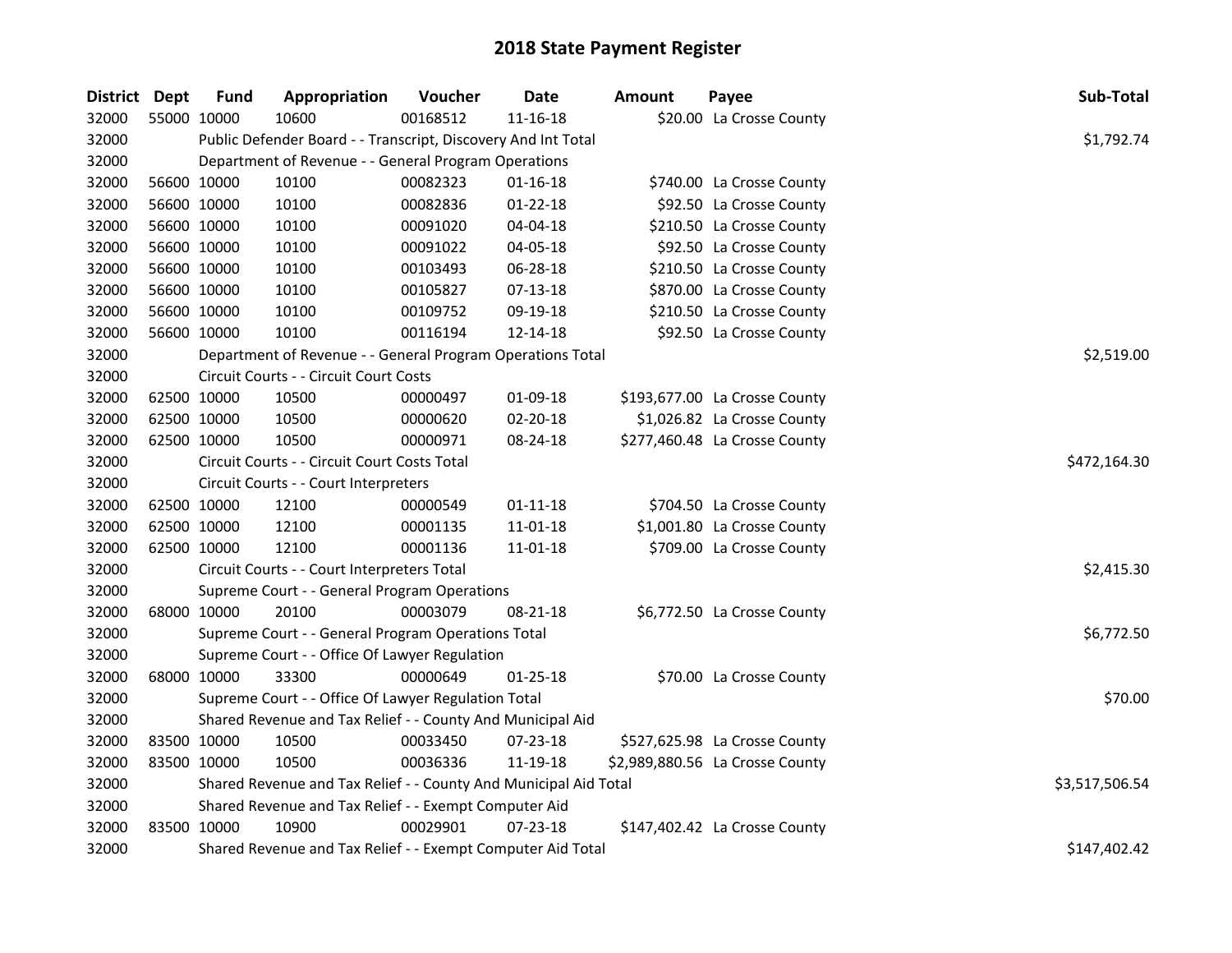# 2018 State Payment Register

| District | Dept | Fund | Appropriation | Voucher | Date | Amount | Payee | Sub-Total |
|---|---|---|---|---|---|---|---|---|
| 32000 | 55000 | 10000 | 10600 | 00168512 | 11-16-18 | $20.00 | La Crosse County | |
| 32000 | | Public Defender Board - - Transcript, Discovery And Int Total | | | | | | $1,792.74 |
| 32000 | | Department of Revenue - - General Program Operations | | | | | | |
| 32000 | 56600 | 10000 | 10100 | 00082323 | 01-16-18 | $740.00 | La Crosse County | |
| 32000 | 56600 | 10000 | 10100 | 00082836 | 01-22-18 | $92.50 | La Crosse County | |
| 32000 | 56600 | 10000 | 10100 | 00091020 | 04-04-18 | $210.50 | La Crosse County | |
| 32000 | 56600 | 10000 | 10100 | 00091022 | 04-05-18 | $92.50 | La Crosse County | |
| 32000 | 56600 | 10000 | 10100 | 00103493 | 06-28-18 | $210.50 | La Crosse County | |
| 32000 | 56600 | 10000 | 10100 | 00105827 | 07-13-18 | $870.00 | La Crosse County | |
| 32000 | 56600 | 10000 | 10100 | 00109752 | 09-19-18 | $210.50 | La Crosse County | |
| 32000 | 56600 | 10000 | 10100 | 00116194 | 12-14-18 | $92.50 | La Crosse County | |
| 32000 | | Department of Revenue - - General Program Operations Total | | | | | | $2,519.00 |
| 32000 | | Circuit Courts - - Circuit Court Costs | | | | | | |
| 32000 | 62500 | 10000 | 10500 | 00000497 | 01-09-18 | $193,677.00 | La Crosse County | |
| 32000 | 62500 | 10000 | 10500 | 00000620 | 02-20-18 | $1,026.82 | La Crosse County | |
| 32000 | 62500 | 10000 | 10500 | 00000971 | 08-24-18 | $277,460.48 | La Crosse County | |
| 32000 | | Circuit Courts - - Circuit Court Costs Total | | | | | | $472,164.30 |
| 32000 | | Circuit Courts - - Court Interpreters | | | | | | |
| 32000 | 62500 | 10000 | 12100 | 00000549 | 01-11-18 | $704.50 | La Crosse County | |
| 32000 | 62500 | 10000 | 12100 | 00001135 | 11-01-18 | $1,001.80 | La Crosse County | |
| 32000 | 62500 | 10000 | 12100 | 00001136 | 11-01-18 | $709.00 | La Crosse County | |
| 32000 | | Circuit Courts - - Court Interpreters Total | | | | | | $2,415.30 |
| 32000 | | Supreme Court - - General Program Operations | | | | | | |
| 32000 | 68000 | 10000 | 20100 | 00003079 | 08-21-18 | $6,772.50 | La Crosse County | |
| 32000 | | Supreme Court - - General Program Operations Total | | | | | | $6,772.50 |
| 32000 | | Supreme Court - - Office Of Lawyer Regulation | | | | | | |
| 32000 | 68000 | 10000 | 33300 | 00000649 | 01-25-18 | $70.00 | La Crosse County | |
| 32000 | | Supreme Court - - Office Of Lawyer Regulation Total | | | | | | $70.00 |
| 32000 | | Shared Revenue and Tax Relief - - County And Municipal Aid | | | | | | |
| 32000 | 83500 | 10000 | 10500 | 00033450 | 07-23-18 | $527,625.98 | La Crosse County | |
| 32000 | 83500 | 10000 | 10500 | 00036336 | 11-19-18 | $2,989,880.56 | La Crosse County | |
| 32000 | | Shared Revenue and Tax Relief - - County And Municipal Aid Total | | | | | | $3,517,506.54 |
| 32000 | | Shared Revenue and Tax Relief - - Exempt Computer Aid | | | | | | |
| 32000 | 83500 | 10000 | 10900 | 00029901 | 07-23-18 | $147,402.42 | La Crosse County | |
| 32000 | | Shared Revenue and Tax Relief - - Exempt Computer Aid Total | | | | | | $147,402.42 |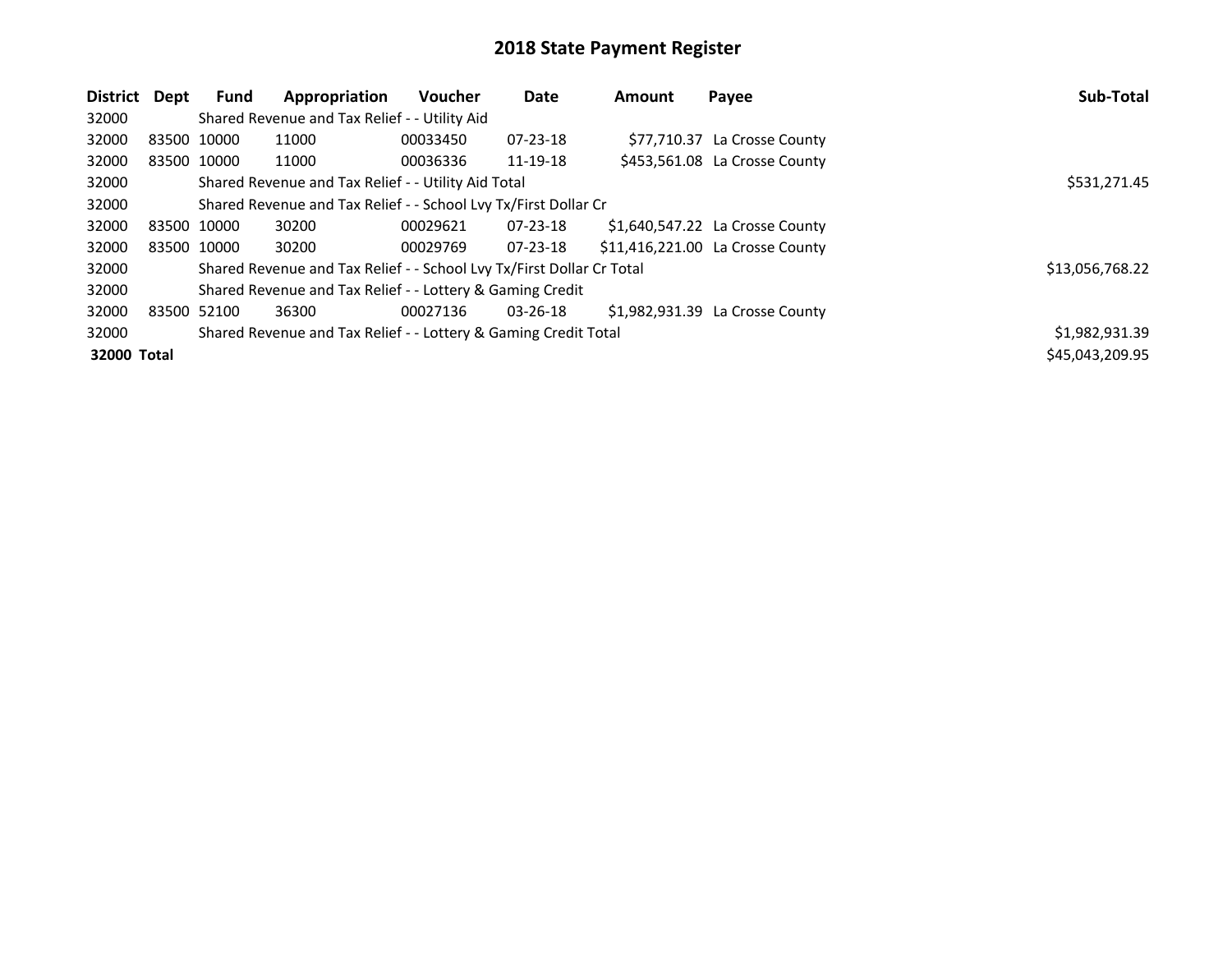# 2018 State Payment Register

| District | Dept | Fund | Appropriation | Voucher | Date | Amount | Payee | Sub-Total |
|---|---|---|---|---|---|---|---|---|
| 32000 | | Shared Revenue and Tax Relief - - Utility Aid | | | | | | |
| 32000 | 83500 | 10000 | 11000 | 00033450 | 07-23-18 | $77,710.37 | La Crosse County | |
| 32000 | 83500 | 10000 | 11000 | 00036336 | 11-19-18 | $453,561.08 | La Crosse County | |
| 32000 | | Shared Revenue and Tax Relief - - Utility Aid Total | | | | | | $531,271.45 |
| 32000 | | Shared Revenue and Tax Relief - - School Lvy Tx/First Dollar Cr | | | | | | |
| 32000 | 83500 | 10000 | 30200 | 00029621 | 07-23-18 | $1,640,547.22 | La Crosse County | |
| 32000 | 83500 | 10000 | 30200 | 00029769 | 07-23-18 | $11,416,221.00 | La Crosse County | |
| 32000 | | Shared Revenue and Tax Relief - - School Lvy Tx/First Dollar Cr Total | | | | | | $13,056,768.22 |
| 32000 | | Shared Revenue and Tax Relief - - Lottery & Gaming Credit | | | | | | |
| 32000 | 83500 | 52100 | 36300 | 00027136 | 03-26-18 | $1,982,931.39 | La Crosse County | |
| 32000 | | Shared Revenue and Tax Relief - - Lottery & Gaming Credit Total | | | | | | $1,982,931.39 |
| **32000 Total** | | | | | | | | $45,043,209.95 |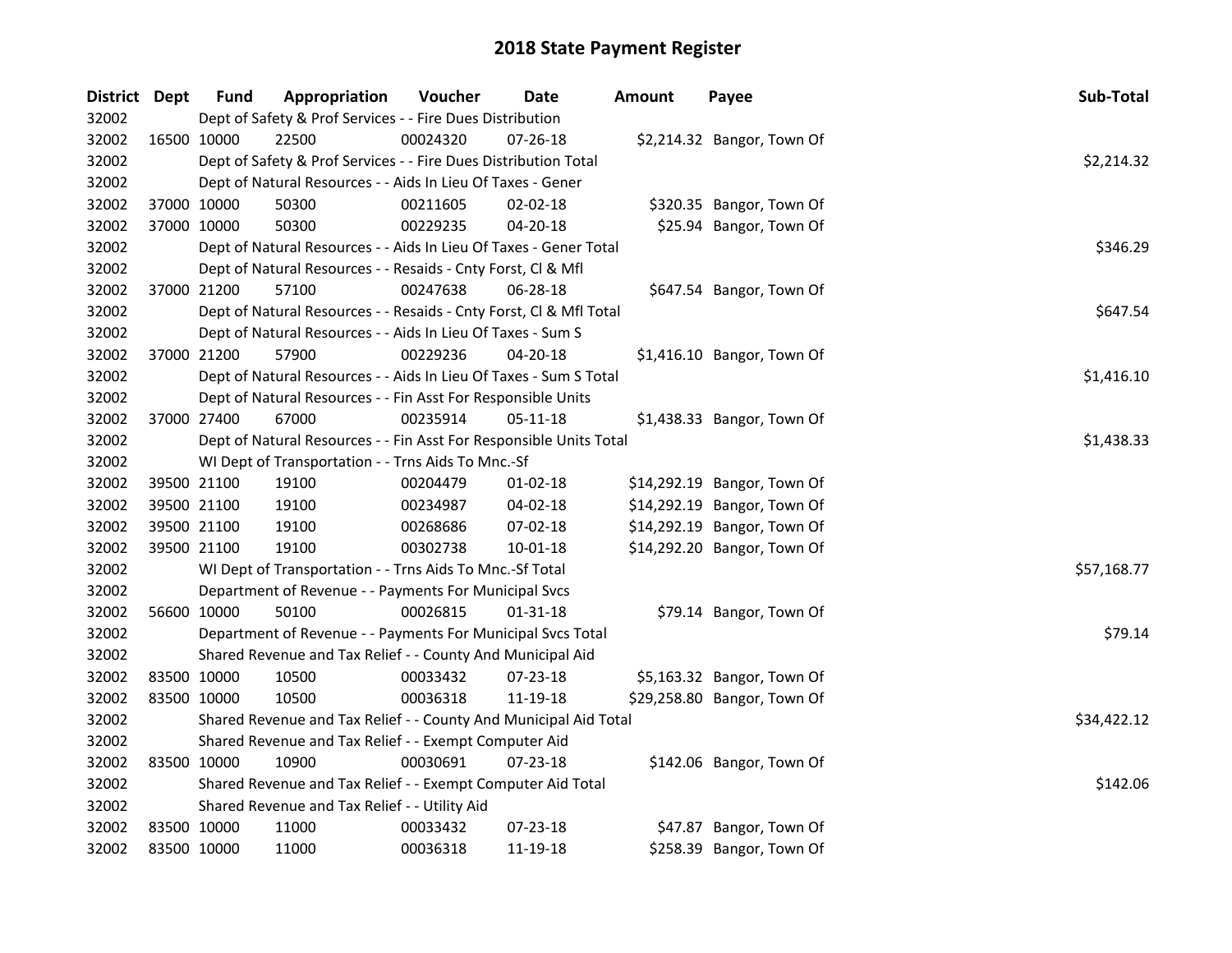# 2018 State Payment Register

| District | Dept | Fund | Appropriation | Voucher | Date | Amount | Payee | Sub-Total |
|---|---|---|---|---|---|---|---|---|
| 32002 | | Dept of Safety & Prof Services - - Fire Dues Distribution | | | | | | |
| 32002 | 16500 | 10000 | 22500 | 00024320 | 07-26-18 | $2,214.32 | Bangor, Town Of | |
| 32002 | | Dept of Safety & Prof Services - - Fire Dues Distribution Total | | | | | | $2,214.32 |
| 32002 | | Dept of Natural Resources - - Aids In Lieu Of Taxes - Gener | | | | | | |
| 32002 | 37000 | 10000 | 50300 | 00211605 | 02-02-18 | $320.35 | Bangor, Town Of | |
| 32002 | 37000 | 10000 | 50300 | 00229235 | 04-20-18 | $25.94 | Bangor, Town Of | |
| 32002 | | Dept of Natural Resources - - Aids In Lieu Of Taxes - Gener Total | | | | | | $346.29 |
| 32002 | | Dept of Natural Resources - - Resaids - Cnty Forst, Cl & Mfl | | | | | | |
| 32002 | 37000 | 21200 | 57100 | 00247638 | 06-28-18 | $647.54 | Bangor, Town Of | |
| 32002 | | Dept of Natural Resources - - Resaids - Cnty Forst, Cl & Mfl Total | | | | | | $647.54 |
| 32002 | | Dept of Natural Resources - - Aids In Lieu Of Taxes - Sum S | | | | | | |
| 32002 | 37000 | 21200 | 57900 | 00229236 | 04-20-18 | $1,416.10 | Bangor, Town Of | |
| 32002 | | Dept of Natural Resources - - Aids In Lieu Of Taxes - Sum S Total | | | | | | $1,416.10 |
| 32002 | | Dept of Natural Resources - - Fin Asst For Responsible Units | | | | | | |
| 32002 | 37000 | 27400 | 67000 | 00235914 | 05-11-18 | $1,438.33 | Bangor, Town Of | |
| 32002 | | Dept of Natural Resources - - Fin Asst For Responsible Units Total | | | | | | $1,438.33 |
| 32002 | | WI Dept of Transportation - - Trns Aids To Mnc.-Sf | | | | | | |
| 32002 | 39500 | 21100 | 19100 | 00204479 | 01-02-18 | $14,292.19 | Bangor, Town Of | |
| 32002 | 39500 | 21100 | 19100 | 00234987 | 04-02-18 | $14,292.19 | Bangor, Town Of | |
| 32002 | 39500 | 21100 | 19100 | 00268686 | 07-02-18 | $14,292.19 | Bangor, Town Of | |
| 32002 | 39500 | 21100 | 19100 | 00302738 | 10-01-18 | $14,292.20 | Bangor, Town Of | |
| 32002 | | WI Dept of Transportation - - Trns Aids To Mnc.-Sf Total | | | | | | $57,168.77 |
| 32002 | | Department of Revenue - - Payments For Municipal Svcs | | | | | | |
| 32002 | 56600 | 10000 | 50100 | 00026815 | 01-31-18 | $79.14 | Bangor, Town Of | |
| 32002 | | Department of Revenue - - Payments For Municipal Svcs Total | | | | | | $79.14 |
| 32002 | | Shared Revenue and Tax Relief - - County And Municipal Aid | | | | | | |
| 32002 | 83500 | 10000 | 10500 | 00033432 | 07-23-18 | $5,163.32 | Bangor, Town Of | |
| 32002 | 83500 | 10000 | 10500 | 00036318 | 11-19-18 | $29,258.80 | Bangor, Town Of | |
| 32002 | | Shared Revenue and Tax Relief - - County And Municipal Aid Total | | | | | | $34,422.12 |
| 32002 | | Shared Revenue and Tax Relief - - Exempt Computer Aid | | | | | | |
| 32002 | 83500 | 10000 | 10900 | 00030691 | 07-23-18 | $142.06 | Bangor, Town Of | |
| 32002 | | Shared Revenue and Tax Relief - - Exempt Computer Aid Total | | | | | | $142.06 |
| 32002 | | Shared Revenue and Tax Relief - - Utility Aid | | | | | | |
| 32002 | 83500 | 10000 | 11000 | 00033432 | 07-23-18 | $47.87 | Bangor, Town Of | |
| 32002 | 83500 | 10000 | 11000 | 00036318 | 11-19-18 | $258.39 | Bangor, Town Of | |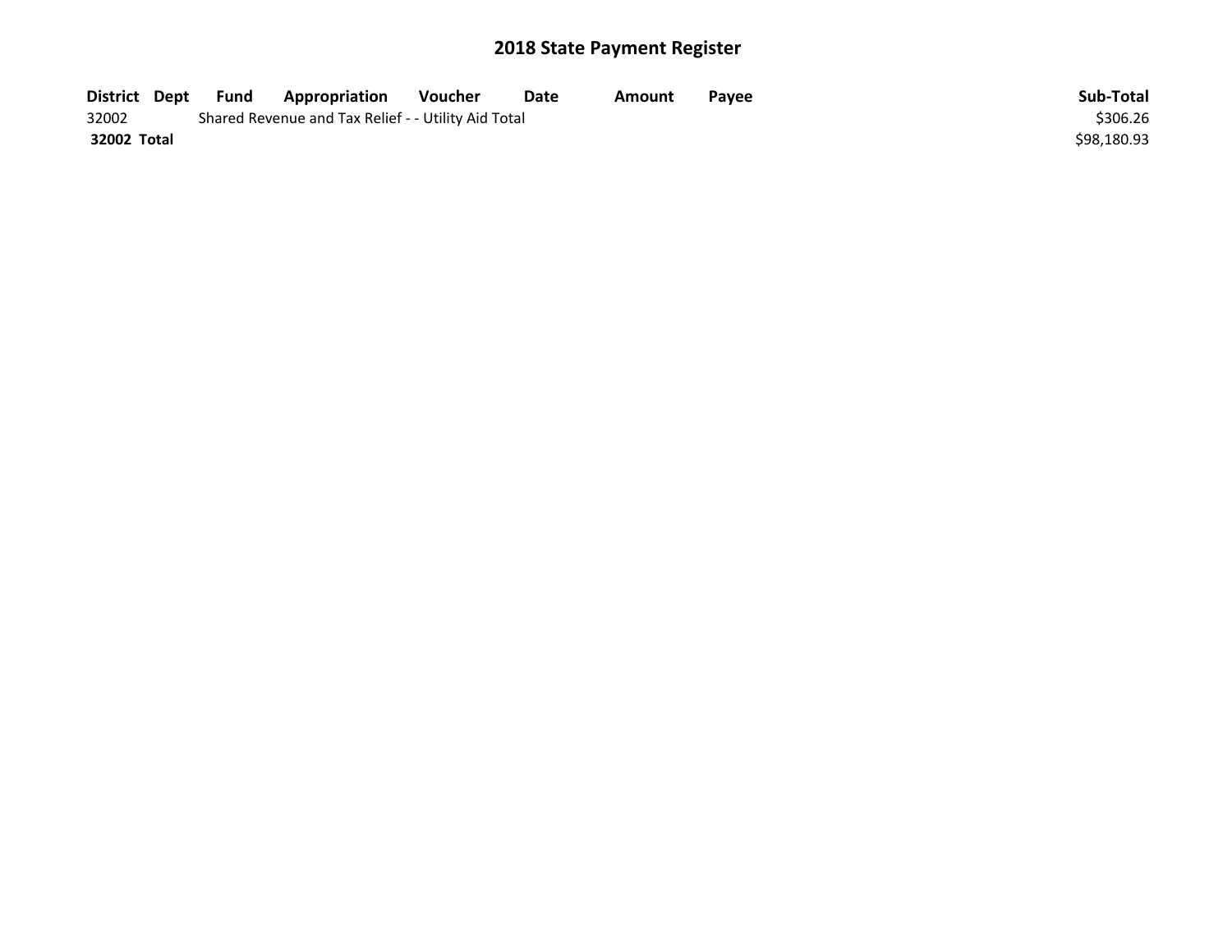# 2018 State Payment Register

| District | Dept | Fund | Appropriation | Voucher | Date | Amount | Payee | Sub-Total |
|---|---|---|---|---|---|---|---|---|
| 32002 | | Shared Revenue and Tax Relief - - Utility Aid Total | | | | | | $306.26 |
| **32002 Total** | | | | | | | | $98,180.93 |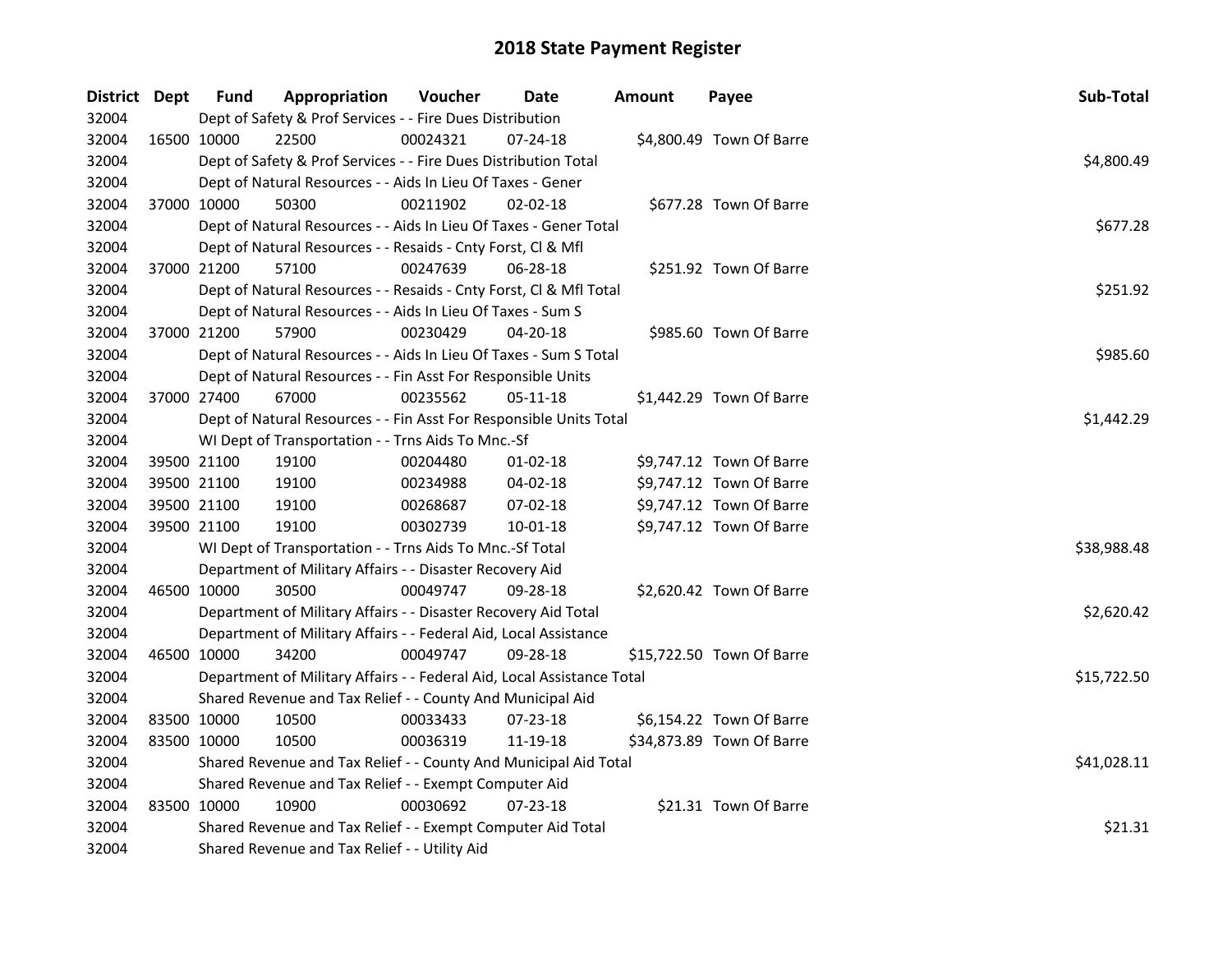# 2018 State Payment Register

| District | Dept | Fund | Appropriation | Voucher | Date | Amount | Payee | Sub-Total |
|---|---|---|---|---|---|---|---|---|
| 32004 | | | Dept of Safety & Prof Services - - Fire Dues Distribution | | | | | |
| 32004 | 16500 | 10000 | 22500 | 00024321 | 07-24-18 | $4,800.49 | Town Of Barre | |
| 32004 | | | Dept of Safety & Prof Services - - Fire Dues Distribution Total | | | | | $4,800.49 |
| 32004 | | | Dept of Natural Resources - - Aids In Lieu Of Taxes - Gener | | | | | |
| 32004 | 37000 | 10000 | 50300 | 00211902 | 02-02-18 | $677.28 | Town Of Barre | |
| 32004 | | | Dept of Natural Resources - - Aids In Lieu Of Taxes - Gener Total | | | | | $677.28 |
| 32004 | | | Dept of Natural Resources - - Resaids - Cnty Forst, Cl & Mfl | | | | | |
| 32004 | 37000 | 21200 | 57100 | 00247639 | 06-28-18 | $251.92 | Town Of Barre | |
| 32004 | | | Dept of Natural Resources - - Resaids - Cnty Forst, Cl & Mfl Total | | | | | $251.92 |
| 32004 | | | Dept of Natural Resources - - Aids In Lieu Of Taxes - Sum S | | | | | |
| 32004 | 37000 | 21200 | 57900 | 00230429 | 04-20-18 | $985.60 | Town Of Barre | |
| 32004 | | | Dept of Natural Resources - - Aids In Lieu Of Taxes - Sum S Total | | | | | $985.60 |
| 32004 | | | Dept of Natural Resources - - Fin Asst For Responsible Units | | | | | |
| 32004 | 37000 | 27400 | 67000 | 00235562 | 05-11-18 | $1,442.29 | Town Of Barre | |
| 32004 | | | Dept of Natural Resources - - Fin Asst For Responsible Units Total | | | | | $1,442.29 |
| 32004 | | | WI Dept of Transportation - - Trns Aids To Mnc.-Sf | | | | | |
| 32004 | 39500 | 21100 | 19100 | 00204480 | 01-02-18 | $9,747.12 | Town Of Barre | |
| 32004 | 39500 | 21100 | 19100 | 00234988 | 04-02-18 | $9,747.12 | Town Of Barre | |
| 32004 | 39500 | 21100 | 19100 | 00268687 | 07-02-18 | $9,747.12 | Town Of Barre | |
| 32004 | 39500 | 21100 | 19100 | 00302739 | 10-01-18 | $9,747.12 | Town Of Barre | |
| 32004 | | | WI Dept of Transportation - - Trns Aids To Mnc.-Sf Total | | | | | $38,988.48 |
| 32004 | | | Department of Military Affairs - - Disaster Recovery Aid | | | | | |
| 32004 | 46500 | 10000 | 30500 | 00049747 | 09-28-18 | $2,620.42 | Town Of Barre | |
| 32004 | | | Department of Military Affairs - - Disaster Recovery Aid Total | | | | | $2,620.42 |
| 32004 | | | Department of Military Affairs - - Federal Aid, Local Assistance | | | | | |
| 32004 | 46500 | 10000 | 34200 | 00049747 | 09-28-18 | $15,722.50 | Town Of Barre | |
| 32004 | | | Department of Military Affairs - - Federal Aid, Local Assistance Total | | | | | $15,722.50 |
| 32004 | | | Shared Revenue and Tax Relief - - County And Municipal Aid | | | | | |
| 32004 | 83500 | 10000 | 10500 | 00033433 | 07-23-18 | $6,154.22 | Town Of Barre | |
| 32004 | 83500 | 10000 | 10500 | 00036319 | 11-19-18 | $34,873.89 | Town Of Barre | |
| 32004 | | | Shared Revenue and Tax Relief - - County And Municipal Aid Total | | | | | $41,028.11 |
| 32004 | | | Shared Revenue and Tax Relief - - Exempt Computer Aid | | | | | |
| 32004 | 83500 | 10000 | 10900 | 00030692 | 07-23-18 | $21.31 | Town Of Barre | |
| 32004 | | | Shared Revenue and Tax Relief - - Exempt Computer Aid Total | | | | | $21.31 |
| 32004 | | | Shared Revenue and Tax Relief - - Utility Aid | | | | | |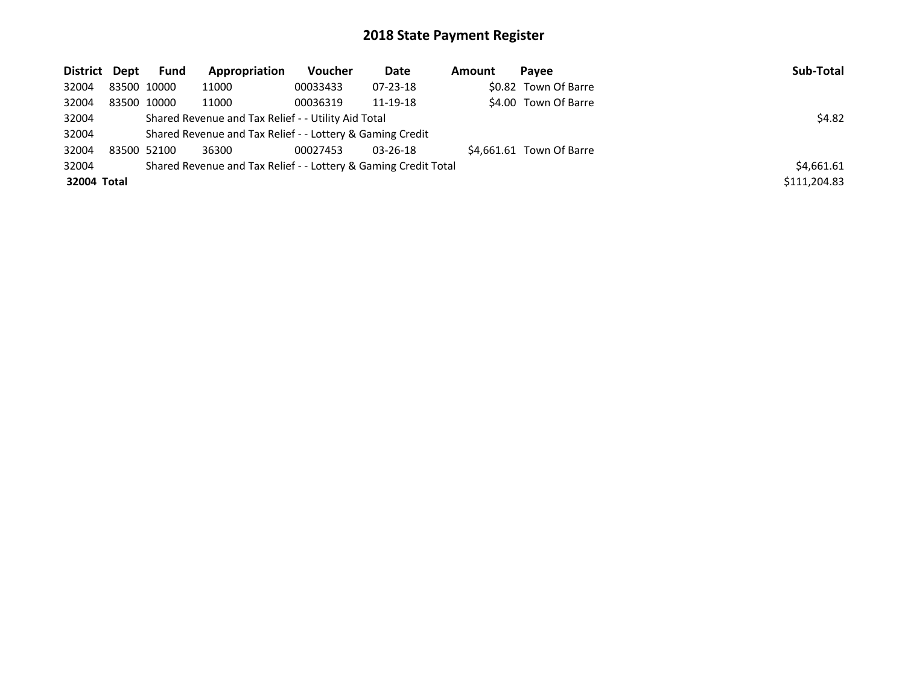# 2018 State Payment Register

| District | Dept | Fund | Appropriation | Voucher | Date | Amount | Payee | Sub-Total |
|---|---|---|---|---|---|---|---|---|
| 32004 | 83500 | 10000 | 11000 | 00033433 | 07-23-18 | $0.82 | Town Of Barre | |
| 32004 | 83500 | 10000 | 11000 | 00036319 | 11-19-18 | $4.00 | Town Of Barre | |
| 32004 | | Shared Revenue and Tax Relief - - Utility Aid Total | | | | | | $4.82 |
| 32004 | | Shared Revenue and Tax Relief - - Lottery & Gaming Credit | | | | | | |
| 32004 | 83500 | 52100 | 36300 | 00027453 | 03-26-18 | $4,661.61 | Town Of Barre | |
| 32004 | | Shared Revenue and Tax Relief - - Lottery & Gaming Credit Total | | | | | | $4,661.61 |
| **32004 Total** | | | | | | | | $111,204.83 |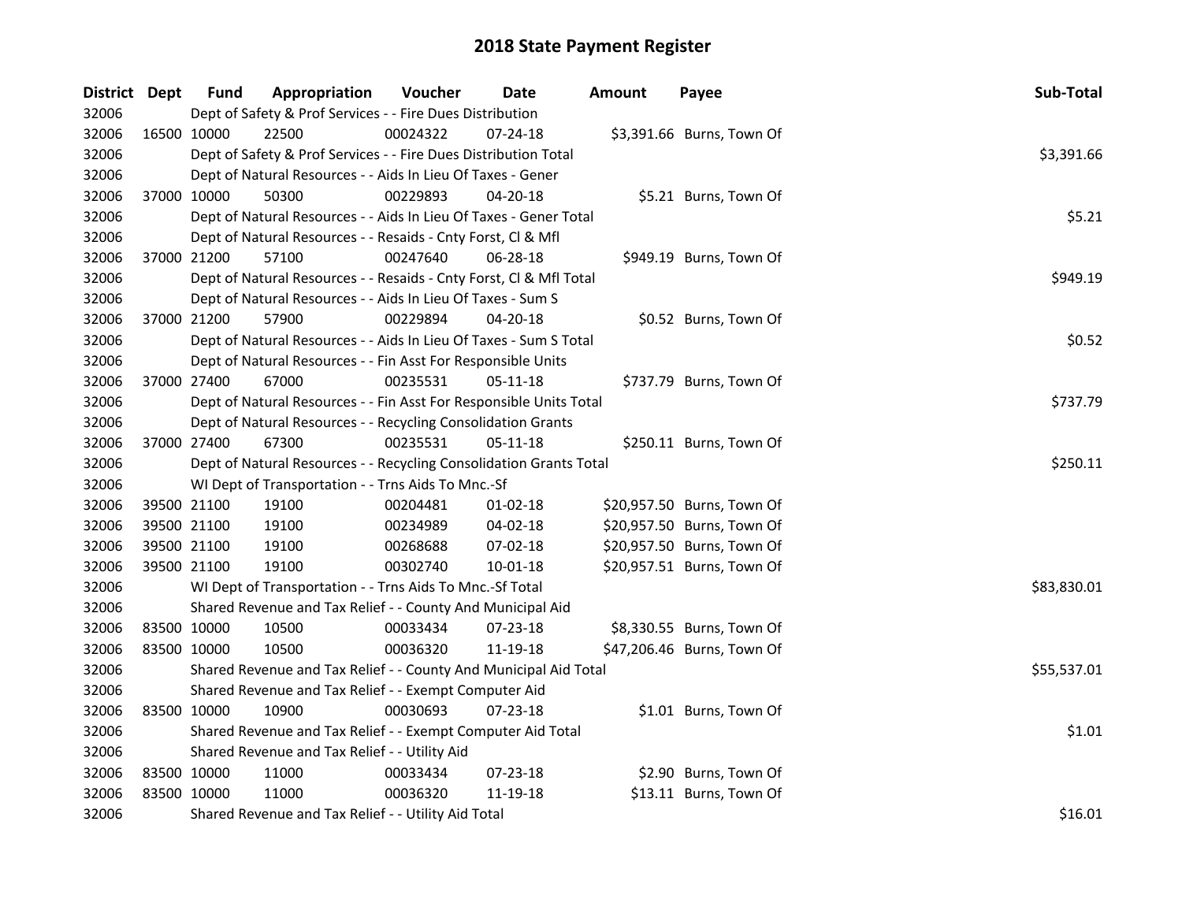# 2018 State Payment Register

| District | Dept | Fund | Appropriation | Voucher | Date | Amount | Payee | Sub-Total |
|---|---|---|---|---|---|---|---|---|
| 32006 | | Dept of Safety & Prof Services - - Fire Dues Distribution | | | | | | |
| 32006 | 16500 | 10000 | 22500 | 00024322 | 07-24-18 | $3,391.66 | Burns, Town Of | |
| 32006 | | Dept of Safety & Prof Services - - Fire Dues Distribution Total | | | | | | $3,391.66 |
| 32006 | | Dept of Natural Resources - - Aids In Lieu Of Taxes - Gener | | | | | | |
| 32006 | 37000 | 10000 | 50300 | 00229893 | 04-20-18 | $5.21 | Burns, Town Of | |
| 32006 | | Dept of Natural Resources - - Aids In Lieu Of Taxes - Gener Total | | | | | | $5.21 |
| 32006 | | Dept of Natural Resources - - Resaids - Cnty Forst, Cl & Mfl | | | | | | |
| 32006 | 37000 | 21200 | 57100 | 00247640 | 06-28-18 | $949.19 | Burns, Town Of | |
| 32006 | | Dept of Natural Resources - - Resaids - Cnty Forst, Cl & Mfl Total | | | | | | $949.19 |
| 32006 | | Dept of Natural Resources - - Aids In Lieu Of Taxes - Sum S | | | | | | |
| 32006 | 37000 | 21200 | 57900 | 00229894 | 04-20-18 | $0.52 | Burns, Town Of | |
| 32006 | | Dept of Natural Resources - - Aids In Lieu Of Taxes - Sum S Total | | | | | | $0.52 |
| 32006 | | Dept of Natural Resources - - Fin Asst For Responsible Units | | | | | | |
| 32006 | 37000 | 27400 | 67000 | 00235531 | 05-11-18 | $737.79 | Burns, Town Of | |
| 32006 | | Dept of Natural Resources - - Fin Asst For Responsible Units Total | | | | | | $737.79 |
| 32006 | | Dept of Natural Resources - - Recycling Consolidation Grants | | | | | | |
| 32006 | 37000 | 27400 | 67300 | 00235531 | 05-11-18 | $250.11 | Burns, Town Of | |
| 32006 | | Dept of Natural Resources - - Recycling Consolidation Grants Total | | | | | | $250.11 |
| 32006 | | WI Dept of Transportation - - Trns Aids To Mnc.-Sf | | | | | | |
| 32006 | 39500 | 21100 | 19100 | 00204481 | 01-02-18 | $20,957.50 | Burns, Town Of | |
| 32006 | 39500 | 21100 | 19100 | 00234989 | 04-02-18 | $20,957.50 | Burns, Town Of | |
| 32006 | 39500 | 21100 | 19100 | 00268688 | 07-02-18 | $20,957.50 | Burns, Town Of | |
| 32006 | 39500 | 21100 | 19100 | 00302740 | 10-01-18 | $20,957.51 | Burns, Town Of | |
| 32006 | | WI Dept of Transportation - - Trns Aids To Mnc.-Sf Total | | | | | | $83,830.01 |
| 32006 | | Shared Revenue and Tax Relief - - County And Municipal Aid | | | | | | |
| 32006 | 83500 | 10000 | 10500 | 00033434 | 07-23-18 | $8,330.55 | Burns, Town Of | |
| 32006 | 83500 | 10000 | 10500 | 00036320 | 11-19-18 | $47,206.46 | Burns, Town Of | |
| 32006 | | Shared Revenue and Tax Relief - - County And Municipal Aid Total | | | | | | $55,537.01 |
| 32006 | | Shared Revenue and Tax Relief - - Exempt Computer Aid | | | | | | |
| 32006 | 83500 | 10000 | 10900 | 00030693 | 07-23-18 | $1.01 | Burns, Town Of | |
| 32006 | | Shared Revenue and Tax Relief - - Exempt Computer Aid Total | | | | | | $1.01 |
| 32006 | | Shared Revenue and Tax Relief - - Utility Aid | | | | | | |
| 32006 | 83500 | 10000 | 11000 | 00033434 | 07-23-18 | $2.90 | Burns, Town Of | |
| 32006 | 83500 | 10000 | 11000 | 00036320 | 11-19-18 | $13.11 | Burns, Town Of | |
| 32006 | | Shared Revenue and Tax Relief - - Utility Aid Total | | | | | | $16.01 |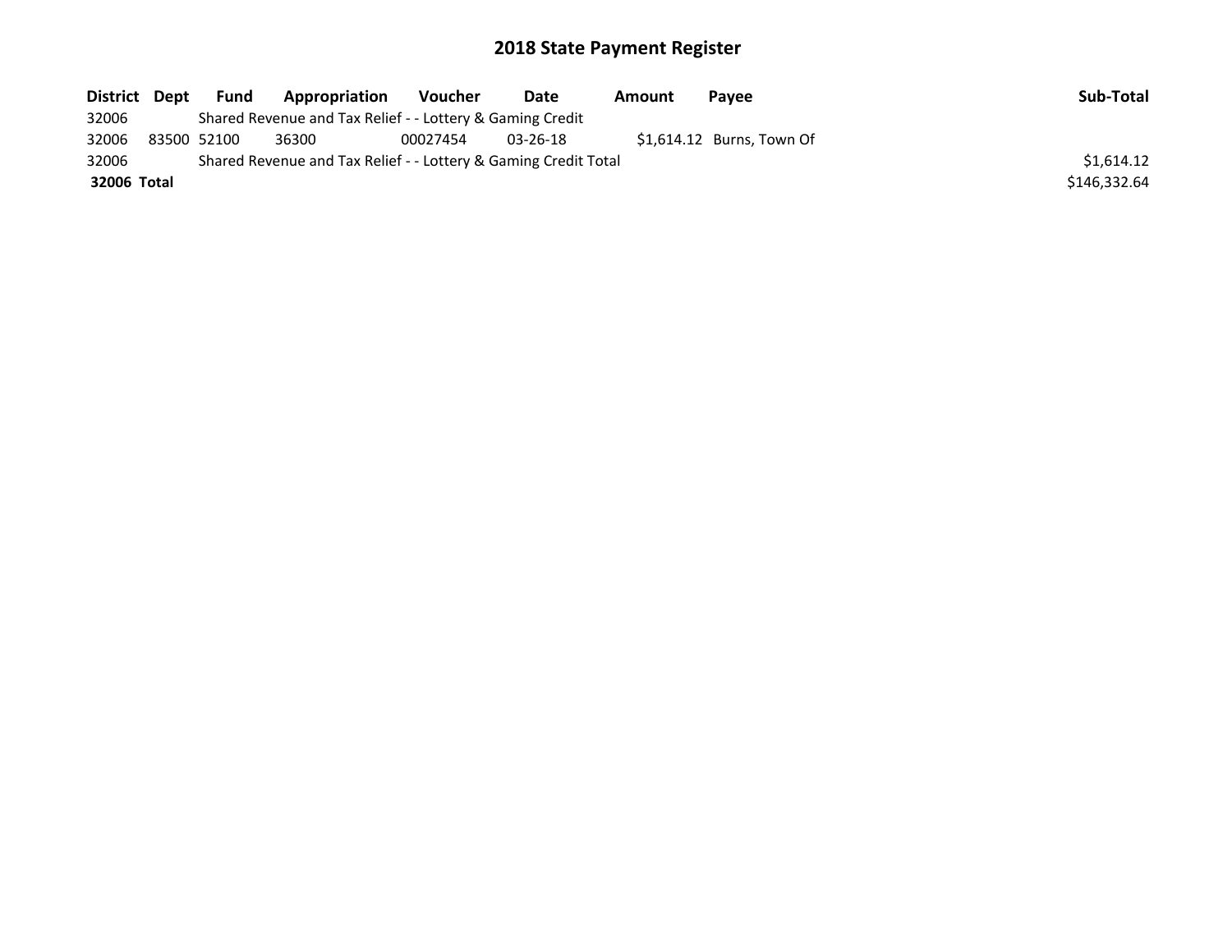# 2018 State Payment Register

| District | Dept | Fund | Appropriation | Voucher | Date | Amount | Payee | Sub-Total |
|---|---|---|---|---|---|---|---|---|
| 32006 | | Shared Revenue and Tax Relief - - Lottery & Gaming Credit | | | | | | |
| 32006 | 83500 | 52100 | 36300 | 00027454 | 03-26-18 | $1,614.12 | Burns, Town Of | |
| 32006 | | Shared Revenue and Tax Relief - - Lottery & Gaming Credit Total | | | | | | $1,614.12 |
| **32006** | **Total** | | | | | | | $146,332.64 |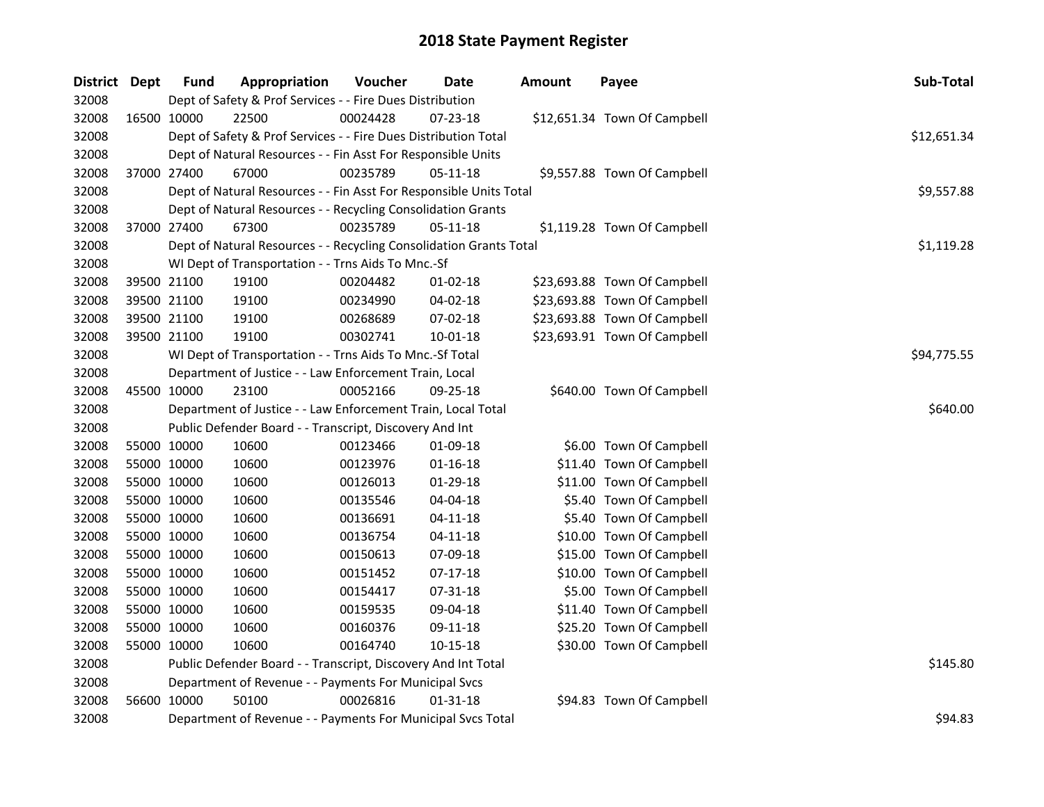# 2018 State Payment Register

| District | Dept | Fund | Appropriation | Voucher | Date | Amount | Payee | Sub-Total |
|---|---|---|---|---|---|---|---|---|
| 32008 | Dept of Safety & Prof Services - - Fire Dues Distribution | | | | | | | |
| 32008 | 16500 | 10000 | 22500 | 00024428 | 07-23-18 | $12,651.34 | Town Of Campbell | |
| 32008 | Dept of Safety & Prof Services - - Fire Dues Distribution Total | | | | | | | $12,651.34 |
| 32008 | Dept of Natural Resources - - Fin Asst For Responsible Units | | | | | | | |
| 32008 | 37000 | 27400 | 67000 | 00235789 | 05-11-18 | $9,557.88 | Town Of Campbell | |
| 32008 | Dept of Natural Resources - - Fin Asst For Responsible Units Total | | | | | | | $9,557.88 |
| 32008 | Dept of Natural Resources - - Recycling Consolidation Grants | | | | | | | |
| 32008 | 37000 | 27400 | 67300 | 00235789 | 05-11-18 | $1,119.28 | Town Of Campbell | |
| 32008 | Dept of Natural Resources - - Recycling Consolidation Grants Total | | | | | | | $1,119.28 |
| 32008 | WI Dept of Transportation - - Trns Aids To Mnc.-Sf | | | | | | | |
| 32008 | 39500 | 21100 | 19100 | 00204482 | 01-02-18 | $23,693.88 | Town Of Campbell | |
| 32008 | 39500 | 21100 | 19100 | 00234990 | 04-02-18 | $23,693.88 | Town Of Campbell | |
| 32008 | 39500 | 21100 | 19100 | 00268689 | 07-02-18 | $23,693.88 | Town Of Campbell | |
| 32008 | 39500 | 21100 | 19100 | 00302741 | 10-01-18 | $23,693.91 | Town Of Campbell | |
| 32008 | WI Dept of Transportation - - Trns Aids To Mnc.-Sf Total | | | | | | | $94,775.55 |
| 32008 | Department of Justice - - Law Enforcement Train, Local | | | | | | | |
| 32008 | 45500 | 10000 | 23100 | 00052166 | 09-25-18 | $640.00 | Town Of Campbell | |
| 32008 | Department of Justice - - Law Enforcement Train, Local Total | | | | | | | $640.00 |
| 32008 | Public Defender Board - - Transcript, Discovery And Int | | | | | | | |
| 32008 | 55000 | 10000 | 10600 | 00123466 | 01-09-18 | $6.00 | Town Of Campbell | |
| 32008 | 55000 | 10000 | 10600 | 00123976 | 01-16-18 | $11.40 | Town Of Campbell | |
| 32008 | 55000 | 10000 | 10600 | 00126013 | 01-29-18 | $11.00 | Town Of Campbell | |
| 32008 | 55000 | 10000 | 10600 | 00135546 | 04-04-18 | $5.40 | Town Of Campbell | |
| 32008 | 55000 | 10000 | 10600 | 00136691 | 04-11-18 | $5.40 | Town Of Campbell | |
| 32008 | 55000 | 10000 | 10600 | 00136754 | 04-11-18 | $10.00 | Town Of Campbell | |
| 32008 | 55000 | 10000 | 10600 | 00150613 | 07-09-18 | $15.00 | Town Of Campbell | |
| 32008 | 55000 | 10000 | 10600 | 00151452 | 07-17-18 | $10.00 | Town Of Campbell | |
| 32008 | 55000 | 10000 | 10600 | 00154417 | 07-31-18 | $5.00 | Town Of Campbell | |
| 32008 | 55000 | 10000 | 10600 | 00159535 | 09-04-18 | $11.40 | Town Of Campbell | |
| 32008 | 55000 | 10000 | 10600 | 00160376 | 09-11-18 | $25.20 | Town Of Campbell | |
| 32008 | 55000 | 10000 | 10600 | 00164740 | 10-15-18 | $30.00 | Town Of Campbell | |
| 32008 | Public Defender Board - - Transcript, Discovery And Int Total | | | | | | | $145.80 |
| 32008 | Department of Revenue - - Payments For Municipal Svcs | | | | | | | |
| 32008 | 56600 | 10000 | 50100 | 00026816 | 01-31-18 | $94.83 | Town Of Campbell | |
| 32008 | Department of Revenue - - Payments For Municipal Svcs Total | | | | | | | $94.83 |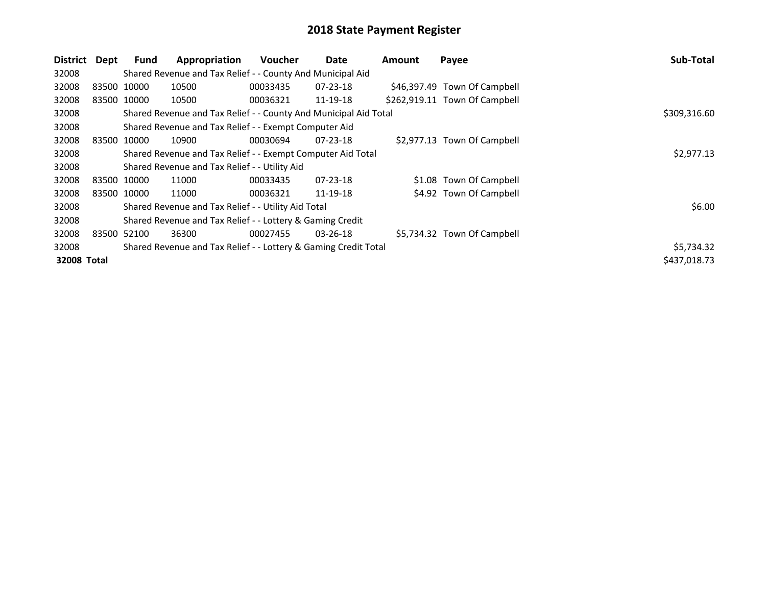# 2018 State Payment Register

| District | Dept | Fund | Appropriation | Voucher | Date | Amount | Payee | Sub-Total |
|---|---|---|---|---|---|---|---|---|
| 32008 | | Shared Revenue and Tax Relief - - County And Municipal Aid | | | | | | |
| 32008 | 83500 | 10000 | 10500 | 00033435 | 07-23-18 | $46,397.49 | Town Of Campbell | |
| 32008 | 83500 | 10000 | 10500 | 00036321 | 11-19-18 | $262,919.11 | Town Of Campbell | |
| 32008 | | Shared Revenue and Tax Relief - - County And Municipal Aid Total | | | | | | $309,316.60 |
| 32008 | | Shared Revenue and Tax Relief - - Exempt Computer Aid | | | | | | |
| 32008 | 83500 | 10000 | 10900 | 00030694 | 07-23-18 | $2,977.13 | Town Of Campbell | |
| 32008 | | Shared Revenue and Tax Relief - - Exempt Computer Aid Total | | | | | | $2,977.13 |
| 32008 | | Shared Revenue and Tax Relief - - Utility Aid | | | | | | |
| 32008 | 83500 | 10000 | 11000 | 00033435 | 07-23-18 | $1.08 | Town Of Campbell | |
| 32008 | 83500 | 10000 | 11000 | 00036321 | 11-19-18 | $4.92 | Town Of Campbell | |
| 32008 | | Shared Revenue and Tax Relief - - Utility Aid Total | | | | | | $6.00 |
| 32008 | | Shared Revenue and Tax Relief - - Lottery & Gaming Credit | | | | | | |
| 32008 | 83500 | 52100 | 36300 | 00027455 | 03-26-18 | $5,734.32 | Town Of Campbell | |
| 32008 | | Shared Revenue and Tax Relief - - Lottery & Gaming Credit Total | | | | | | $5,734.32 |
| **32008 Total** | | | | | | | | $437,018.73 |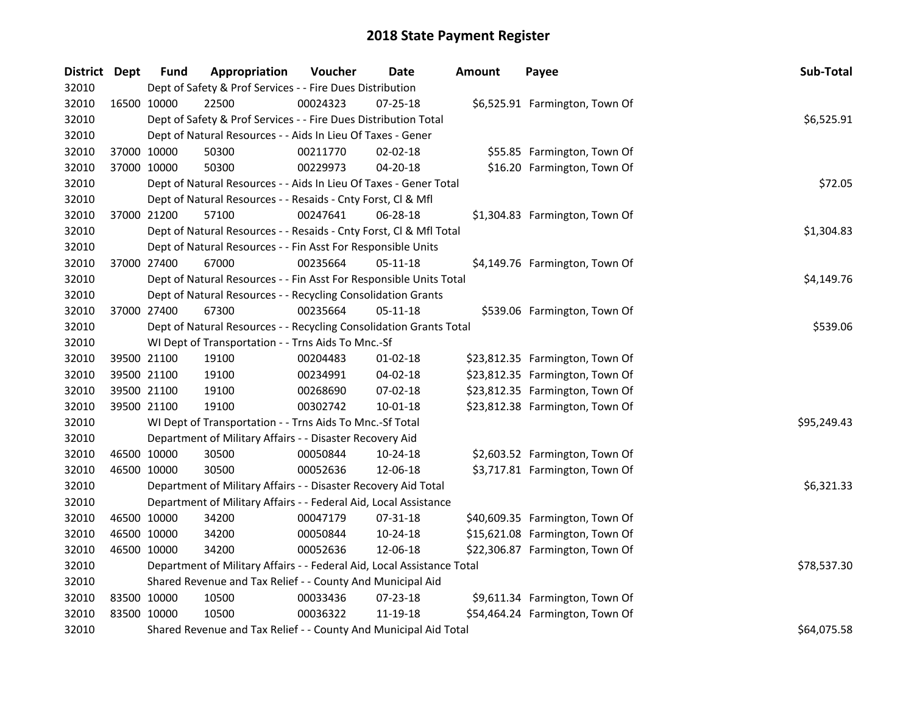# 2018 State Payment Register

| District | Dept | Fund | Appropriation | Voucher | Date | Amount | Payee | Sub-Total |
|---|---|---|---|---|---|---|---|---|
| 32010 | | Dept of Safety & Prof Services - - Fire Dues Distribution | | | | | | |
| 32010 | 16500 | 10000 | 22500 | 00024323 | 07-25-18 | $6,525.91 | Farmington, Town Of | |
| 32010 | | Dept of Safety & Prof Services - - Fire Dues Distribution Total | | | | | | $6,525.91 |
| 32010 | | Dept of Natural Resources - - Aids In Lieu Of Taxes - Gener | | | | | | |
| 32010 | 37000 | 10000 | 50300 | 00211770 | 02-02-18 | $55.85 | Farmington, Town Of | |
| 32010 | 37000 | 10000 | 50300 | 00229973 | 04-20-18 | $16.20 | Farmington, Town Of | |
| 32010 | | Dept of Natural Resources - - Aids In Lieu Of Taxes - Gener Total | | | | | | $72.05 |
| 32010 | | Dept of Natural Resources - - Resaids - Cnty Forst, Cl & Mfl | | | | | | |
| 32010 | 37000 | 21200 | 57100 | 00247641 | 06-28-18 | $1,304.83 | Farmington, Town Of | |
| 32010 | | Dept of Natural Resources - - Resaids - Cnty Forst, Cl & Mfl Total | | | | | | $1,304.83 |
| 32010 | | Dept of Natural Resources - - Fin Asst For Responsible Units | | | | | | |
| 32010 | 37000 | 27400 | 67000 | 00235664 | 05-11-18 | $4,149.76 | Farmington, Town Of | |
| 32010 | | Dept of Natural Resources - - Fin Asst For Responsible Units Total | | | | | | $4,149.76 |
| 32010 | | Dept of Natural Resources - - Recycling Consolidation Grants | | | | | | |
| 32010 | 37000 | 27400 | 67300 | 00235664 | 05-11-18 | $539.06 | Farmington, Town Of | |
| 32010 | | Dept of Natural Resources - - Recycling Consolidation Grants Total | | | | | | $539.06 |
| 32010 | | WI Dept of Transportation - - Trns Aids To Mnc.-Sf | | | | | | |
| 32010 | 39500 | 21100 | 19100 | 00204483 | 01-02-18 | $23,812.35 | Farmington, Town Of | |
| 32010 | 39500 | 21100 | 19100 | 00234991 | 04-02-18 | $23,812.35 | Farmington, Town Of | |
| 32010 | 39500 | 21100 | 19100 | 00268690 | 07-02-18 | $23,812.35 | Farmington, Town Of | |
| 32010 | 39500 | 21100 | 19100 | 00302742 | 10-01-18 | $23,812.38 | Farmington, Town Of | |
| 32010 | | WI Dept of Transportation - - Trns Aids To Mnc.-Sf Total | | | | | | $95,249.43 |
| 32010 | | Department of Military Affairs - - Disaster Recovery Aid | | | | | | |
| 32010 | 46500 | 10000 | 30500 | 00050844 | 10-24-18 | $2,603.52 | Farmington, Town Of | |
| 32010 | 46500 | 10000 | 30500 | 00052636 | 12-06-18 | $3,717.81 | Farmington, Town Of | |
| 32010 | | Department of Military Affairs - - Disaster Recovery Aid Total | | | | | | $6,321.33 |
| 32010 | | Department of Military Affairs - - Federal Aid, Local Assistance | | | | | | |
| 32010 | 46500 | 10000 | 34200 | 00047179 | 07-31-18 | $40,609.35 | Farmington, Town Of | |
| 32010 | 46500 | 10000 | 34200 | 00050844 | 10-24-18 | $15,621.08 | Farmington, Town Of | |
| 32010 | 46500 | 10000 | 34200 | 00052636 | 12-06-18 | $22,306.87 | Farmington, Town Of | |
| 32010 | | Department of Military Affairs - - Federal Aid, Local Assistance Total | | | | | | $78,537.30 |
| 32010 | | Shared Revenue and Tax Relief - - County And Municipal Aid | | | | | | |
| 32010 | 83500 | 10000 | 10500 | 00033436 | 07-23-18 | $9,611.34 | Farmington, Town Of | |
| 32010 | 83500 | 10000 | 10500 | 00036322 | 11-19-18 | $54,464.24 | Farmington, Town Of | |
| 32010 | | Shared Revenue and Tax Relief - - County And Municipal Aid Total | | | | | | $64,075.58 |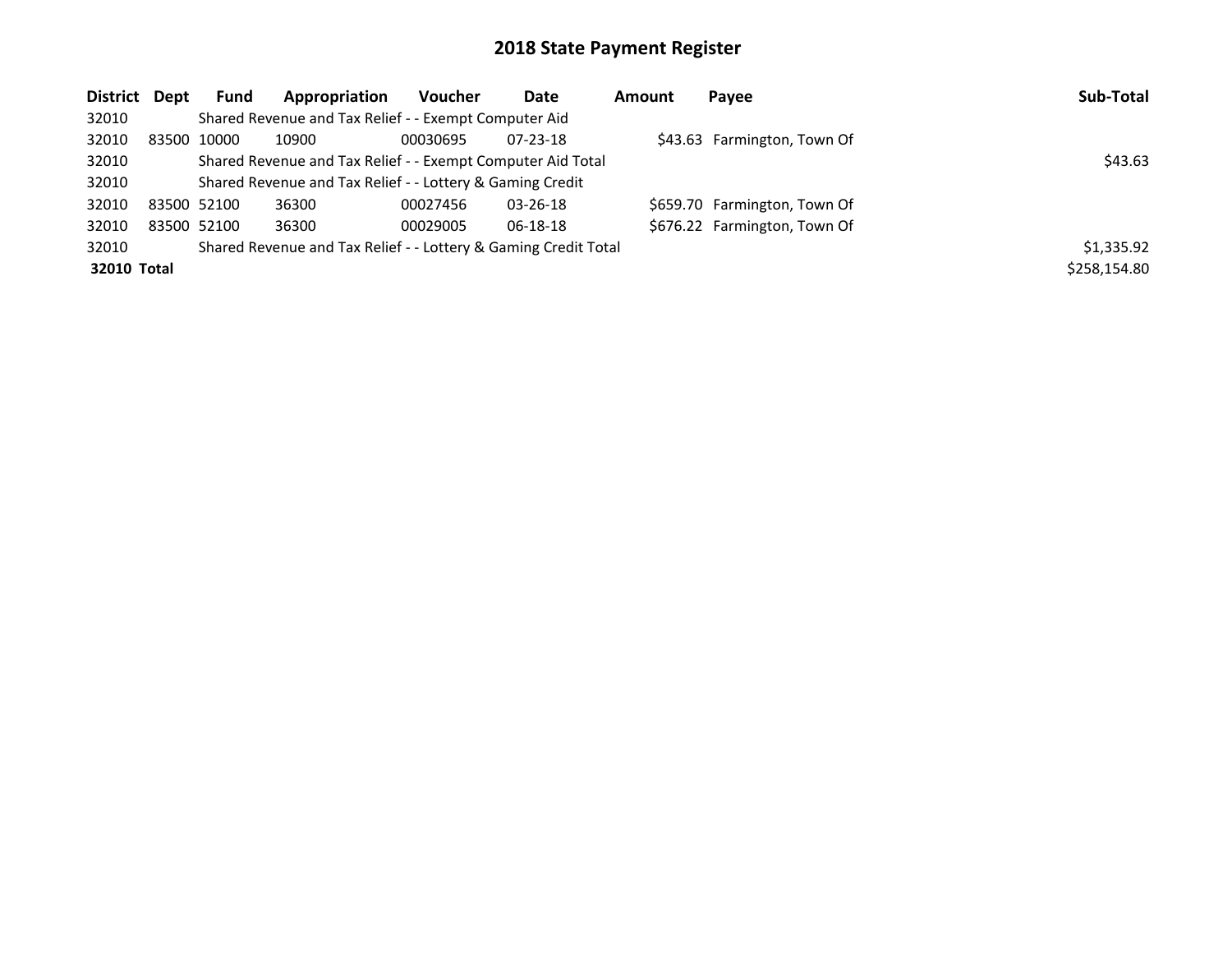# 2018 State Payment Register

| District | Dept | Fund | Appropriation | Voucher | Date | Amount | Payee | Sub-Total |
|---|---|---|---|---|---|---|---|---|
| 32010 | | Shared Revenue and Tax Relief - - Exempt Computer Aid | | | | | | |
| 32010 | 83500 | 10000 | 10900 | 00030695 | 07-23-18 | $43.63 | Farmington, Town Of | |
| 32010 | | Shared Revenue and Tax Relief - - Exempt Computer Aid Total | | | | | | $43.63 |
| 32010 | | Shared Revenue and Tax Relief - - Lottery & Gaming Credit | | | | | | |
| 32010 | 83500 | 52100 | 36300 | 00027456 | 03-26-18 | $659.70 | Farmington, Town Of | |
| 32010 | 83500 | 52100 | 36300 | 00029005 | 06-18-18 | $676.22 | Farmington, Town Of | |
| 32010 | | Shared Revenue and Tax Relief - - Lottery & Gaming Credit Total | | | | | | $1,335.92 |
| **32010** | **Total** | | | | | | | $258,154.80 |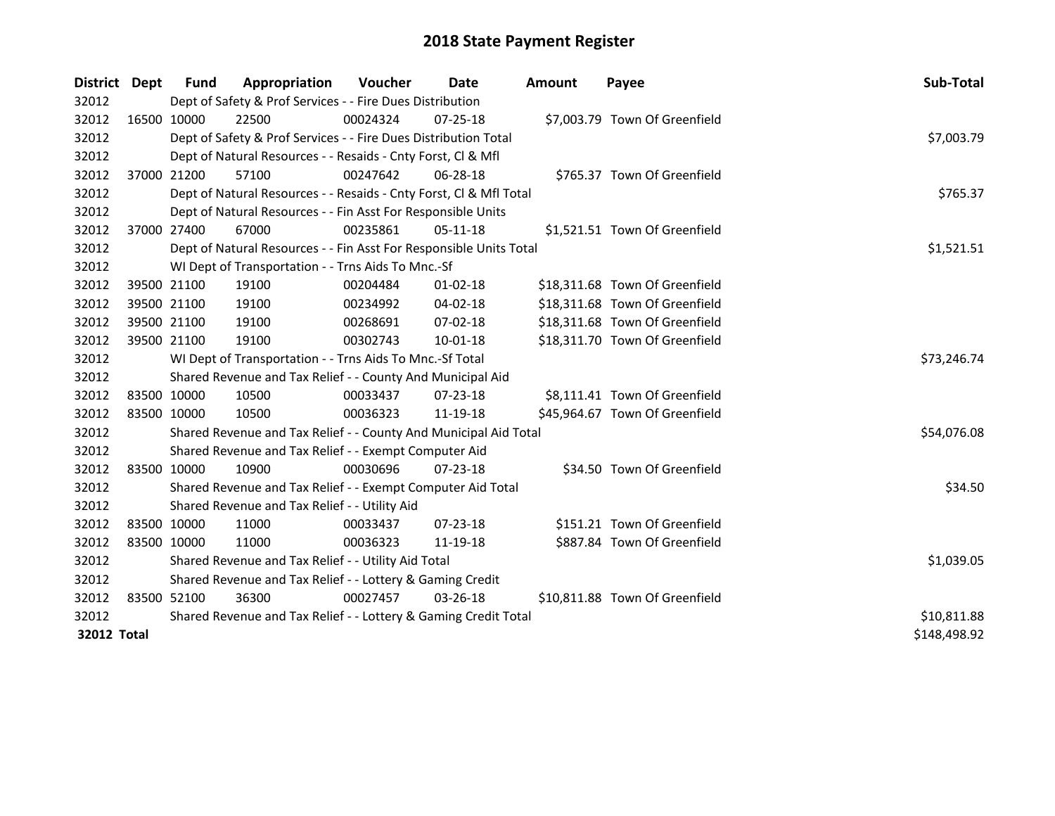# 2018 State Payment Register

| District | Dept | Fund | Appropriation | Voucher | Date | Amount | Payee | Sub-Total |
|---|---|---|---|---|---|---|---|---|
| 32012 | | Dept of Safety & Prof Services - - Fire Dues Distribution | | | | | | |
| 32012 | 16500 | 10000 | 22500 | 00024324 | 07-25-18 | $7,003.79 | Town Of Greenfield | |
| 32012 | | Dept of Safety & Prof Services - - Fire Dues Distribution Total | | | | | | $7,003.79 |
| 32012 | | Dept of Natural Resources - - Resaids - Cnty Forst, Cl & Mfl | | | | | | |
| 32012 | 37000 | 21200 | 57100 | 00247642 | 06-28-18 | $765.37 | Town Of Greenfield | |
| 32012 | | Dept of Natural Resources - - Resaids - Cnty Forst, Cl & Mfl Total | | | | | | $765.37 |
| 32012 | | Dept of Natural Resources - - Fin Asst For Responsible Units | | | | | | |
| 32012 | 37000 | 27400 | 67000 | 00235861 | 05-11-18 | $1,521.51 | Town Of Greenfield | |
| 32012 | | Dept of Natural Resources - - Fin Asst For Responsible Units Total | | | | | | $1,521.51 |
| 32012 | | WI Dept of Transportation - - Trns Aids To Mnc.-Sf | | | | | | |
| 32012 | 39500 | 21100 | 19100 | 00204484 | 01-02-18 | $18,311.68 | Town Of Greenfield | |
| 32012 | 39500 | 21100 | 19100 | 00234992 | 04-02-18 | $18,311.68 | Town Of Greenfield | |
| 32012 | 39500 | 21100 | 19100 | 00268691 | 07-02-18 | $18,311.68 | Town Of Greenfield | |
| 32012 | 39500 | 21100 | 19100 | 00302743 | 10-01-18 | $18,311.70 | Town Of Greenfield | |
| 32012 | | WI Dept of Transportation - - Trns Aids To Mnc.-Sf Total | | | | | | $73,246.74 |
| 32012 | | Shared Revenue and Tax Relief - - County And Municipal Aid | | | | | | |
| 32012 | 83500 | 10000 | 10500 | 00033437 | 07-23-18 | $8,111.41 | Town Of Greenfield | |
| 32012 | 83500 | 10000 | 10500 | 00036323 | 11-19-18 | $45,964.67 | Town Of Greenfield | |
| 32012 | | Shared Revenue and Tax Relief - - County And Municipal Aid Total | | | | | | $54,076.08 |
| 32012 | | Shared Revenue and Tax Relief - - Exempt Computer Aid | | | | | | |
| 32012 | 83500 | 10000 | 10900 | 00030696 | 07-23-18 | $34.50 | Town Of Greenfield | |
| 32012 | | Shared Revenue and Tax Relief - - Exempt Computer Aid Total | | | | | | $34.50 |
| 32012 | | Shared Revenue and Tax Relief - - Utility Aid | | | | | | |
| 32012 | 83500 | 10000 | 11000 | 00033437 | 07-23-18 | $151.21 | Town Of Greenfield | |
| 32012 | 83500 | 10000 | 11000 | 00036323 | 11-19-18 | $887.84 | Town Of Greenfield | |
| 32012 | | Shared Revenue and Tax Relief - - Utility Aid Total | | | | | | $1,039.05 |
| 32012 | | Shared Revenue and Tax Relief - - Lottery & Gaming Credit | | | | | | |
| 32012 | 83500 | 52100 | 36300 | 00027457 | 03-26-18 | $10,811.88 | Town Of Greenfield | |
| 32012 | | Shared Revenue and Tax Relief - - Lottery & Gaming Credit Total | | | | | | $10,811.88 |
| **32012 Total** | | | | | | | | $148,498.92 |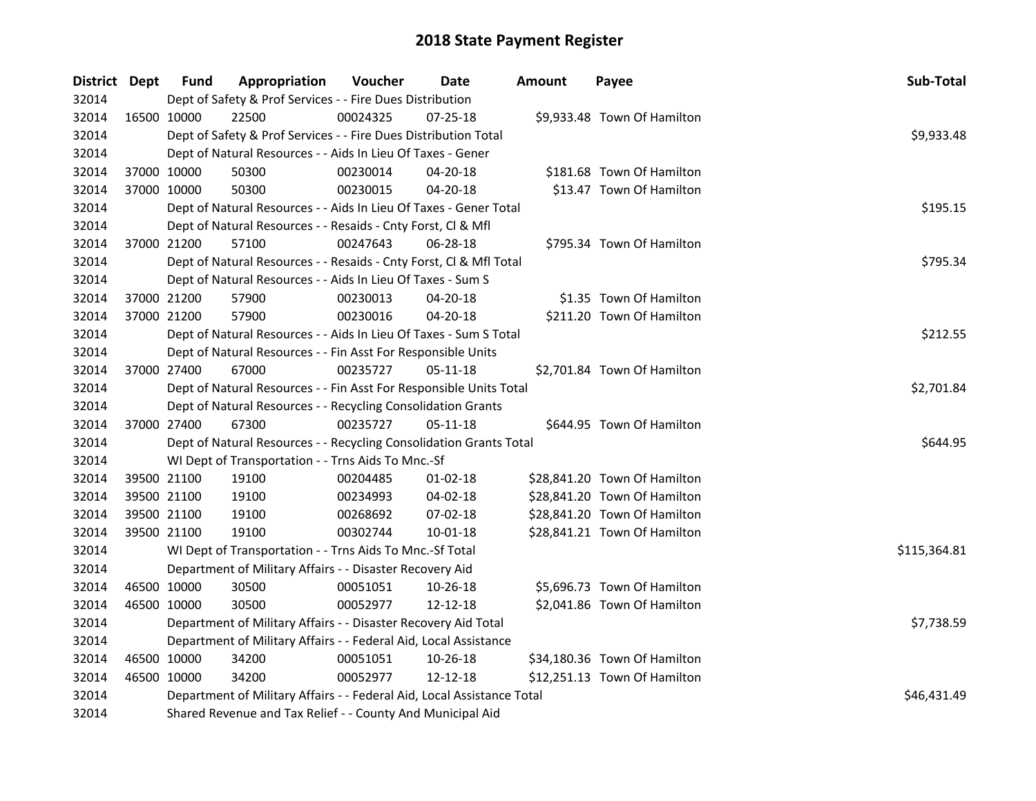# 2018 State Payment Register

| District | Dept | Fund | Appropriation | Voucher | Date | Amount | Payee | Sub-Total |
|---|---|---|---|---|---|---|---|---|
| 32014 | | Dept of Safety & Prof Services - - Fire Dues Distribution | | | | | | |
| 32014 | 16500 | 10000 | 22500 | 00024325 | 07-25-18 | $9,933.48 | Town Of Hamilton | |
| 32014 | | Dept of Safety & Prof Services - - Fire Dues Distribution Total | | | | | | $9,933.48 |
| 32014 | | Dept of Natural Resources - - Aids In Lieu Of Taxes - Gener | | | | | | |
| 32014 | 37000 | 10000 | 50300 | 00230014 | 04-20-18 | $181.68 | Town Of Hamilton | |
| 32014 | 37000 | 10000 | 50300 | 00230015 | 04-20-18 | $13.47 | Town Of Hamilton | |
| 32014 | | Dept of Natural Resources - - Aids In Lieu Of Taxes - Gener Total | | | | | | $195.15 |
| 32014 | | Dept of Natural Resources - - Resaids - Cnty Forst, Cl & Mfl | | | | | | |
| 32014 | 37000 | 21200 | 57100 | 00247643 | 06-28-18 | $795.34 | Town Of Hamilton | |
| 32014 | | Dept of Natural Resources - - Resaids - Cnty Forst, Cl & Mfl Total | | | | | | $795.34 |
| 32014 | | Dept of Natural Resources - - Aids In Lieu Of Taxes - Sum S | | | | | | |
| 32014 | 37000 | 21200 | 57900 | 00230013 | 04-20-18 | $1.35 | Town Of Hamilton | |
| 32014 | 37000 | 21200 | 57900 | 00230016 | 04-20-18 | $211.20 | Town Of Hamilton | |
| 32014 | | Dept of Natural Resources - - Aids In Lieu Of Taxes - Sum S Total | | | | | | $212.55 |
| 32014 | | Dept of Natural Resources - - Fin Asst For Responsible Units | | | | | | |
| 32014 | 37000 | 27400 | 67000 | 00235727 | 05-11-18 | $2,701.84 | Town Of Hamilton | |
| 32014 | | Dept of Natural Resources - - Fin Asst For Responsible Units Total | | | | | | $2,701.84 |
| 32014 | | Dept of Natural Resources - - Recycling Consolidation Grants | | | | | | |
| 32014 | 37000 | 27400 | 67300 | 00235727 | 05-11-18 | $644.95 | Town Of Hamilton | |
| 32014 | | Dept of Natural Resources - - Recycling Consolidation Grants Total | | | | | | $644.95 |
| 32014 | | WI Dept of Transportation - - Trns Aids To Mnc.-Sf | | | | | | |
| 32014 | 39500 | 21100 | 19100 | 00204485 | 01-02-18 | $28,841.20 | Town Of Hamilton | |
| 32014 | 39500 | 21100 | 19100 | 00234993 | 04-02-18 | $28,841.20 | Town Of Hamilton | |
| 32014 | 39500 | 21100 | 19100 | 00268692 | 07-02-18 | $28,841.20 | Town Of Hamilton | |
| 32014 | 39500 | 21100 | 19100 | 00302744 | 10-01-18 | $28,841.21 | Town Of Hamilton | |
| 32014 | | WI Dept of Transportation - - Trns Aids To Mnc.-Sf Total | | | | | | $115,364.81 |
| 32014 | | Department of Military Affairs - - Disaster Recovery Aid | | | | | | |
| 32014 | 46500 | 10000 | 30500 | 00051051 | 10-26-18 | $5,696.73 | Town Of Hamilton | |
| 32014 | 46500 | 10000 | 30500 | 00052977 | 12-12-18 | $2,041.86 | Town Of Hamilton | |
| 32014 | | Department of Military Affairs - - Disaster Recovery Aid Total | | | | | | $7,738.59 |
| 32014 | | Department of Military Affairs - - Federal Aid, Local Assistance | | | | | | |
| 32014 | 46500 | 10000 | 34200 | 00051051 | 10-26-18 | $34,180.36 | Town Of Hamilton | |
| 32014 | 46500 | 10000 | 34200 | 00052977 | 12-12-18 | $12,251.13 | Town Of Hamilton | |
| 32014 | | Department of Military Affairs - - Federal Aid, Local Assistance Total | | | | | | $46,431.49 |
| 32014 | | Shared Revenue and Tax Relief - - County And Municipal Aid | | | | | | |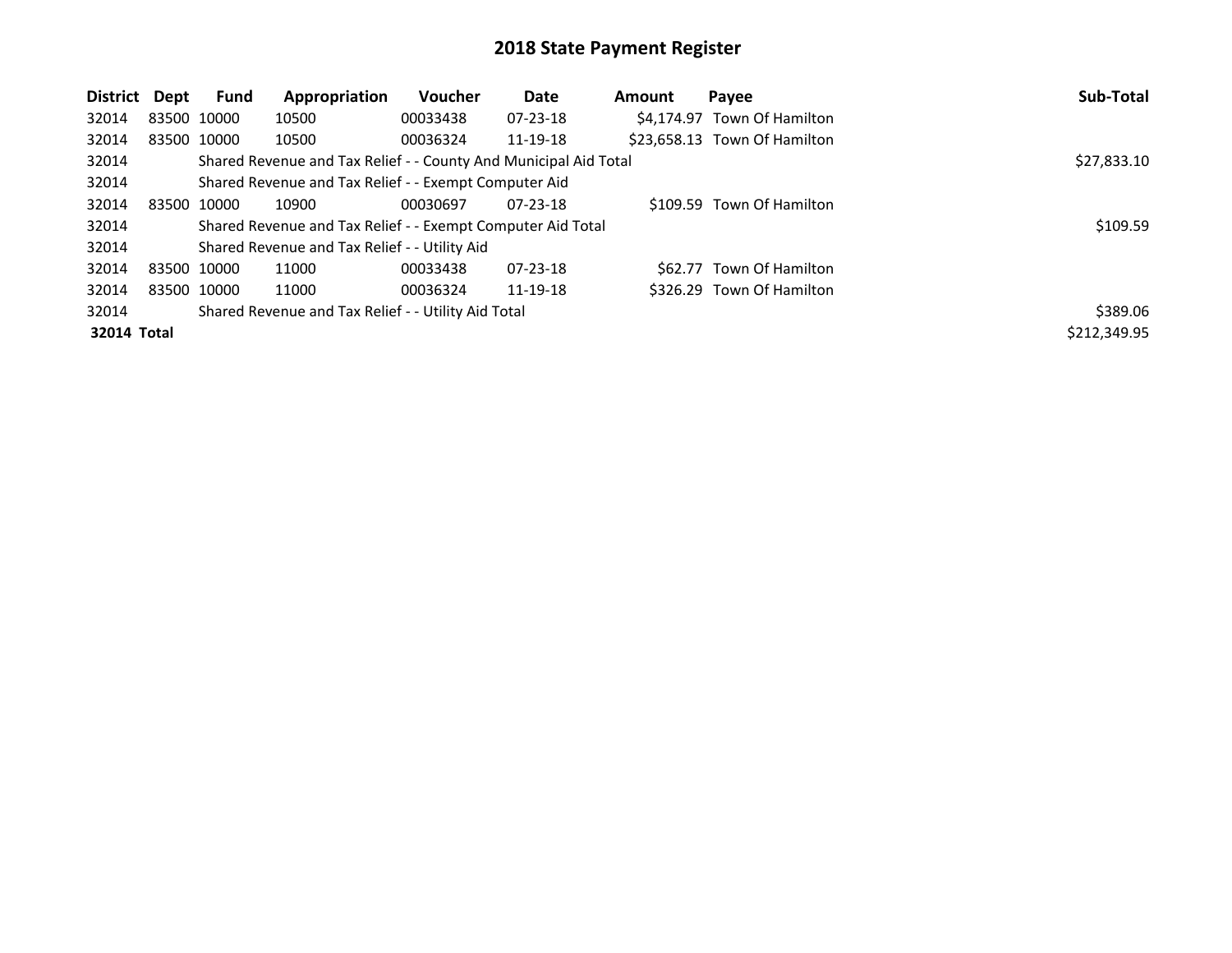# 2018 State Payment Register

| District | Dept | Fund | Appropriation | Voucher | Date | Amount | Payee | Sub-Total |
|---|---|---|---|---|---|---|---|---|
| 32014 | 83500 | 10000 | 10500 | 00033438 | 07-23-18 | $4,174.97 | Town Of Hamilton | |
| 32014 | 83500 | 10000 | 10500 | 00036324 | 11-19-18 | $23,658.13 | Town Of Hamilton | |
| 32014 | | Shared Revenue and Tax Relief - - County And Municipal Aid Total | | | | | | $27,833.10 |
| 32014 | | Shared Revenue and Tax Relief - - Exempt Computer Aid | | | | | | |
| 32014 | 83500 | 10000 | 10900 | 00030697 | 07-23-18 | $109.59 | Town Of Hamilton | |
| 32014 | | Shared Revenue and Tax Relief - - Exempt Computer Aid Total | | | | | | $109.59 |
| 32014 | | Shared Revenue and Tax Relief - - Utility Aid | | | | | | |
| 32014 | 83500 | 10000 | 11000 | 00033438 | 07-23-18 | $62.77 | Town Of Hamilton | |
| 32014 | 83500 | 10000 | 11000 | 00036324 | 11-19-18 | $326.29 | Town Of Hamilton | |
| 32014 | | Shared Revenue and Tax Relief - - Utility Aid Total | | | | | | $389.06 |
| **32014 Total** | | | | | | | | $212,349.95 |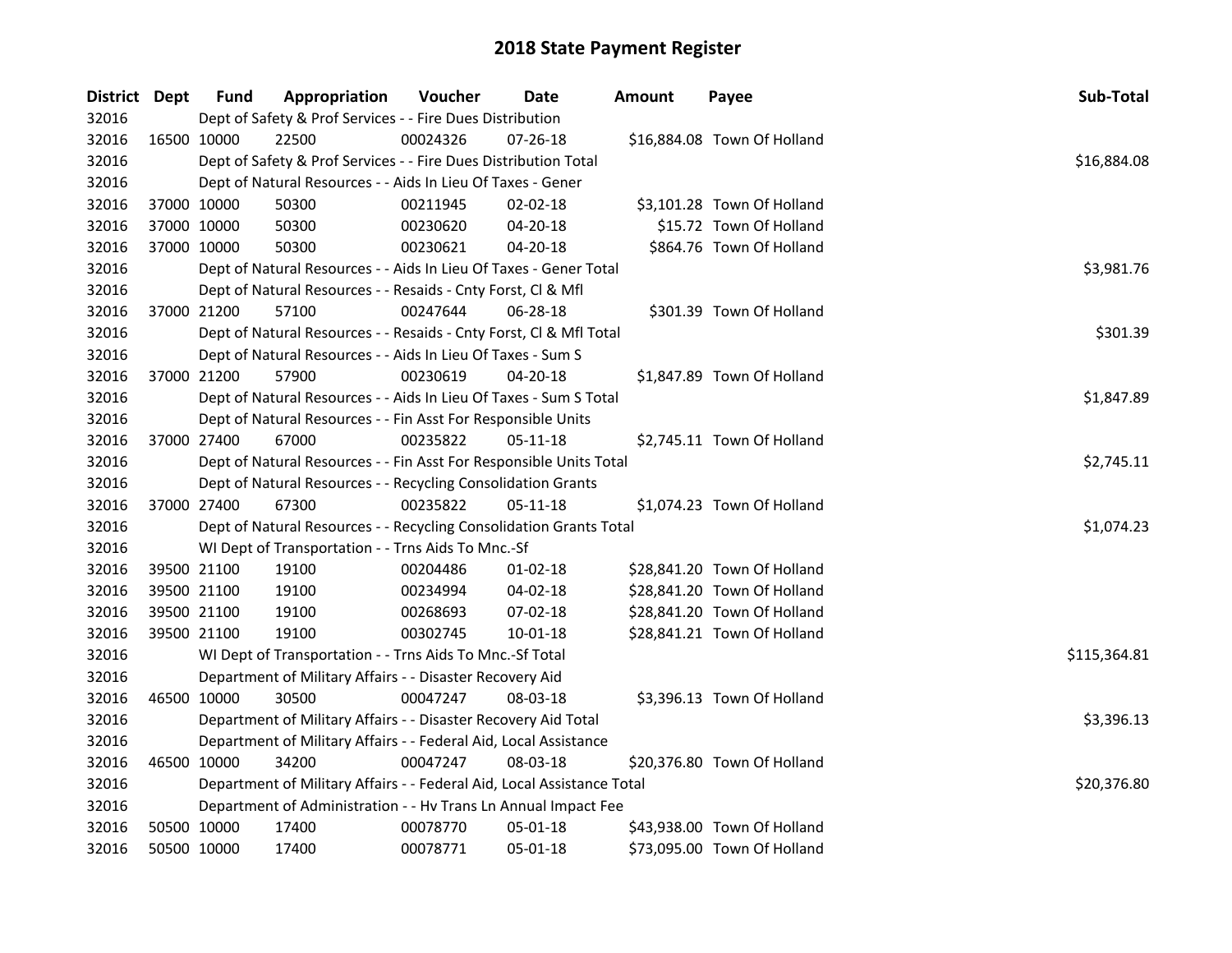# 2018 State Payment Register

| District | Dept | Fund | Appropriation | Voucher | Date | Amount | Payee | Sub-Total |
|---|---|---|---|---|---|---|---|---|
| 32016 | | Dept of Safety & Prof Services - - Fire Dues Distribution | | | | | | |
| 32016 | 16500 | 10000 | 22500 | 00024326 | 07-26-18 | $16,884.08 | Town Of Holland | |
| 32016 | | Dept of Safety & Prof Services - - Fire Dues Distribution Total | | | | | | $16,884.08 |
| 32016 | | Dept of Natural Resources - - Aids In Lieu Of Taxes - Gener | | | | | | |
| 32016 | 37000 | 10000 | 50300 | 00211945 | 02-02-18 | $3,101.28 | Town Of Holland | |
| 32016 | 37000 | 10000 | 50300 | 00230620 | 04-20-18 | $15.72 | Town Of Holland | |
| 32016 | 37000 | 10000 | 50300 | 00230621 | 04-20-18 | $864.76 | Town Of Holland | |
| 32016 | | Dept of Natural Resources - - Aids In Lieu Of Taxes - Gener Total | | | | | | $3,981.76 |
| 32016 | | Dept of Natural Resources - - Resaids - Cnty Forst, Cl & Mfl | | | | | | |
| 32016 | 37000 | 21200 | 57100 | 00247644 | 06-28-18 | $301.39 | Town Of Holland | |
| 32016 | | Dept of Natural Resources - - Resaids - Cnty Forst, Cl & Mfl Total | | | | | | $301.39 |
| 32016 | | Dept of Natural Resources - - Aids In Lieu Of Taxes - Sum S | | | | | | |
| 32016 | 37000 | 21200 | 57900 | 00230619 | 04-20-18 | $1,847.89 | Town Of Holland | |
| 32016 | | Dept of Natural Resources - - Aids In Lieu Of Taxes - Sum S Total | | | | | | $1,847.89 |
| 32016 | | Dept of Natural Resources - - Fin Asst For Responsible Units | | | | | | |
| 32016 | 37000 | 27400 | 67000 | 00235822 | 05-11-18 | $2,745.11 | Town Of Holland | |
| 32016 | | Dept of Natural Resources - - Fin Asst For Responsible Units Total | | | | | | $2,745.11 |
| 32016 | | Dept of Natural Resources - - Recycling Consolidation Grants | | | | | | |
| 32016 | 37000 | 27400 | 67300 | 00235822 | 05-11-18 | $1,074.23 | Town Of Holland | |
| 32016 | | Dept of Natural Resources - - Recycling Consolidation Grants Total | | | | | | $1,074.23 |
| 32016 | | WI Dept of Transportation - - Trns Aids To Mnc.-Sf | | | | | | |
| 32016 | 39500 | 21100 | 19100 | 00204486 | 01-02-18 | $28,841.20 | Town Of Holland | |
| 32016 | 39500 | 21100 | 19100 | 00234994 | 04-02-18 | $28,841.20 | Town Of Holland | |
| 32016 | 39500 | 21100 | 19100 | 00268693 | 07-02-18 | $28,841.20 | Town Of Holland | |
| 32016 | 39500 | 21100 | 19100 | 00302745 | 10-01-18 | $28,841.21 | Town Of Holland | |
| 32016 | | WI Dept of Transportation - - Trns Aids To Mnc.-Sf Total | | | | | | $115,364.81 |
| 32016 | | Department of Military Affairs - - Disaster Recovery Aid | | | | | | |
| 32016 | 46500 | 10000 | 30500 | 00047247 | 08-03-18 | $3,396.13 | Town Of Holland | |
| 32016 | | Department of Military Affairs - - Disaster Recovery Aid Total | | | | | | $3,396.13 |
| 32016 | | Department of Military Affairs - - Federal Aid, Local Assistance | | | | | | |
| 32016 | 46500 | 10000 | 34200 | 00047247 | 08-03-18 | $20,376.80 | Town Of Holland | |
| 32016 | | Department of Military Affairs - - Federal Aid, Local Assistance Total | | | | | | $20,376.80 |
| 32016 | | Department of Administration - - Hv Trans Ln Annual Impact Fee | | | | | | |
| 32016 | 50500 | 10000 | 17400 | 00078770 | 05-01-18 | $43,938.00 | Town Of Holland | |
| 32016 | 50500 | 10000 | 17400 | 00078771 | 05-01-18 | $73,095.00 | Town Of Holland | |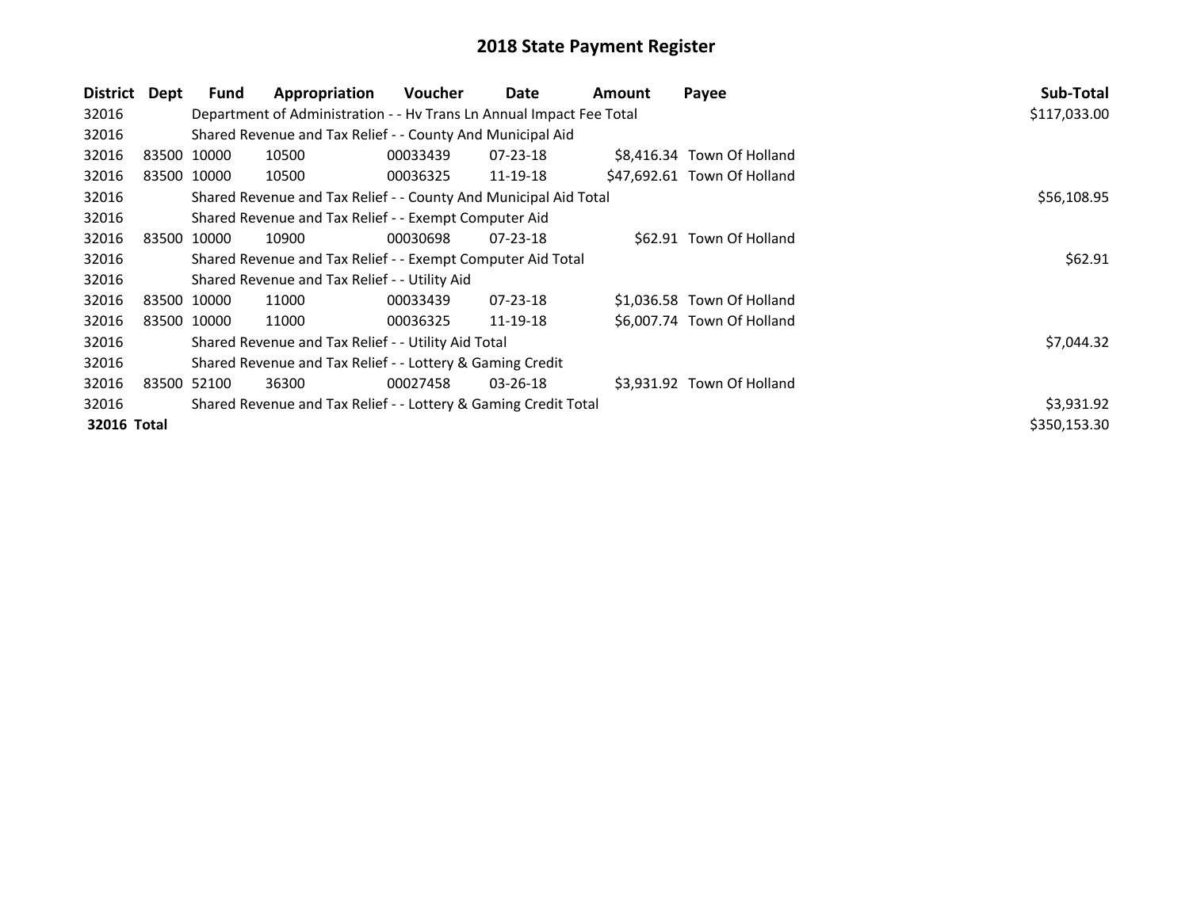# 2018 State Payment Register

| District | Dept | Fund | Appropriation | Voucher | Date | Amount | Payee | Sub-Total |
|---|---|---|---|---|---|---|---|---|
| 32016 | | Department of Administration - - Hv Trans Ln Annual Impact Fee Total | | | | | | $117,033.00 |
| 32016 | | Shared Revenue and Tax Relief - - County And Municipal Aid | | | | | | |
| 32016 | 83500 | 10000 | 10500 | 00033439 | 07-23-18 | $8,416.34 | Town Of Holland | |
| 32016 | 83500 | 10000 | 10500 | 00036325 | 11-19-18 | $47,692.61 | Town Of Holland | |
| 32016 | | Shared Revenue and Tax Relief - - County And Municipal Aid Total | | | | | | $56,108.95 |
| 32016 | | Shared Revenue and Tax Relief - - Exempt Computer Aid | | | | | | |
| 32016 | 83500 | 10000 | 10900 | 00030698 | 07-23-18 | $62.91 | Town Of Holland | |
| 32016 | | Shared Revenue and Tax Relief - - Exempt Computer Aid Total | | | | | | $62.91 |
| 32016 | | Shared Revenue and Tax Relief - - Utility Aid | | | | | | |
| 32016 | 83500 | 10000 | 11000 | 00033439 | 07-23-18 | $1,036.58 | Town Of Holland | |
| 32016 | 83500 | 10000 | 11000 | 00036325 | 11-19-18 | $6,007.74 | Town Of Holland | |
| 32016 | | Shared Revenue and Tax Relief - - Utility Aid Total | | | | | | $7,044.32 |
| 32016 | | Shared Revenue and Tax Relief - - Lottery & Gaming Credit | | | | | | |
| 32016 | 83500 | 52100 | 36300 | 00027458 | 03-26-18 | $3,931.92 | Town Of Holland | |
| 32016 | | Shared Revenue and Tax Relief - - Lottery & Gaming Credit Total | | | | | | $3,931.92 |
| **32016 Total** | | | | | | | | $350,153.30 |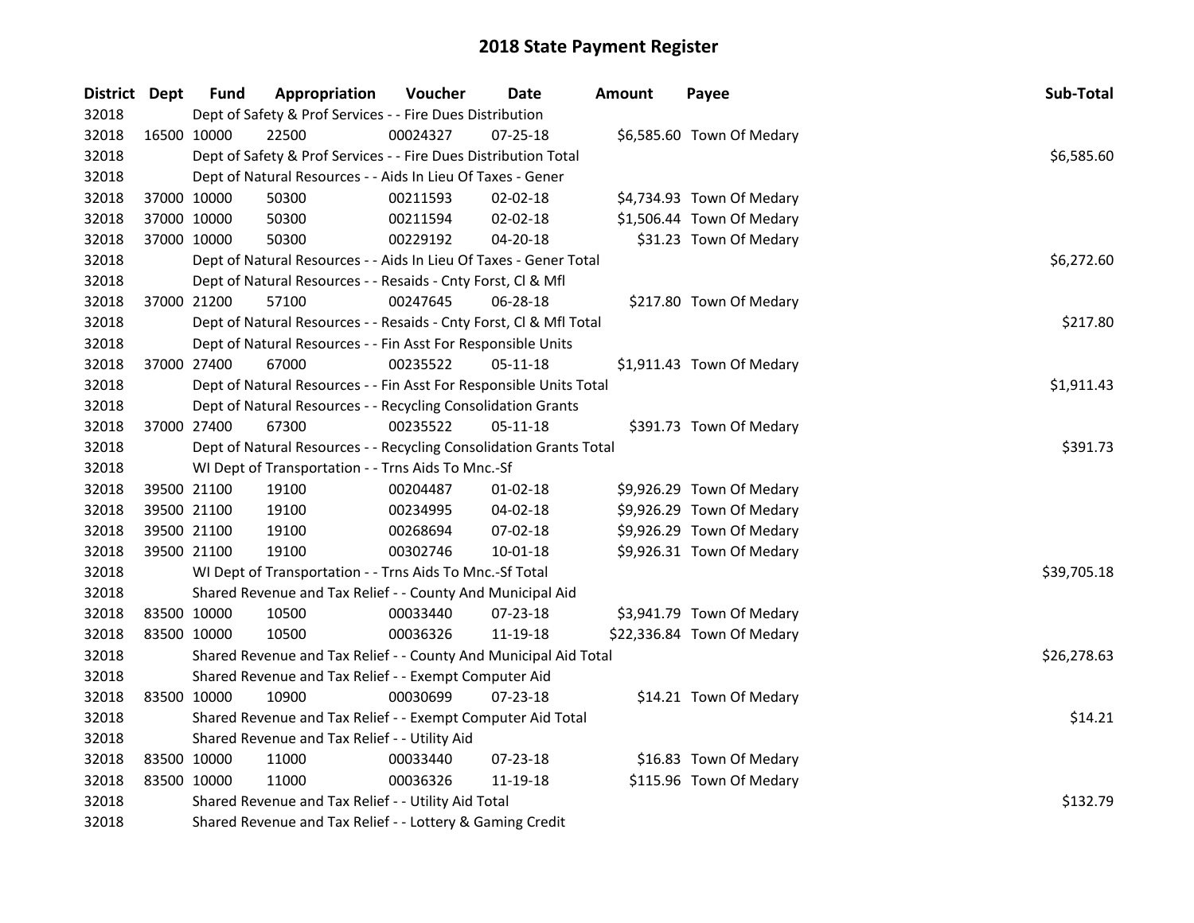# 2018 State Payment Register

| District | Dept | Fund | Appropriation | Voucher | Date | Amount | Payee | Sub-Total |
|---|---|---|---|---|---|---|---|---|
| 32018 | | Dept of Safety & Prof Services - - Fire Dues Distribution | | | | | | |
| 32018 | 16500 | 10000 | 22500 | 00024327 | 07-25-18 | $6,585.60 | Town Of Medary | |
| 32018 | | Dept of Safety & Prof Services - - Fire Dues Distribution Total | | | | | | $6,585.60 |
| 32018 | | Dept of Natural Resources - - Aids In Lieu Of Taxes - Gener | | | | | | |
| 32018 | 37000 | 10000 | 50300 | 00211593 | 02-02-18 | $4,734.93 | Town Of Medary | |
| 32018 | 37000 | 10000 | 50300 | 00211594 | 02-02-18 | $1,506.44 | Town Of Medary | |
| 32018 | 37000 | 10000 | 50300 | 00229192 | 04-20-18 | $31.23 | Town Of Medary | |
| 32018 | | Dept of Natural Resources - - Aids In Lieu Of Taxes - Gener Total | | | | | | $6,272.60 |
| 32018 | | Dept of Natural Resources - - Resaids - Cnty Forst, Cl & Mfl | | | | | | |
| 32018 | 37000 | 21200 | 57100 | 00247645 | 06-28-18 | $217.80 | Town Of Medary | |
| 32018 | | Dept of Natural Resources - - Resaids - Cnty Forst, Cl & Mfl Total | | | | | | $217.80 |
| 32018 | | Dept of Natural Resources - - Fin Asst For Responsible Units | | | | | | |
| 32018 | 37000 | 27400 | 67000 | 00235522 | 05-11-18 | $1,911.43 | Town Of Medary | |
| 32018 | | Dept of Natural Resources - - Fin Asst For Responsible Units Total | | | | | | $1,911.43 |
| 32018 | | Dept of Natural Resources - - Recycling Consolidation Grants | | | | | | |
| 32018 | 37000 | 27400 | 67300 | 00235522 | 05-11-18 | $391.73 | Town Of Medary | |
| 32018 | | Dept of Natural Resources - - Recycling Consolidation Grants Total | | | | | | $391.73 |
| 32018 | | WI Dept of Transportation - - Trns Aids To Mnc.-Sf | | | | | | |
| 32018 | 39500 | 21100 | 19100 | 00204487 | 01-02-18 | $9,926.29 | Town Of Medary | |
| 32018 | 39500 | 21100 | 19100 | 00234995 | 04-02-18 | $9,926.29 | Town Of Medary | |
| 32018 | 39500 | 21100 | 19100 | 00268694 | 07-02-18 | $9,926.29 | Town Of Medary | |
| 32018 | 39500 | 21100 | 19100 | 00302746 | 10-01-18 | $9,926.31 | Town Of Medary | |
| 32018 | | WI Dept of Transportation - - Trns Aids To Mnc.-Sf Total | | | | | | $39,705.18 |
| 32018 | | Shared Revenue and Tax Relief - - County And Municipal Aid | | | | | | |
| 32018 | 83500 | 10000 | 10500 | 00033440 | 07-23-18 | $3,941.79 | Town Of Medary | |
| 32018 | 83500 | 10000 | 10500 | 00036326 | 11-19-18 | $22,336.84 | Town Of Medary | |
| 32018 | | Shared Revenue and Tax Relief - - County And Municipal Aid Total | | | | | | $26,278.63 |
| 32018 | | Shared Revenue and Tax Relief - - Exempt Computer Aid | | | | | | |
| 32018 | 83500 | 10000 | 10900 | 00030699 | 07-23-18 | $14.21 | Town Of Medary | |
| 32018 | | Shared Revenue and Tax Relief - - Exempt Computer Aid Total | | | | | | $14.21 |
| 32018 | | Shared Revenue and Tax Relief - - Utility Aid | | | | | | |
| 32018 | 83500 | 10000 | 11000 | 00033440 | 07-23-18 | $16.83 | Town Of Medary | |
| 32018 | 83500 | 10000 | 11000 | 00036326 | 11-19-18 | $115.96 | Town Of Medary | |
| 32018 | | Shared Revenue and Tax Relief - - Utility Aid Total | | | | | | $132.79 |
| 32018 | | Shared Revenue and Tax Relief - - Lottery & Gaming Credit | | | | | | |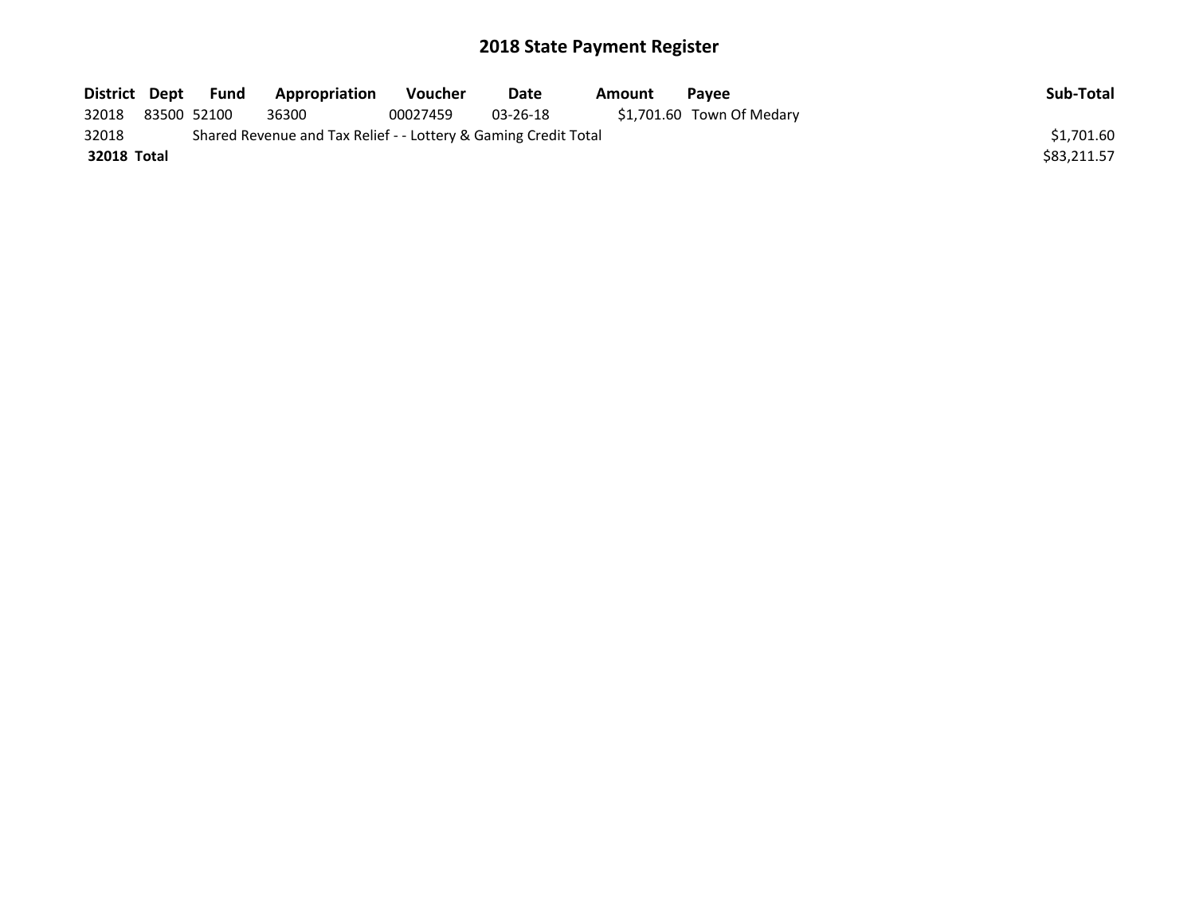# 2018 State Payment Register

| District | Dept | Fund | Appropriation | Voucher | Date | Amount | Payee | Sub-Total |
|---|---|---|---|---|---|---|---|---|
| 32018 | 83500 | 52100 | 36300 | 00027459 | 03-26-18 | $1,701.60 | Town Of Medary | |
| 32018 | Shared Revenue and Tax Relief - - Lottery & Gaming Credit Total | | | | | | | $1,701.60 |
| **32018 Total** | | | | | | | | $83,211.57 |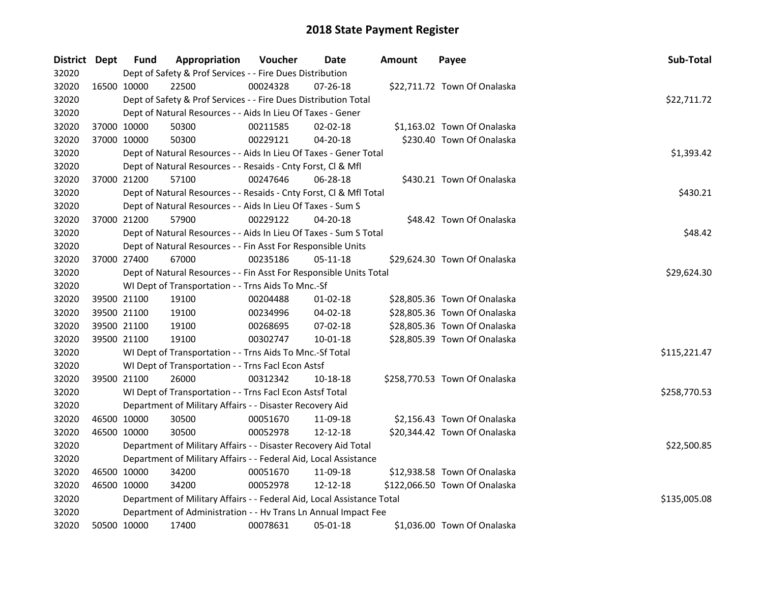# 2018 State Payment Register

| District | Dept | Fund | Appropriation | Voucher | Date | Amount | Payee | Sub-Total |
|---|---|---|---|---|---|---|---|---|
| 32020 | | Dept of Safety & Prof Services - - Fire Dues Distribution | | | | | | |
| 32020 | 16500 | 10000 | 22500 | 00024328 | 07-26-18 | $22,711.72 | Town Of Onalaska | |
| 32020 | | Dept of Safety & Prof Services - - Fire Dues Distribution Total | | | | | | $22,711.72 |
| 32020 | | Dept of Natural Resources - - Aids In Lieu Of Taxes - Gener | | | | | | |
| 32020 | 37000 | 10000 | 50300 | 00211585 | 02-02-18 | $1,163.02 | Town Of Onalaska | |
| 32020 | 37000 | 10000 | 50300 | 00229121 | 04-20-18 | $230.40 | Town Of Onalaska | |
| 32020 | | Dept of Natural Resources - - Aids In Lieu Of Taxes - Gener Total | | | | | | $1,393.42 |
| 32020 | | Dept of Natural Resources - - Resaids - Cnty Forst, Cl & Mfl | | | | | | |
| 32020 | 37000 | 21200 | 57100 | 00247646 | 06-28-18 | $430.21 | Town Of Onalaska | |
| 32020 | | Dept of Natural Resources - - Resaids - Cnty Forst, Cl & Mfl Total | | | | | | $430.21 |
| 32020 | | Dept of Natural Resources - - Aids In Lieu Of Taxes - Sum S | | | | | | |
| 32020 | 37000 | 21200 | 57900 | 00229122 | 04-20-18 | $48.42 | Town Of Onalaska | |
| 32020 | | Dept of Natural Resources - - Aids In Lieu Of Taxes - Sum S Total | | | | | | $48.42 |
| 32020 | | Dept of Natural Resources - - Fin Asst For Responsible Units | | | | | | |
| 32020 | 37000 | 27400 | 67000 | 00235186 | 05-11-18 | $29,624.30 | Town Of Onalaska | |
| 32020 | | Dept of Natural Resources - - Fin Asst For Responsible Units Total | | | | | | $29,624.30 |
| 32020 | | WI Dept of Transportation - - Trns Aids To Mnc.-Sf | | | | | | |
| 32020 | 39500 | 21100 | 19100 | 00204488 | 01-02-18 | $28,805.36 | Town Of Onalaska | |
| 32020 | 39500 | 21100 | 19100 | 00234996 | 04-02-18 | $28,805.36 | Town Of Onalaska | |
| 32020 | 39500 | 21100 | 19100 | 00268695 | 07-02-18 | $28,805.36 | Town Of Onalaska | |
| 32020 | 39500 | 21100 | 19100 | 00302747 | 10-01-18 | $28,805.39 | Town Of Onalaska | |
| 32020 | | WI Dept of Transportation - - Trns Aids To Mnc.-Sf Total | | | | | | $115,221.47 |
| 32020 | | WI Dept of Transportation - - Trns Facl Econ Astsf | | | | | | |
| 32020 | 39500 | 21100 | 26000 | 00312342 | 10-18-18 | $258,770.53 | Town Of Onalaska | |
| 32020 | | WI Dept of Transportation - - Trns Facl Econ Astsf Total | | | | | | $258,770.53 |
| 32020 | | Department of Military Affairs - - Disaster Recovery Aid | | | | | | |
| 32020 | 46500 | 10000 | 30500 | 00051670 | 11-09-18 | $2,156.43 | Town Of Onalaska | |
| 32020 | 46500 | 10000 | 30500 | 00052978 | 12-12-18 | $20,344.42 | Town Of Onalaska | |
| 32020 | | Department of Military Affairs - - Disaster Recovery Aid Total | | | | | | $22,500.85 |
| 32020 | | Department of Military Affairs - - Federal Aid, Local Assistance | | | | | | |
| 32020 | 46500 | 10000 | 34200 | 00051670 | 11-09-18 | $12,938.58 | Town Of Onalaska | |
| 32020 | 46500 | 10000 | 34200 | 00052978 | 12-12-18 | $122,066.50 | Town Of Onalaska | |
| 32020 | | Department of Military Affairs - - Federal Aid, Local Assistance Total | | | | | | $135,005.08 |
| 32020 | | Department of Administration - - Hv Trans Ln Annual Impact Fee | | | | | | |
| 32020 | 50500 | 10000 | 17400 | 00078631 | 05-01-18 | $1,036.00 | Town Of Onalaska | |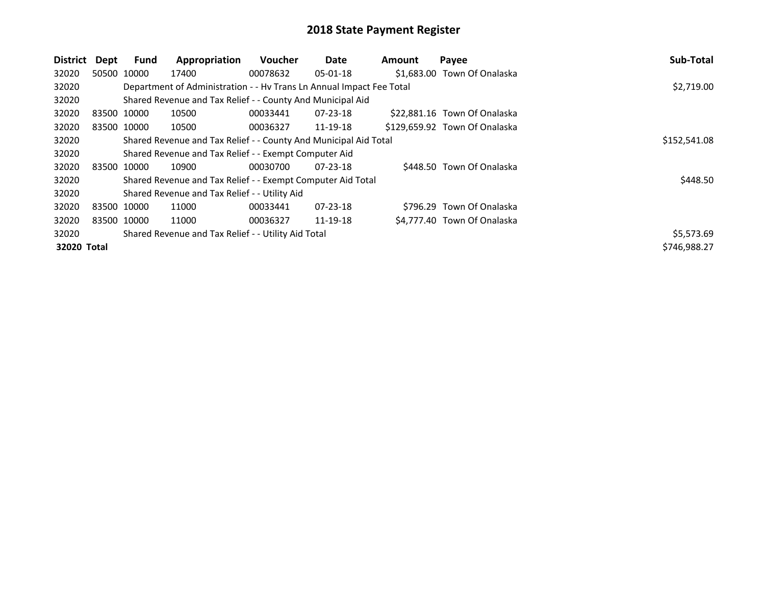# 2018 State Payment Register

| District | Dept | Fund | Appropriation | Voucher | Date | Amount | Payee | Sub-Total |
|---|---|---|---|---|---|---|---|---|
| 32020 | 50500 | 10000 | 17400 | 00078632 | 05-01-18 | $1,683.00 | Town Of Onalaska | |
| 32020 | | Department of Administration - - Hv Trans Ln Annual Impact Fee Total | | | | | | $2,719.00 |
| 32020 | | Shared Revenue and Tax Relief - - County And Municipal Aid | | | | | | |
| 32020 | 83500 | 10000 | 10500 | 00033441 | 07-23-18 | $22,881.16 | Town Of Onalaska | |
| 32020 | 83500 | 10000 | 10500 | 00036327 | 11-19-18 | $129,659.92 | Town Of Onalaska | |
| 32020 | | Shared Revenue and Tax Relief - - County And Municipal Aid Total | | | | | | $152,541.08 |
| 32020 | | Shared Revenue and Tax Relief - - Exempt Computer Aid | | | | | | |
| 32020 | 83500 | 10000 | 10900 | 00030700 | 07-23-18 | $448.50 | Town Of Onalaska | |
| 32020 | | Shared Revenue and Tax Relief - - Exempt Computer Aid Total | | | | | | $448.50 |
| 32020 | | Shared Revenue and Tax Relief - - Utility Aid | | | | | | |
| 32020 | 83500 | 10000 | 11000 | 00033441 | 07-23-18 | $796.29 | Town Of Onalaska | |
| 32020 | 83500 | 10000 | 11000 | 00036327 | 11-19-18 | $4,777.40 | Town Of Onalaska | |
| 32020 | | Shared Revenue and Tax Relief - - Utility Aid Total | | | | | | $5,573.69 |
| **32020 Total** | | | | | | | | $746,988.27 |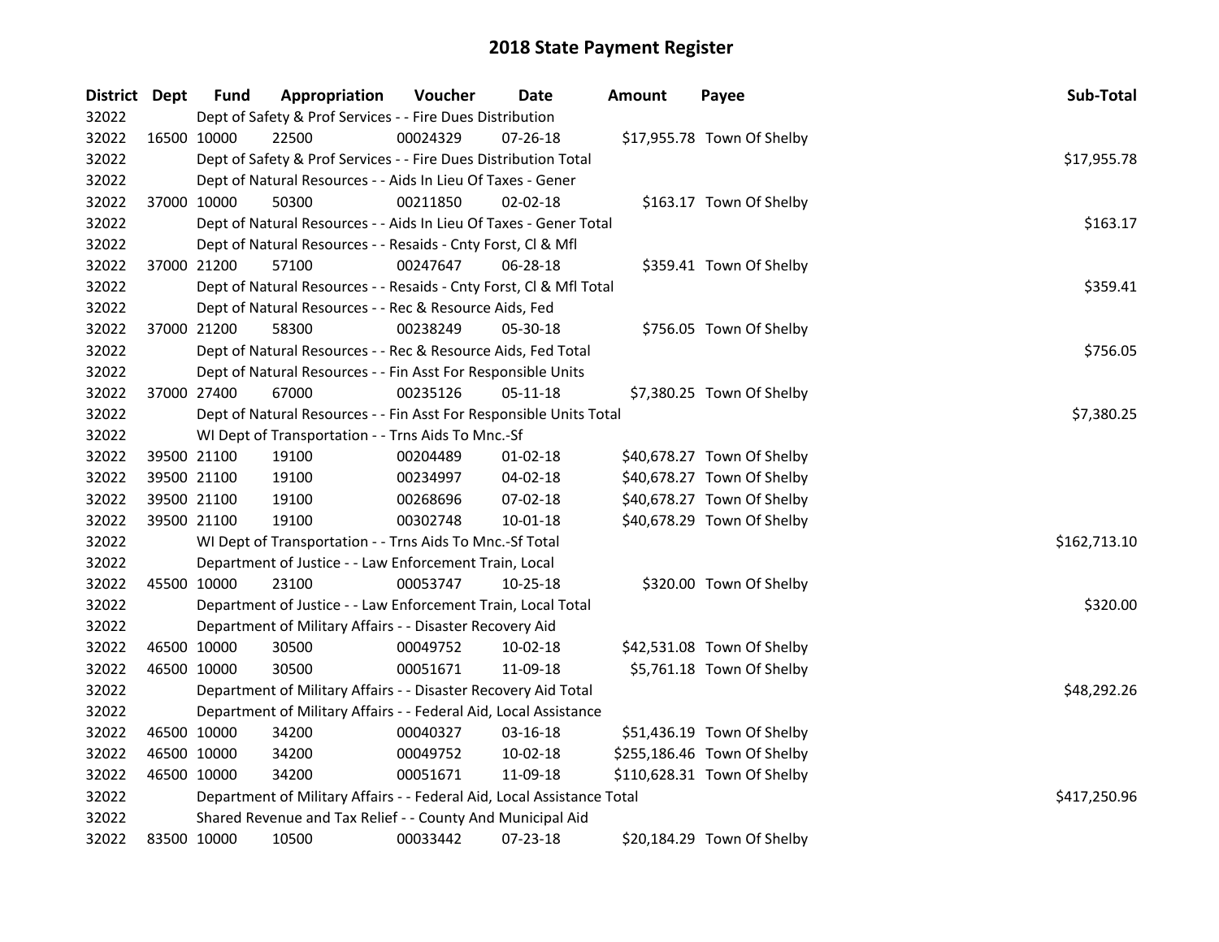# 2018 State Payment Register

| District | Dept | Fund | Appropriation | Voucher | Date | Amount | Payee | Sub-Total |
|---|---|---|---|---|---|---|---|---|
| 32022 | | Dept of Safety & Prof Services - - Fire Dues Distribution | | | | | | |
| 32022 | 16500 | 10000 | 22500 | 00024329 | 07-26-18 | $17,955.78 | Town Of Shelby | |
| 32022 | | Dept of Safety & Prof Services - - Fire Dues Distribution Total | | | | | | $17,955.78 |
| 32022 | | Dept of Natural Resources - - Aids In Lieu Of Taxes - Gener | | | | | | |
| 32022 | 37000 | 10000 | 50300 | 00211850 | 02-02-18 | $163.17 | Town Of Shelby | |
| 32022 | | Dept of Natural Resources - - Aids In Lieu Of Taxes - Gener Total | | | | | | $163.17 |
| 32022 | | Dept of Natural Resources - - Resaids - Cnty Forst, Cl & Mfl | | | | | | |
| 32022 | 37000 | 21200 | 57100 | 00247647 | 06-28-18 | $359.41 | Town Of Shelby | |
| 32022 | | Dept of Natural Resources - - Resaids - Cnty Forst, Cl & Mfl Total | | | | | | $359.41 |
| 32022 | | Dept of Natural Resources - - Rec & Resource Aids, Fed | | | | | | |
| 32022 | 37000 | 21200 | 58300 | 00238249 | 05-30-18 | $756.05 | Town Of Shelby | |
| 32022 | | Dept of Natural Resources - - Rec & Resource Aids, Fed Total | | | | | | $756.05 |
| 32022 | | Dept of Natural Resources - - Fin Asst For Responsible Units | | | | | | |
| 32022 | 37000 | 27400 | 67000 | 00235126 | 05-11-18 | $7,380.25 | Town Of Shelby | |
| 32022 | | Dept of Natural Resources - - Fin Asst For Responsible Units Total | | | | | | $7,380.25 |
| 32022 | | WI Dept of Transportation - - Trns Aids To Mnc.-Sf | | | | | | |
| 32022 | 39500 | 21100 | 19100 | 00204489 | 01-02-18 | $40,678.27 | Town Of Shelby | |
| 32022 | 39500 | 21100 | 19100 | 00234997 | 04-02-18 | $40,678.27 | Town Of Shelby | |
| 32022 | 39500 | 21100 | 19100 | 00268696 | 07-02-18 | $40,678.27 | Town Of Shelby | |
| 32022 | 39500 | 21100 | 19100 | 00302748 | 10-01-18 | $40,678.29 | Town Of Shelby | |
| 32022 | | WI Dept of Transportation - - Trns Aids To Mnc.-Sf Total | | | | | | $162,713.10 |
| 32022 | | Department of Justice - - Law Enforcement Train, Local | | | | | | |
| 32022 | 45500 | 10000 | 23100 | 00053747 | 10-25-18 | $320.00 | Town Of Shelby | |
| 32022 | | Department of Justice - - Law Enforcement Train, Local Total | | | | | | $320.00 |
| 32022 | | Department of Military Affairs - - Disaster Recovery Aid | | | | | | |
| 32022 | 46500 | 10000 | 30500 | 00049752 | 10-02-18 | $42,531.08 | Town Of Shelby | |
| 32022 | 46500 | 10000 | 30500 | 00051671 | 11-09-18 | $5,761.18 | Town Of Shelby | |
| 32022 | | Department of Military Affairs - - Disaster Recovery Aid Total | | | | | | $48,292.26 |
| 32022 | | Department of Military Affairs - - Federal Aid, Local Assistance | | | | | | |
| 32022 | 46500 | 10000 | 34200 | 00040327 | 03-16-18 | $51,436.19 | Town Of Shelby | |
| 32022 | 46500 | 10000 | 34200 | 00049752 | 10-02-18 | $255,186.46 | Town Of Shelby | |
| 32022 | 46500 | 10000 | 34200 | 00051671 | 11-09-18 | $110,628.31 | Town Of Shelby | |
| 32022 | | Department of Military Affairs - - Federal Aid, Local Assistance Total | | | | | | $417,250.96 |
| 32022 | | Shared Revenue and Tax Relief - - County And Municipal Aid | | | | | | |
| 32022 | 83500 | 10000 | 10500 | 00033442 | 07-23-18 | $20,184.29 | Town Of Shelby | |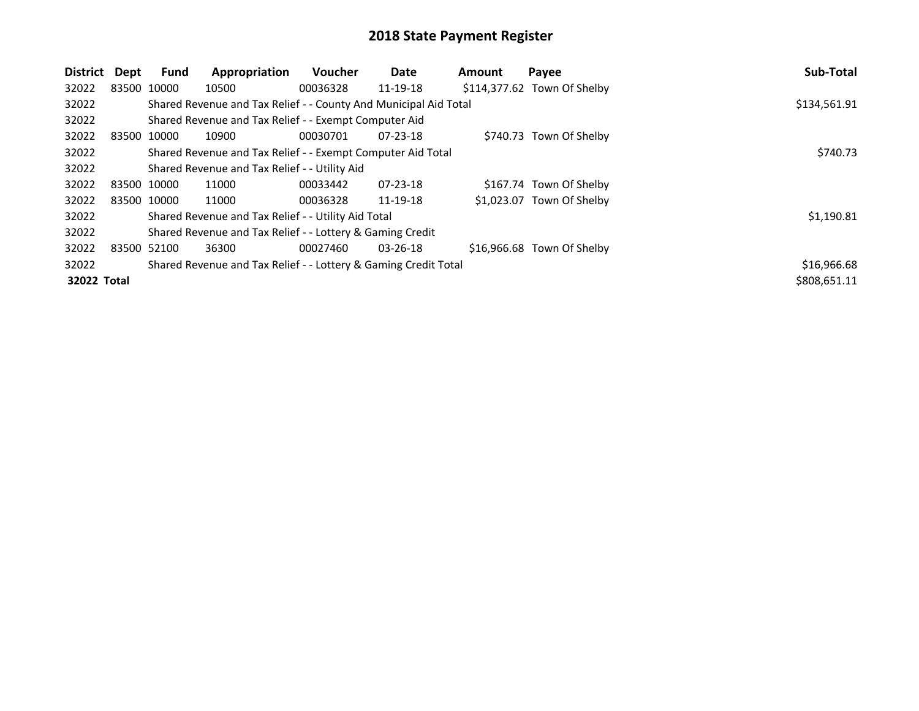# 2018 State Payment Register

| District | Dept | Fund | Appropriation | Voucher | Date | Amount | Payee | Sub-Total |
|---|---|---|---|---|---|---|---|---|
| 32022 | 83500 | 10000 | 10500 | 00036328 | 11-19-18 | $114,377.62 | Town Of Shelby | |
| 32022 | | Shared Revenue and Tax Relief - - County And Municipal Aid Total | | | | | | $134,561.91 |
| 32022 | | Shared Revenue and Tax Relief - - Exempt Computer Aid | | | | | | |
| 32022 | 83500 | 10000 | 10900 | 00030701 | 07-23-18 | $740.73 | Town Of Shelby | |
| 32022 | | Shared Revenue and Tax Relief - - Exempt Computer Aid Total | | | | | | $740.73 |
| 32022 | | Shared Revenue and Tax Relief - - Utility Aid | | | | | | |
| 32022 | 83500 | 10000 | 11000 | 00033442 | 07-23-18 | $167.74 | Town Of Shelby | |
| 32022 | 83500 | 10000 | 11000 | 00036328 | 11-19-18 | $1,023.07 | Town Of Shelby | |
| 32022 | | Shared Revenue and Tax Relief - - Utility Aid Total | | | | | | $1,190.81 |
| 32022 | | Shared Revenue and Tax Relief - - Lottery & Gaming Credit | | | | | | |
| 32022 | 83500 | 52100 | 36300 | 00027460 | 03-26-18 | $16,966.68 | Town Of Shelby | |
| 32022 | | Shared Revenue and Tax Relief - - Lottery & Gaming Credit Total | | | | | | $16,966.68 |
| **32022 Total** | | | | | | | | $808,651.11 |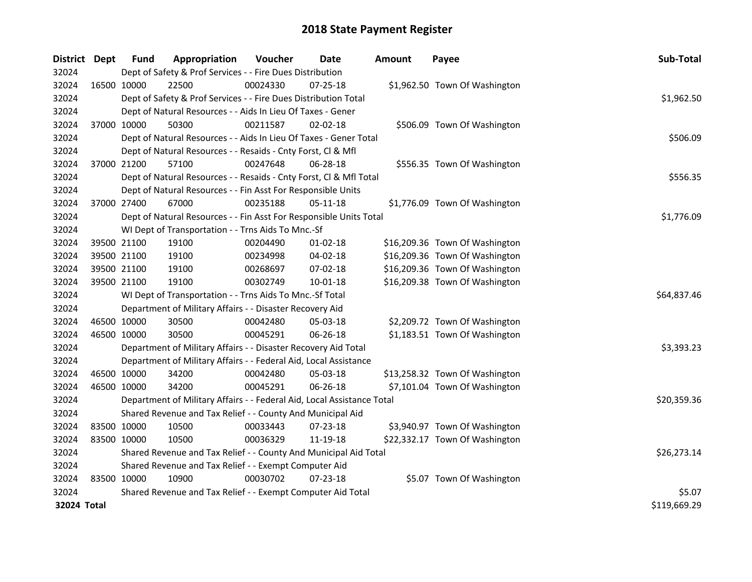# 2018 State Payment Register

| District | Dept | Fund | Appropriation | Voucher | Date | Amount | Payee | Sub-Total |
|---|---|---|---|---|---|---|---|---|
| 32024 | | Dept of Safety & Prof Services - - Fire Dues Distribution | | | | | | |
| 32024 | 16500 | 10000 | 22500 | 00024330 | 07-25-18 | $1,962.50 | Town Of Washington | |
| 32024 | | Dept of Safety & Prof Services - - Fire Dues Distribution Total | | | | | | $1,962.50 |
| 32024 | | Dept of Natural Resources - - Aids In Lieu Of Taxes - Gener | | | | | | |
| 32024 | 37000 | 10000 | 50300 | 00211587 | 02-02-18 | $506.09 | Town Of Washington | |
| 32024 | | Dept of Natural Resources - - Aids In Lieu Of Taxes - Gener Total | | | | | | $506.09 |
| 32024 | | Dept of Natural Resources - - Resaids - Cnty Forst, Cl & Mfl | | | | | | |
| 32024 | 37000 | 21200 | 57100 | 00247648 | 06-28-18 | $556.35 | Town Of Washington | |
| 32024 | | Dept of Natural Resources - - Resaids - Cnty Forst, Cl & Mfl Total | | | | | | $556.35 |
| 32024 | | Dept of Natural Resources - - Fin Asst For Responsible Units | | | | | | |
| 32024 | 37000 | 27400 | 67000 | 00235188 | 05-11-18 | $1,776.09 | Town Of Washington | |
| 32024 | | Dept of Natural Resources - - Fin Asst For Responsible Units Total | | | | | | $1,776.09 |
| 32024 | | WI Dept of Transportation - - Trns Aids To Mnc.-Sf | | | | | | |
| 32024 | 39500 | 21100 | 19100 | 00204490 | 01-02-18 | $16,209.36 | Town Of Washington | |
| 32024 | 39500 | 21100 | 19100 | 00234998 | 04-02-18 | $16,209.36 | Town Of Washington | |
| 32024 | 39500 | 21100 | 19100 | 00268697 | 07-02-18 | $16,209.36 | Town Of Washington | |
| 32024 | 39500 | 21100 | 19100 | 00302749 | 10-01-18 | $16,209.38 | Town Of Washington | |
| 32024 | | WI Dept of Transportation - - Trns Aids To Mnc.-Sf Total | | | | | | $64,837.46 |
| 32024 | | Department of Military Affairs - - Disaster Recovery Aid | | | | | | |
| 32024 | 46500 | 10000 | 30500 | 00042480 | 05-03-18 | $2,209.72 | Town Of Washington | |
| 32024 | 46500 | 10000 | 30500 | 00045291 | 06-26-18 | $1,183.51 | Town Of Washington | |
| 32024 | | Department of Military Affairs - - Disaster Recovery Aid Total | | | | | | $3,393.23 |
| 32024 | | Department of Military Affairs - - Federal Aid, Local Assistance | | | | | | |
| 32024 | 46500 | 10000 | 34200 | 00042480 | 05-03-18 | $13,258.32 | Town Of Washington | |
| 32024 | 46500 | 10000 | 34200 | 00045291 | 06-26-18 | $7,101.04 | Town Of Washington | |
| 32024 | | Department of Military Affairs - - Federal Aid, Local Assistance Total | | | | | | $20,359.36 |
| 32024 | | Shared Revenue and Tax Relief - - County And Municipal Aid | | | | | | |
| 32024 | 83500 | 10000 | 10500 | 00033443 | 07-23-18 | $3,940.97 | Town Of Washington | |
| 32024 | 83500 | 10000 | 10500 | 00036329 | 11-19-18 | $22,332.17 | Town Of Washington | |
| 32024 | | Shared Revenue and Tax Relief - - County And Municipal Aid Total | | | | | | $26,273.14 |
| 32024 | | Shared Revenue and Tax Relief - - Exempt Computer Aid | | | | | | |
| 32024 | 83500 | 10000 | 10900 | 00030702 | 07-23-18 | $5.07 | Town Of Washington | |
| 32024 | | Shared Revenue and Tax Relief - - Exempt Computer Aid Total | | | | | | $5.07 |
| **32024 Total** | | | | | | | | $119,669.29 |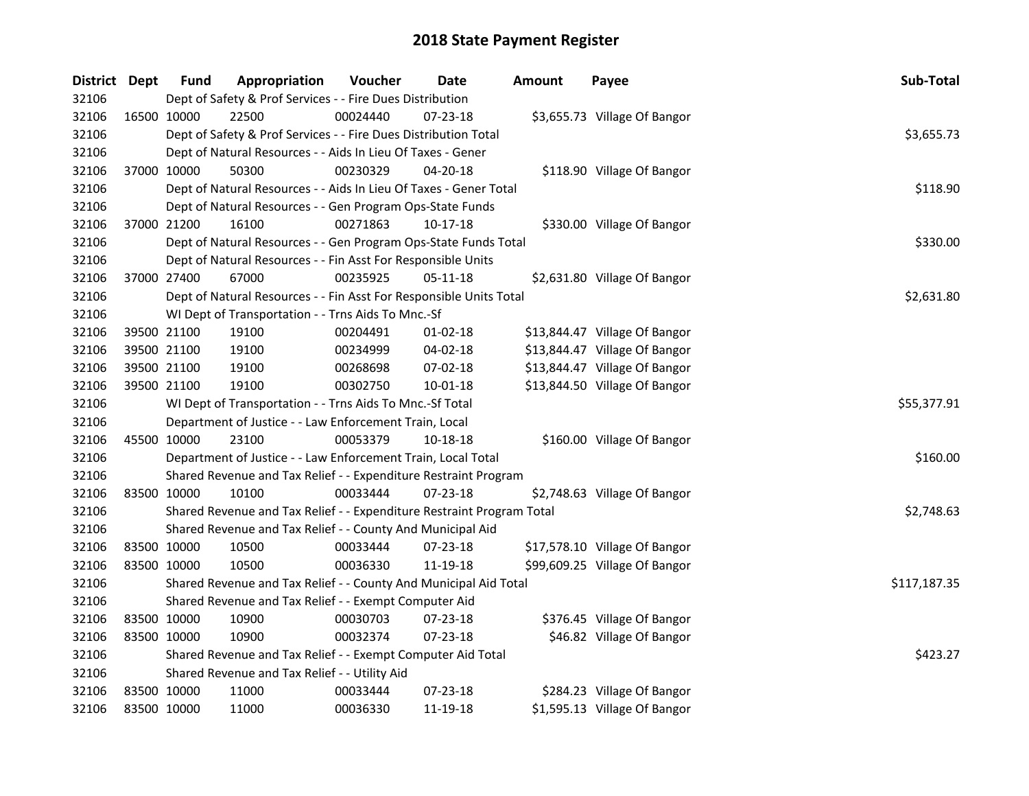# 2018 State Payment Register

| District | Dept | Fund | Appropriation | Voucher | Date | Amount | Payee | Sub-Total |
|---|---|---|---|---|---|---|---|---|
| 32106 | | | Dept of Safety & Prof Services - - Fire Dues Distribution | | | | | |
| 32106 | 16500 | 10000 | 22500 | 00024440 | 07-23-18 | $3,655.73 | Village Of Bangor | |
| 32106 | | | Dept of Safety & Prof Services - - Fire Dues Distribution Total | | | | | $3,655.73 |
| 32106 | | | Dept of Natural Resources - - Aids In Lieu Of Taxes - Gener | | | | | |
| 32106 | 37000 | 10000 | 50300 | 00230329 | 04-20-18 | $118.90 | Village Of Bangor | |
| 32106 | | | Dept of Natural Resources - - Aids In Lieu Of Taxes - Gener Total | | | | | $118.90 |
| 32106 | | | Dept of Natural Resources - - Gen Program Ops-State Funds | | | | | |
| 32106 | 37000 | 21200 | 16100 | 00271863 | 10-17-18 | $330.00 | Village Of Bangor | |
| 32106 | | | Dept of Natural Resources - - Gen Program Ops-State Funds Total | | | | | $330.00 |
| 32106 | | | Dept of Natural Resources - - Fin Asst For Responsible Units | | | | | |
| 32106 | 37000 | 27400 | 67000 | 00235925 | 05-11-18 | $2,631.80 | Village Of Bangor | |
| 32106 | | | Dept of Natural Resources - - Fin Asst For Responsible Units Total | | | | | $2,631.80 |
| 32106 | | | WI Dept of Transportation - - Trns Aids To Mnc.-Sf | | | | | |
| 32106 | 39500 | 21100 | 19100 | 00204491 | 01-02-18 | $13,844.47 | Village Of Bangor | |
| 32106 | 39500 | 21100 | 19100 | 00234999 | 04-02-18 | $13,844.47 | Village Of Bangor | |
| 32106 | 39500 | 21100 | 19100 | 00268698 | 07-02-18 | $13,844.47 | Village Of Bangor | |
| 32106 | 39500 | 21100 | 19100 | 00302750 | 10-01-18 | $13,844.50 | Village Of Bangor | |
| 32106 | | | WI Dept of Transportation - - Trns Aids To Mnc.-Sf Total | | | | | $55,377.91 |
| 32106 | | | Department of Justice - - Law Enforcement Train, Local | | | | | |
| 32106 | 45500 | 10000 | 23100 | 00053379 | 10-18-18 | $160.00 | Village Of Bangor | |
| 32106 | | | Department of Justice - - Law Enforcement Train, Local Total | | | | | $160.00 |
| 32106 | | | Shared Revenue and Tax Relief - - Expenditure Restraint Program | | | | | |
| 32106 | 83500 | 10000 | 10100 | 00033444 | 07-23-18 | $2,748.63 | Village Of Bangor | |
| 32106 | | | Shared Revenue and Tax Relief - - Expenditure Restraint Program Total | | | | | $2,748.63 |
| 32106 | | | Shared Revenue and Tax Relief - - County And Municipal Aid | | | | | |
| 32106 | 83500 | 10000 | 10500 | 00033444 | 07-23-18 | $17,578.10 | Village Of Bangor | |
| 32106 | 83500 | 10000 | 10500 | 00036330 | 11-19-18 | $99,609.25 | Village Of Bangor | |
| 32106 | | | Shared Revenue and Tax Relief - - County And Municipal Aid Total | | | | | $117,187.35 |
| 32106 | | | Shared Revenue and Tax Relief - - Exempt Computer Aid | | | | | |
| 32106 | 83500 | 10000 | 10900 | 00030703 | 07-23-18 | $376.45 | Village Of Bangor | |
| 32106 | 83500 | 10000 | 10900 | 00032374 | 07-23-18 | $46.82 | Village Of Bangor | |
| 32106 | | | Shared Revenue and Tax Relief - - Exempt Computer Aid Total | | | | | $423.27 |
| 32106 | | | Shared Revenue and Tax Relief - - Utility Aid | | | | | |
| 32106 | 83500 | 10000 | 11000 | 00033444 | 07-23-18 | $284.23 | Village Of Bangor | |
| 32106 | 83500 | 10000 | 11000 | 00036330 | 11-19-18 | $1,595.13 | Village Of Bangor | |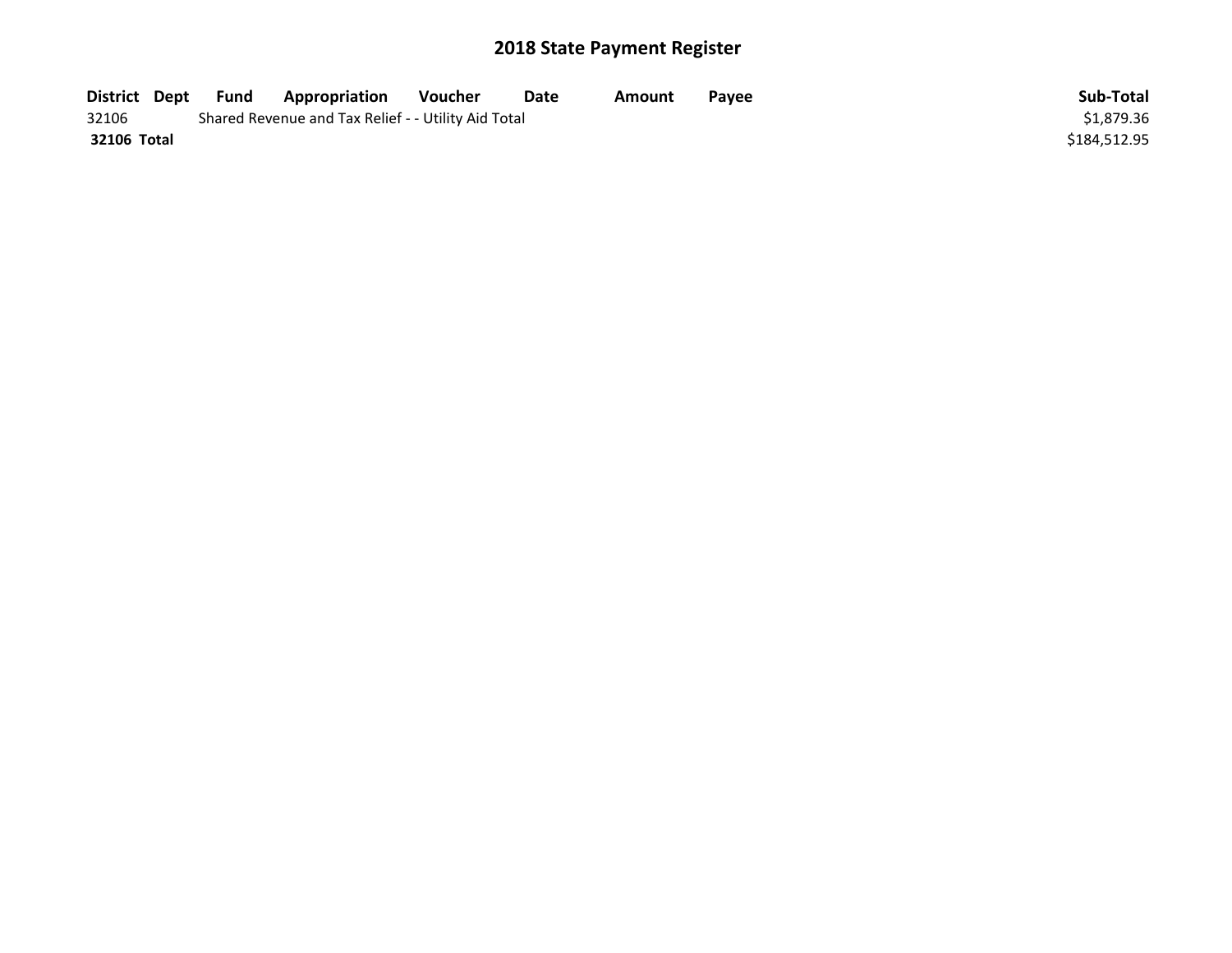## 2018 State Payment Register

| District | Dept | Fund | Appropriation | Voucher | Date | Amount | Payee | Sub-Total |
|---|---|---|---|---|---|---|---|---|
| 32106 | | Shared Revenue and Tax Relief - - Utility Aid Total | | | | | | $1,879.36 |
| **32106 Total** | | | | | | | | $184,512.95 |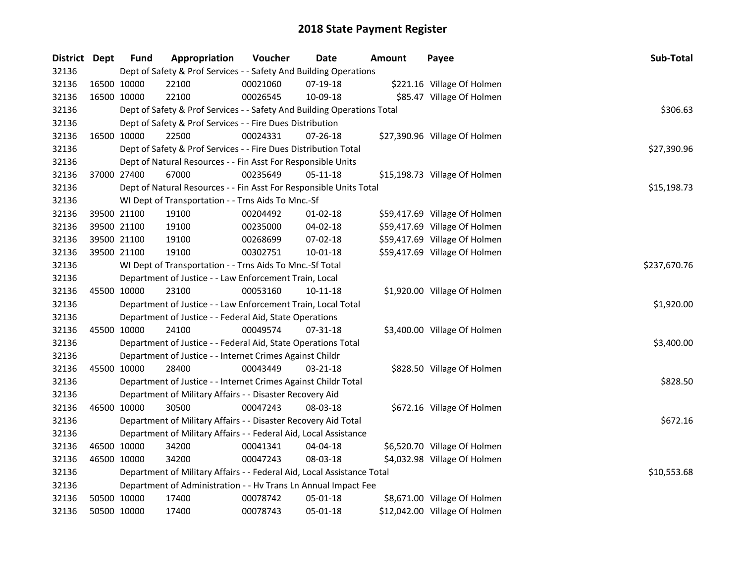# 2018 State Payment Register

| District | Dept | Fund | Appropriation | Voucher | Date | Amount | Payee | Sub-Total |
|---|---|---|---|---|---|---|---|---|
| 32136 | | Dept of Safety & Prof Services - - Safety And Building Operations | | | | | | |
| 32136 | 16500 | 10000 | 22100 | 00021060 | 07-19-18 | $221.16 | Village Of Holmen | |
| 32136 | 16500 | 10000 | 22100 | 00026545 | 10-09-18 | $85.47 | Village Of Holmen | |
| 32136 | | Dept of Safety & Prof Services - - Safety And Building Operations Total | | | | | | $306.63 |
| 32136 | | Dept of Safety & Prof Services - - Fire Dues Distribution | | | | | | |
| 32136 | 16500 | 10000 | 22500 | 00024331 | 07-26-18 | $27,390.96 | Village Of Holmen | |
| 32136 | | Dept of Safety & Prof Services - - Fire Dues Distribution Total | | | | | | $27,390.96 |
| 32136 | | Dept of Natural Resources - - Fin Asst For Responsible Units | | | | | | |
| 32136 | 37000 | 27400 | 67000 | 00235649 | 05-11-18 | $15,198.73 | Village Of Holmen | |
| 32136 | | Dept of Natural Resources - - Fin Asst For Responsible Units Total | | | | | | $15,198.73 |
| 32136 | | WI Dept of Transportation - - Trns Aids To Mnc.-Sf | | | | | | |
| 32136 | 39500 | 21100 | 19100 | 00204492 | 01-02-18 | $59,417.69 | Village Of Holmen | |
| 32136 | 39500 | 21100 | 19100 | 00235000 | 04-02-18 | $59,417.69 | Village Of Holmen | |
| 32136 | 39500 | 21100 | 19100 | 00268699 | 07-02-18 | $59,417.69 | Village Of Holmen | |
| 32136 | 39500 | 21100 | 19100 | 00302751 | 10-01-18 | $59,417.69 | Village Of Holmen | |
| 32136 | | WI Dept of Transportation - - Trns Aids To Mnc.-Sf Total | | | | | | $237,670.76 |
| 32136 | | Department of Justice - - Law Enforcement Train, Local | | | | | | |
| 32136 | 45500 | 10000 | 23100 | 00053160 | 10-11-18 | $1,920.00 | Village Of Holmen | |
| 32136 | | Department of Justice - - Law Enforcement Train, Local Total | | | | | | $1,920.00 |
| 32136 | | Department of Justice - - Federal Aid, State Operations | | | | | | |
| 32136 | 45500 | 10000 | 24100 | 00049574 | 07-31-18 | $3,400.00 | Village Of Holmen | |
| 32136 | | Department of Justice - - Federal Aid, State Operations Total | | | | | | $3,400.00 |
| 32136 | | Department of Justice - - Internet Crimes Against Childr | | | | | | |
| 32136 | 45500 | 10000 | 28400 | 00043449 | 03-21-18 | $828.50 | Village Of Holmen | |
| 32136 | | Department of Justice - - Internet Crimes Against Childr Total | | | | | | $828.50 |
| 32136 | | Department of Military Affairs - - Disaster Recovery Aid | | | | | | |
| 32136 | 46500 | 10000 | 30500 | 00047243 | 08-03-18 | $672.16 | Village Of Holmen | |
| 32136 | | Department of Military Affairs - - Disaster Recovery Aid Total | | | | | | $672.16 |
| 32136 | | Department of Military Affairs - - Federal Aid, Local Assistance | | | | | | |
| 32136 | 46500 | 10000 | 34200 | 00041341 | 04-04-18 | $6,520.70 | Village Of Holmen | |
| 32136 | 46500 | 10000 | 34200 | 00047243 | 08-03-18 | $4,032.98 | Village Of Holmen | |
| 32136 | | Department of Military Affairs - - Federal Aid, Local Assistance Total | | | | | | $10,553.68 |
| 32136 | | Department of Administration - - Hv Trans Ln Annual Impact Fee | | | | | | |
| 32136 | 50500 | 10000 | 17400 | 00078742 | 05-01-18 | $8,671.00 | Village Of Holmen | |
| 32136 | 50500 | 10000 | 17400 | 00078743 | 05-01-18 | $12,042.00 | Village Of Holmen | |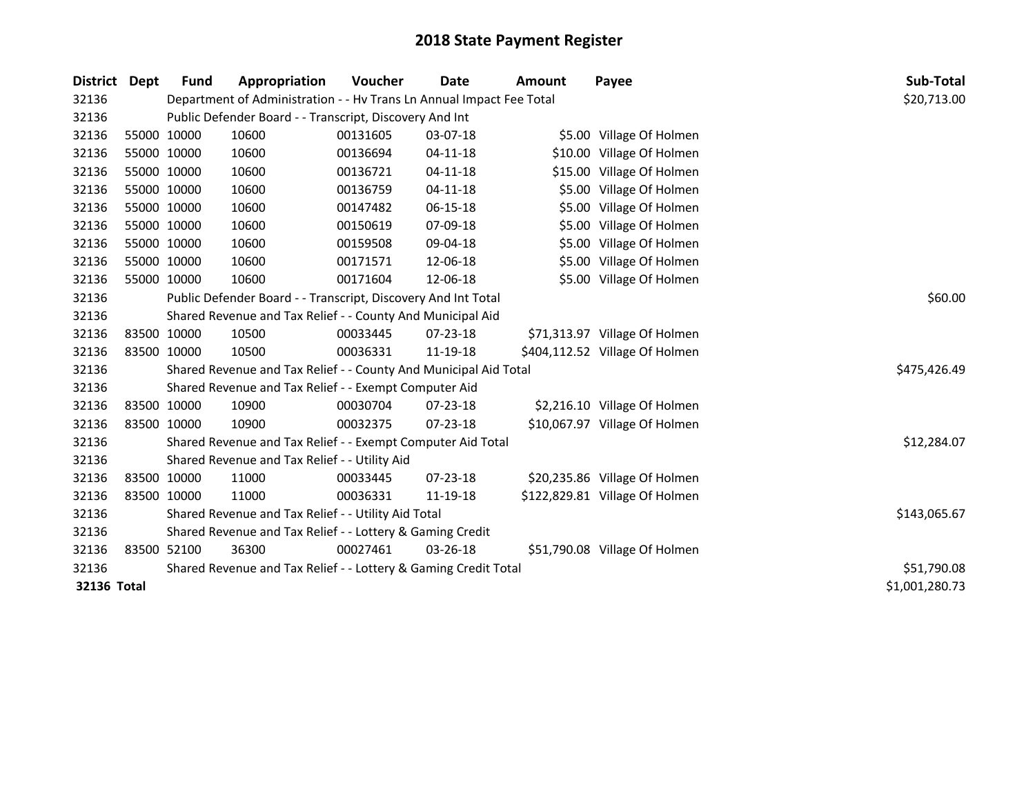# 2018 State Payment Register

| District | Dept | Fund | Appropriation | Voucher | Date | Amount | Payee | Sub-Total |
|---|---|---|---|---|---|---|---|---|
| 32136 | | Department of Administration - - Hv Trans Ln Annual Impact Fee Total | | | | | | $20,713.00 |
| 32136 | | Public Defender Board - - Transcript, Discovery And Int | | | | | | |
| 32136 | 55000 | 10000 | 10600 | 00131605 | 03-07-18 | $5.00 | Village Of Holmen | |
| 32136 | 55000 | 10000 | 10600 | 00136694 | 04-11-18 | $10.00 | Village Of Holmen | |
| 32136 | 55000 | 10000 | 10600 | 00136721 | 04-11-18 | $15.00 | Village Of Holmen | |
| 32136 | 55000 | 10000 | 10600 | 00136759 | 04-11-18 | $5.00 | Village Of Holmen | |
| 32136 | 55000 | 10000 | 10600 | 00147482 | 06-15-18 | $5.00 | Village Of Holmen | |
| 32136 | 55000 | 10000 | 10600 | 00150619 | 07-09-18 | $5.00 | Village Of Holmen | |
| 32136 | 55000 | 10000 | 10600 | 00159508 | 09-04-18 | $5.00 | Village Of Holmen | |
| 32136 | 55000 | 10000 | 10600 | 00171571 | 12-06-18 | $5.00 | Village Of Holmen | |
| 32136 | 55000 | 10000 | 10600 | 00171604 | 12-06-18 | $5.00 | Village Of Holmen | |
| 32136 | | Public Defender Board - - Transcript, Discovery And Int Total | | | | | | $60.00 |
| 32136 | | Shared Revenue and Tax Relief - - County And Municipal Aid | | | | | | |
| 32136 | 83500 | 10000 | 10500 | 00033445 | 07-23-18 | $71,313.97 | Village Of Holmen | |
| 32136 | 83500 | 10000 | 10500 | 00036331 | 11-19-18 | $404,112.52 | Village Of Holmen | |
| 32136 | | Shared Revenue and Tax Relief - - County And Municipal Aid Total | | | | | | $475,426.49 |
| 32136 | | Shared Revenue and Tax Relief - - Exempt Computer Aid | | | | | | |
| 32136 | 83500 | 10000 | 10900 | 00030704 | 07-23-18 | $2,216.10 | Village Of Holmen | |
| 32136 | 83500 | 10000 | 10900 | 00032375 | 07-23-18 | $10,067.97 | Village Of Holmen | |
| 32136 | | Shared Revenue and Tax Relief - - Exempt Computer Aid Total | | | | | | $12,284.07 |
| 32136 | | Shared Revenue and Tax Relief - - Utility Aid | | | | | | |
| 32136 | 83500 | 10000 | 11000 | 00033445 | 07-23-18 | $20,235.86 | Village Of Holmen | |
| 32136 | 83500 | 10000 | 11000 | 00036331 | 11-19-18 | $122,829.81 | Village Of Holmen | |
| 32136 | | Shared Revenue and Tax Relief - - Utility Aid Total | | | | | | $143,065.67 |
| 32136 | | Shared Revenue and Tax Relief - - Lottery & Gaming Credit | | | | | | |
| 32136 | 83500 | 52100 | 36300 | 00027461 | 03-26-18 | $51,790.08 | Village Of Holmen | |
| 32136 | | Shared Revenue and Tax Relief - - Lottery & Gaming Credit Total | | | | | | $51,790.08 |
| **32136 Total** | | | | | | | | $1,001,280.73 |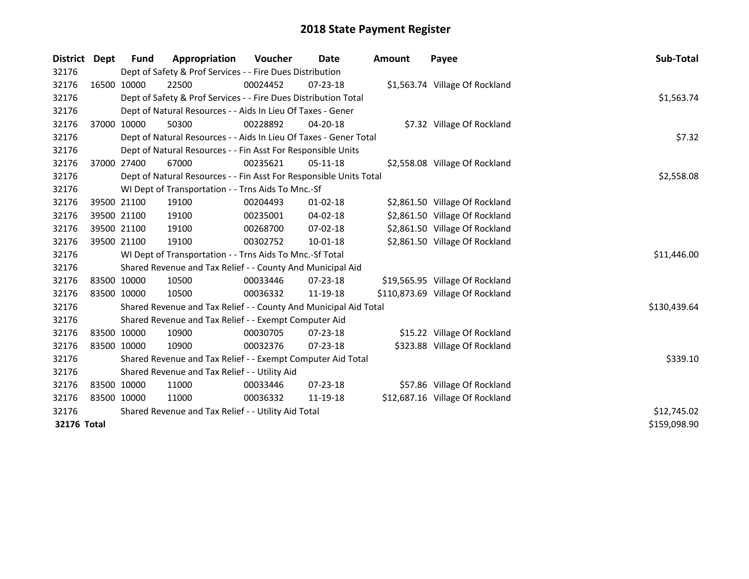# 2018 State Payment Register

| District | Dept | Fund | Appropriation | Voucher | Date | Amount | Payee | Sub-Total |
|---|---|---|---|---|---|---|---|---|
| 32176 | | Dept of Safety & Prof Services - - Fire Dues Distribution | | | | | | |
| 32176 | 16500 | 10000 | 22500 | 00024452 | 07-23-18 | $1,563.74 | Village Of Rockland | |
| 32176 | | Dept of Safety & Prof Services - - Fire Dues Distribution Total | | | | | | $1,563.74 |
| 32176 | | Dept of Natural Resources - - Aids In Lieu Of Taxes - Gener | | | | | | |
| 32176 | 37000 | 10000 | 50300 | 00228892 | 04-20-18 | $7.32 | Village Of Rockland | |
| 32176 | | Dept of Natural Resources - - Aids In Lieu Of Taxes - Gener Total | | | | | | $7.32 |
| 32176 | | Dept of Natural Resources - - Fin Asst For Responsible Units | | | | | | |
| 32176 | 37000 | 27400 | 67000 | 00235621 | 05-11-18 | $2,558.08 | Village Of Rockland | |
| 32176 | | Dept of Natural Resources - - Fin Asst For Responsible Units Total | | | | | | $2,558.08 |
| 32176 | | WI Dept of Transportation - - Trns Aids To Mnc.-Sf | | | | | | |
| 32176 | 39500 | 21100 | 19100 | 00204493 | 01-02-18 | $2,861.50 | Village Of Rockland | |
| 32176 | 39500 | 21100 | 19100 | 00235001 | 04-02-18 | $2,861.50 | Village Of Rockland | |
| 32176 | 39500 | 21100 | 19100 | 00268700 | 07-02-18 | $2,861.50 | Village Of Rockland | |
| 32176 | 39500 | 21100 | 19100 | 00302752 | 10-01-18 | $2,861.50 | Village Of Rockland | |
| 32176 | | WI Dept of Transportation - - Trns Aids To Mnc.-Sf Total | | | | | | $11,446.00 |
| 32176 | | Shared Revenue and Tax Relief - - County And Municipal Aid | | | | | | |
| 32176 | 83500 | 10000 | 10500 | 00033446 | 07-23-18 | $19,565.95 | Village Of Rockland | |
| 32176 | 83500 | 10000 | 10500 | 00036332 | 11-19-18 | $110,873.69 | Village Of Rockland | |
| 32176 | | Shared Revenue and Tax Relief - - County And Municipal Aid Total | | | | | | $130,439.64 |
| 32176 | | Shared Revenue and Tax Relief - - Exempt Computer Aid | | | | | | |
| 32176 | 83500 | 10000 | 10900 | 00030705 | 07-23-18 | $15.22 | Village Of Rockland | |
| 32176 | 83500 | 10000 | 10900 | 00032376 | 07-23-18 | $323.88 | Village Of Rockland | |
| 32176 | | Shared Revenue and Tax Relief - - Exempt Computer Aid Total | | | | | | $339.10 |
| 32176 | | Shared Revenue and Tax Relief - - Utility Aid | | | | | | |
| 32176 | 83500 | 10000 | 11000 | 00033446 | 07-23-18 | $57.86 | Village Of Rockland | |
| 32176 | 83500 | 10000 | 11000 | 00036332 | 11-19-18 | $12,687.16 | Village Of Rockland | |
| 32176 | | Shared Revenue and Tax Relief - - Utility Aid Total | | | | | | $12,745.02 |
| **32176 Total** | | | | | | | | $159,098.90 |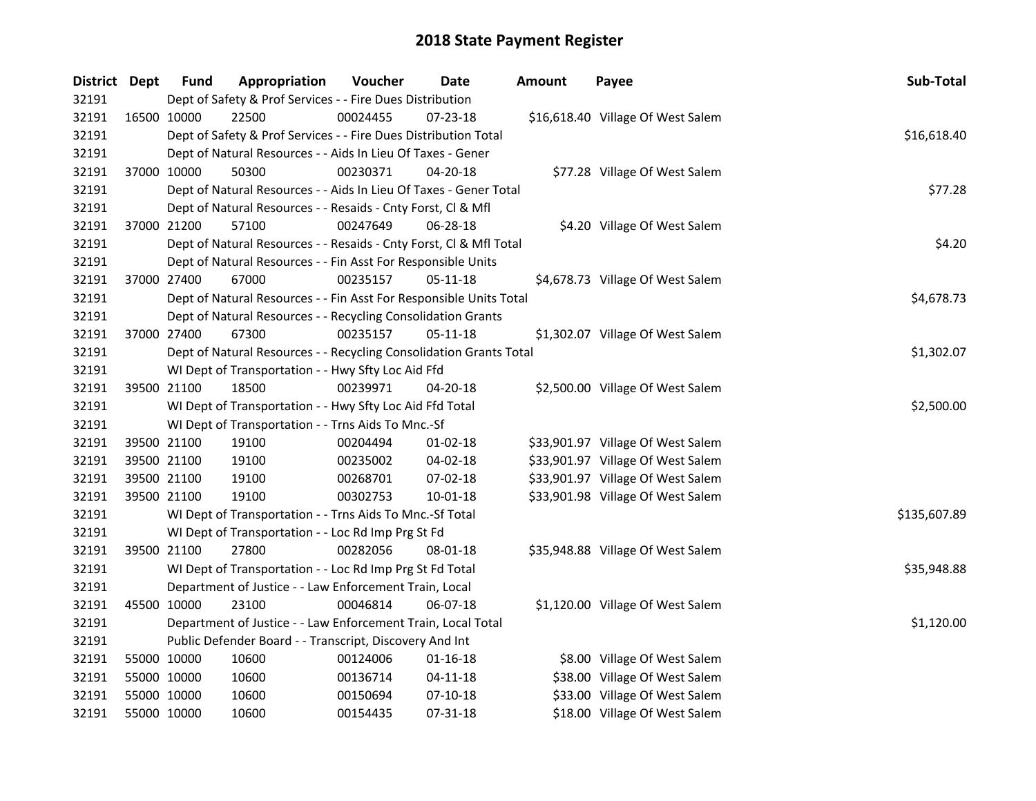# 2018 State Payment Register

| District | Dept | Fund | Appropriation | Voucher | Date | Amount | Payee | Sub-Total |
|---|---|---|---|---|---|---|---|---|
| 32191 | | | Dept of Safety & Prof Services - - Fire Dues Distribution | | | | | |
| 32191 | 16500 | 10000 | 22500 | 00024455 | 07-23-18 | $16,618.40 | Village Of West Salem | |
| 32191 | | | Dept of Safety & Prof Services - - Fire Dues Distribution Total | | | | | $16,618.40 |
| 32191 | | | Dept of Natural Resources - - Aids In Lieu Of Taxes - Gener | | | | | |
| 32191 | 37000 | 10000 | 50300 | 00230371 | 04-20-18 | $77.28 | Village Of West Salem | |
| 32191 | | | Dept of Natural Resources - - Aids In Lieu Of Taxes - Gener Total | | | | | $77.28 |
| 32191 | | | Dept of Natural Resources - - Resaids - Cnty Forst, Cl & Mfl | | | | | |
| 32191 | 37000 | 21200 | 57100 | 00247649 | 06-28-18 | $4.20 | Village Of West Salem | |
| 32191 | | | Dept of Natural Resources - - Resaids - Cnty Forst, Cl & Mfl Total | | | | | $4.20 |
| 32191 | | | Dept of Natural Resources - - Fin Asst For Responsible Units | | | | | |
| 32191 | 37000 | 27400 | 67000 | 00235157 | 05-11-18 | $4,678.73 | Village Of West Salem | |
| 32191 | | | Dept of Natural Resources - - Fin Asst For Responsible Units Total | | | | | $4,678.73 |
| 32191 | | | Dept of Natural Resources - - Recycling Consolidation Grants | | | | | |
| 32191 | 37000 | 27400 | 67300 | 00235157 | 05-11-18 | $1,302.07 | Village Of West Salem | |
| 32191 | | | Dept of Natural Resources - - Recycling Consolidation Grants Total | | | | | $1,302.07 |
| 32191 | | | WI Dept of Transportation - - Hwy Sfty Loc Aid Ffd | | | | | |
| 32191 | 39500 | 21100 | 18500 | 00239971 | 04-20-18 | $2,500.00 | Village Of West Salem | |
| 32191 | | | WI Dept of Transportation - - Hwy Sfty Loc Aid Ffd Total | | | | | $2,500.00 |
| 32191 | | | WI Dept of Transportation - - Trns Aids To Mnc.-Sf | | | | | |
| 32191 | 39500 | 21100 | 19100 | 00204494 | 01-02-18 | $33,901.97 | Village Of West Salem | |
| 32191 | 39500 | 21100 | 19100 | 00235002 | 04-02-18 | $33,901.97 | Village Of West Salem | |
| 32191 | 39500 | 21100 | 19100 | 00268701 | 07-02-18 | $33,901.97 | Village Of West Salem | |
| 32191 | 39500 | 21100 | 19100 | 00302753 | 10-01-18 | $33,901.98 | Village Of West Salem | |
| 32191 | | | WI Dept of Transportation - - Trns Aids To Mnc.-Sf Total | | | | | $135,607.89 |
| 32191 | | | WI Dept of Transportation - - Loc Rd Imp Prg St Fd | | | | | |
| 32191 | 39500 | 21100 | 27800 | 00282056 | 08-01-18 | $35,948.88 | Village Of West Salem | |
| 32191 | | | WI Dept of Transportation - - Loc Rd Imp Prg St Fd Total | | | | | $35,948.88 |
| 32191 | | | Department of Justice - - Law Enforcement Train, Local | | | | | |
| 32191 | 45500 | 10000 | 23100 | 00046814 | 06-07-18 | $1,120.00 | Village Of West Salem | |
| 32191 | | | Department of Justice - - Law Enforcement Train, Local Total | | | | | $1,120.00 |
| 32191 | | | Public Defender Board - - Transcript, Discovery And Int | | | | | |
| 32191 | 55000 | 10000 | 10600 | 00124006 | 01-16-18 | $8.00 | Village Of West Salem | |
| 32191 | 55000 | 10000 | 10600 | 00136714 | 04-11-18 | $38.00 | Village Of West Salem | |
| 32191 | 55000 | 10000 | 10600 | 00150694 | 07-10-18 | $33.00 | Village Of West Salem | |
| 32191 | 55000 | 10000 | 10600 | 00154435 | 07-31-18 | $18.00 | Village Of West Salem | |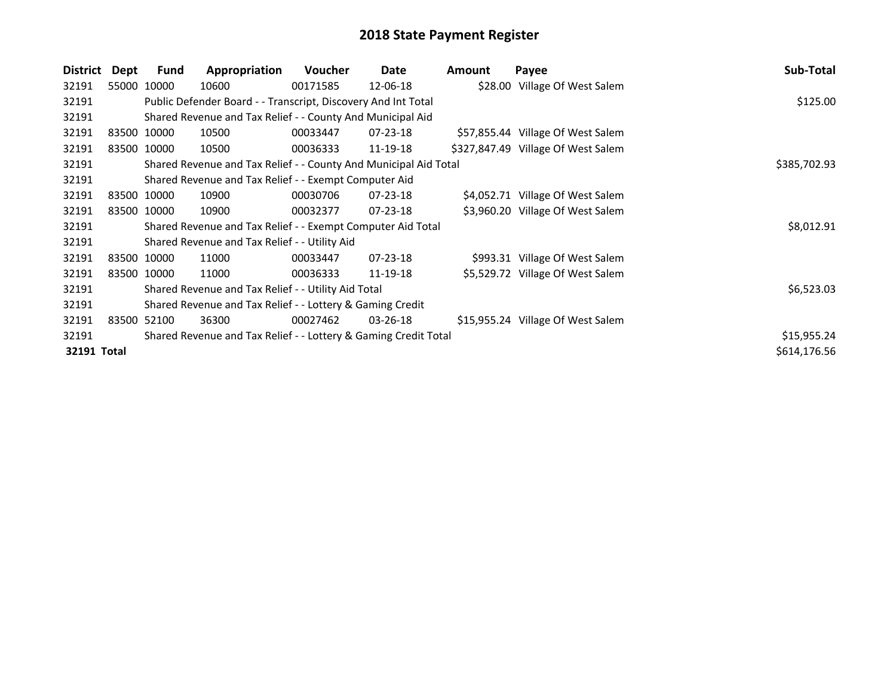# 2018 State Payment Register

| District | Dept | Fund | Appropriation | Voucher | Date | Amount | Payee | Sub-Total |
|---|---|---|---|---|---|---|---|---|
| 32191 | 55000 | 10000 | 10600 | 00171585 | 12-06-18 | $28.00 | Village Of West Salem | |
| 32191 | | Public Defender Board - - Transcript, Discovery And Int Total | | | | | | $125.00 |
| 32191 | | Shared Revenue and Tax Relief - - County And Municipal Aid | | | | | | |
| 32191 | 83500 | 10000 | 10500 | 00033447 | 07-23-18 | $57,855.44 | Village Of West Salem | |
| 32191 | 83500 | 10000 | 10500 | 00036333 | 11-19-18 | $327,847.49 | Village Of West Salem | |
| 32191 | | Shared Revenue and Tax Relief - - County And Municipal Aid Total | | | | | | $385,702.93 |
| 32191 | | Shared Revenue and Tax Relief - - Exempt Computer Aid | | | | | | |
| 32191 | 83500 | 10000 | 10900 | 00030706 | 07-23-18 | $4,052.71 | Village Of West Salem | |
| 32191 | 83500 | 10000 | 10900 | 00032377 | 07-23-18 | $3,960.20 | Village Of West Salem | |
| 32191 | | Shared Revenue and Tax Relief - - Exempt Computer Aid Total | | | | | | $8,012.91 |
| 32191 | | Shared Revenue and Tax Relief - - Utility Aid | | | | | | |
| 32191 | 83500 | 10000 | 11000 | 00033447 | 07-23-18 | $993.31 | Village Of West Salem | |
| 32191 | 83500 | 10000 | 11000 | 00036333 | 11-19-18 | $5,529.72 | Village Of West Salem | |
| 32191 | | Shared Revenue and Tax Relief - - Utility Aid Total | | | | | | $6,523.03 |
| 32191 | | Shared Revenue and Tax Relief - - Lottery & Gaming Credit | | | | | | |
| 32191 | 83500 | 52100 | 36300 | 00027462 | 03-26-18 | $15,955.24 | Village Of West Salem | |
| 32191 | | Shared Revenue and Tax Relief - - Lottery & Gaming Credit Total | | | | | | $15,955.24 |
| **32191 Total** | | | | | | | | $614,176.56 |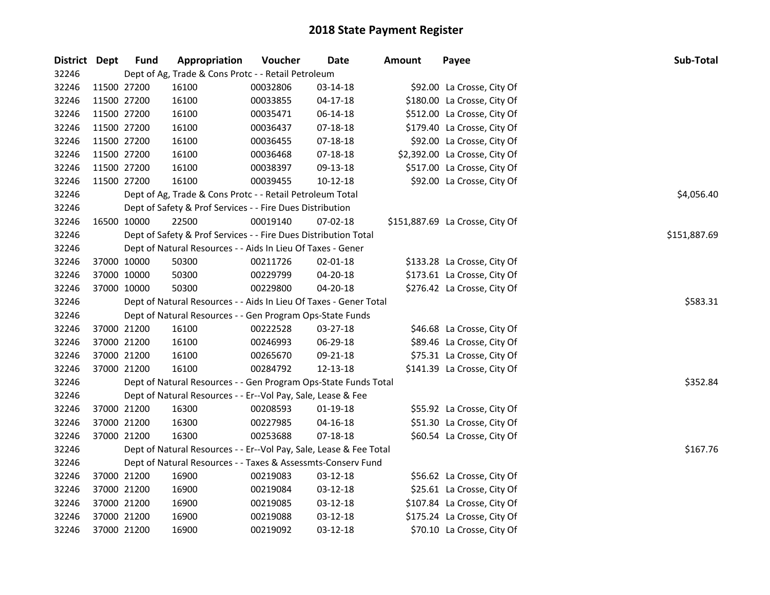# 2018 State Payment Register

| District | Dept | Fund | Appropriation | Voucher | Date | Amount | Payee | Sub-Total |
|---|---|---|---|---|---|---|---|---|
| 32246 | | | Dept of Ag, Trade & Cons Protc - - Retail Petroleum | | | | | |
| 32246 | 11500 | 27200 | 16100 | 00032806 | 03-14-18 | $92.00 | La Crosse, City Of | |
| 32246 | 11500 | 27200 | 16100 | 00033855 | 04-17-18 | $180.00 | La Crosse, City Of | |
| 32246 | 11500 | 27200 | 16100 | 00035471 | 06-14-18 | $512.00 | La Crosse, City Of | |
| 32246 | 11500 | 27200 | 16100 | 00036437 | 07-18-18 | $179.40 | La Crosse, City Of | |
| 32246 | 11500 | 27200 | 16100 | 00036455 | 07-18-18 | $92.00 | La Crosse, City Of | |
| 32246 | 11500 | 27200 | 16100 | 00036468 | 07-18-18 | $2,392.00 | La Crosse, City Of | |
| 32246 | 11500 | 27200 | 16100 | 00038397 | 09-13-18 | $517.00 | La Crosse, City Of | |
| 32246 | 11500 | 27200 | 16100 | 00039455 | 10-12-18 | $92.00 | La Crosse, City Of | |
| 32246 | | | Dept of Ag, Trade & Cons Protc - - Retail Petroleum Total | | | | | $4,056.40 |
| 32246 | | | Dept of Safety & Prof Services - - Fire Dues Distribution | | | | | |
| 32246 | 16500 | 10000 | 22500 | 00019140 | 07-02-18 | $151,887.69 | La Crosse, City Of | |
| 32246 | | | Dept of Safety & Prof Services - - Fire Dues Distribution Total | | | | | $151,887.69 |
| 32246 | | | Dept of Natural Resources - - Aids In Lieu Of Taxes - Gener | | | | | |
| 32246 | 37000 | 10000 | 50300 | 00211726 | 02-01-18 | $133.28 | La Crosse, City Of | |
| 32246 | 37000 | 10000 | 50300 | 00229799 | 04-20-18 | $173.61 | La Crosse, City Of | |
| 32246 | 37000 | 10000 | 50300 | 00229800 | 04-20-18 | $276.42 | La Crosse, City Of | |
| 32246 | | | Dept of Natural Resources - - Aids In Lieu Of Taxes - Gener Total | | | | | $583.31 |
| 32246 | | | Dept of Natural Resources - - Gen Program Ops-State Funds | | | | | |
| 32246 | 37000 | 21200 | 16100 | 00222528 | 03-27-18 | $46.68 | La Crosse, City Of | |
| 32246 | 37000 | 21200 | 16100 | 00246993 | 06-29-18 | $89.46 | La Crosse, City Of | |
| 32246 | 37000 | 21200 | 16100 | 00265670 | 09-21-18 | $75.31 | La Crosse, City Of | |
| 32246 | 37000 | 21200 | 16100 | 00284792 | 12-13-18 | $141.39 | La Crosse, City Of | |
| 32246 | | | Dept of Natural Resources - - Gen Program Ops-State Funds Total | | | | | $352.84 |
| 32246 | | | Dept of Natural Resources - - Er--Vol Pay, Sale, Lease & Fee | | | | | |
| 32246 | 37000 | 21200 | 16300 | 00208593 | 01-19-18 | $55.92 | La Crosse, City Of | |
| 32246 | 37000 | 21200 | 16300 | 00227985 | 04-16-18 | $51.30 | La Crosse, City Of | |
| 32246 | 37000 | 21200 | 16300 | 00253688 | 07-18-18 | $60.54 | La Crosse, City Of | |
| 32246 | | | Dept of Natural Resources - - Er--Vol Pay, Sale, Lease & Fee Total | | | | | $167.76 |
| 32246 | | | Dept of Natural Resources - - Taxes & Assessmts-Conserv Fund | | | | | |
| 32246 | 37000 | 21200 | 16900 | 00219083 | 03-12-18 | $56.62 | La Crosse, City Of | |
| 32246 | 37000 | 21200 | 16900 | 00219084 | 03-12-18 | $25.61 | La Crosse, City Of | |
| 32246 | 37000 | 21200 | 16900 | 00219085 | 03-12-18 | $107.84 | La Crosse, City Of | |
| 32246 | 37000 | 21200 | 16900 | 00219088 | 03-12-18 | $175.24 | La Crosse, City Of | |
| 32246 | 37000 | 21200 | 16900 | 00219092 | 03-12-18 | $70.10 | La Crosse, City Of | |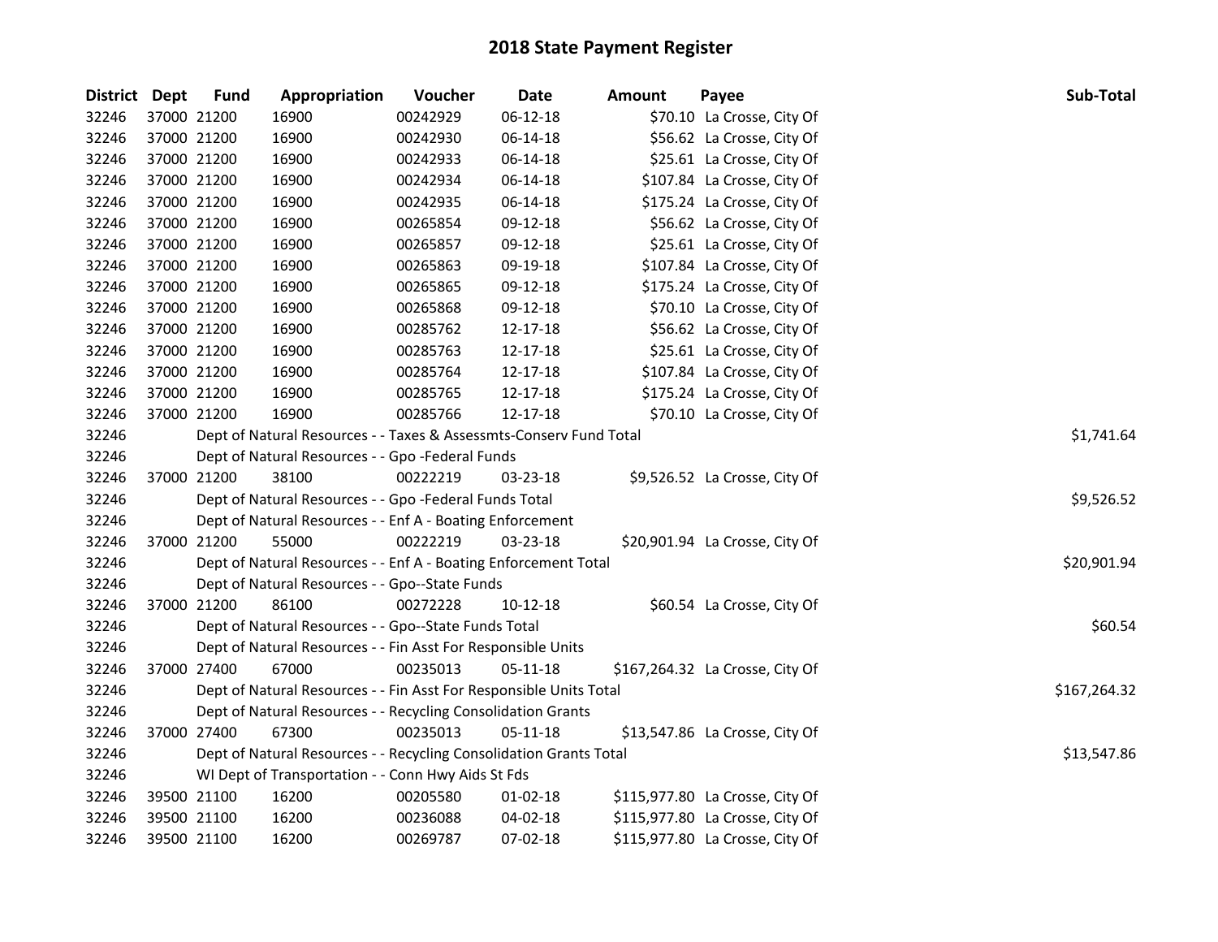# 2018 State Payment Register

| District | Dept | Fund | Appropriation | Voucher | Date | Amount | Payee | Sub-Total |
|---|---|---|---|---|---|---|---|---|
| 32246 | 37000 | 21200 | 16900 | 00242929 | 06-12-18 | $70.10 | La Crosse, City Of | |
| 32246 | 37000 | 21200 | 16900 | 00242930 | 06-14-18 | $56.62 | La Crosse, City Of | |
| 32246 | 37000 | 21200 | 16900 | 00242933 | 06-14-18 | $25.61 | La Crosse, City Of | |
| 32246 | 37000 | 21200 | 16900 | 00242934 | 06-14-18 | $107.84 | La Crosse, City Of | |
| 32246 | 37000 | 21200 | 16900 | 00242935 | 06-14-18 | $175.24 | La Crosse, City Of | |
| 32246 | 37000 | 21200 | 16900 | 00265854 | 09-12-18 | $56.62 | La Crosse, City Of | |
| 32246 | 37000 | 21200 | 16900 | 00265857 | 09-12-18 | $25.61 | La Crosse, City Of | |
| 32246 | 37000 | 21200 | 16900 | 00265863 | 09-19-18 | $107.84 | La Crosse, City Of | |
| 32246 | 37000 | 21200 | 16900 | 00265865 | 09-12-18 | $175.24 | La Crosse, City Of | |
| 32246 | 37000 | 21200 | 16900 | 00265868 | 09-12-18 | $70.10 | La Crosse, City Of | |
| 32246 | 37000 | 21200 | 16900 | 00285762 | 12-17-18 | $56.62 | La Crosse, City Of | |
| 32246 | 37000 | 21200 | 16900 | 00285763 | 12-17-18 | $25.61 | La Crosse, City Of | |
| 32246 | 37000 | 21200 | 16900 | 00285764 | 12-17-18 | $107.84 | La Crosse, City Of | |
| 32246 | 37000 | 21200 | 16900 | 00285765 | 12-17-18 | $175.24 | La Crosse, City Of | |
| 32246 | 37000 | 21200 | 16900 | 00285766 | 12-17-18 | $70.10 | La Crosse, City Of | |
| 32246 | | | Dept of Natural Resources - - Taxes & Assessmts-Conserv Fund Total | | | | | $1,741.64 |
| 32246 | | | Dept of Natural Resources - - Gpo -Federal Funds | | | | | |
| 32246 | 37000 | 21200 | 38100 | 00222219 | 03-23-18 | $9,526.52 | La Crosse, City Of | |
| 32246 | | | Dept of Natural Resources - - Gpo -Federal Funds Total | | | | | $9,526.52 |
| 32246 | | | Dept of Natural Resources - - Enf A - Boating Enforcement | | | | | |
| 32246 | 37000 | 21200 | 55000 | 00222219 | 03-23-18 | $20,901.94 | La Crosse, City Of | |
| 32246 | | | Dept of Natural Resources - - Enf A - Boating Enforcement Total | | | | | $20,901.94 |
| 32246 | | | Dept of Natural Resources - - Gpo--State Funds | | | | | |
| 32246 | 37000 | 21200 | 86100 | 00272228 | 10-12-18 | $60.54 | La Crosse, City Of | |
| 32246 | | | Dept of Natural Resources - - Gpo--State Funds Total | | | | | $60.54 |
| 32246 | | | Dept of Natural Resources - - Fin Asst For Responsible Units | | | | | |
| 32246 | 37000 | 27400 | 67000 | 00235013 | 05-11-18 | $167,264.32 | La Crosse, City Of | |
| 32246 | | | Dept of Natural Resources - - Fin Asst For Responsible Units Total | | | | | $167,264.32 |
| 32246 | | | Dept of Natural Resources - - Recycling Consolidation Grants | | | | | |
| 32246 | 37000 | 27400 | 67300 | 00235013 | 05-11-18 | $13,547.86 | La Crosse, City Of | |
| 32246 | | | Dept of Natural Resources - - Recycling Consolidation Grants Total | | | | | $13,547.86 |
| 32246 | | | WI Dept of Transportation - - Conn Hwy Aids St Fds | | | | | |
| 32246 | 39500 | 21100 | 16200 | 00205580 | 01-02-18 | $115,977.80 | La Crosse, City Of | |
| 32246 | 39500 | 21100 | 16200 | 00236088 | 04-02-18 | $115,977.80 | La Crosse, City Of | |
| 32246 | 39500 | 21100 | 16200 | 00269787 | 07-02-18 | $115,977.80 | La Crosse, City Of | |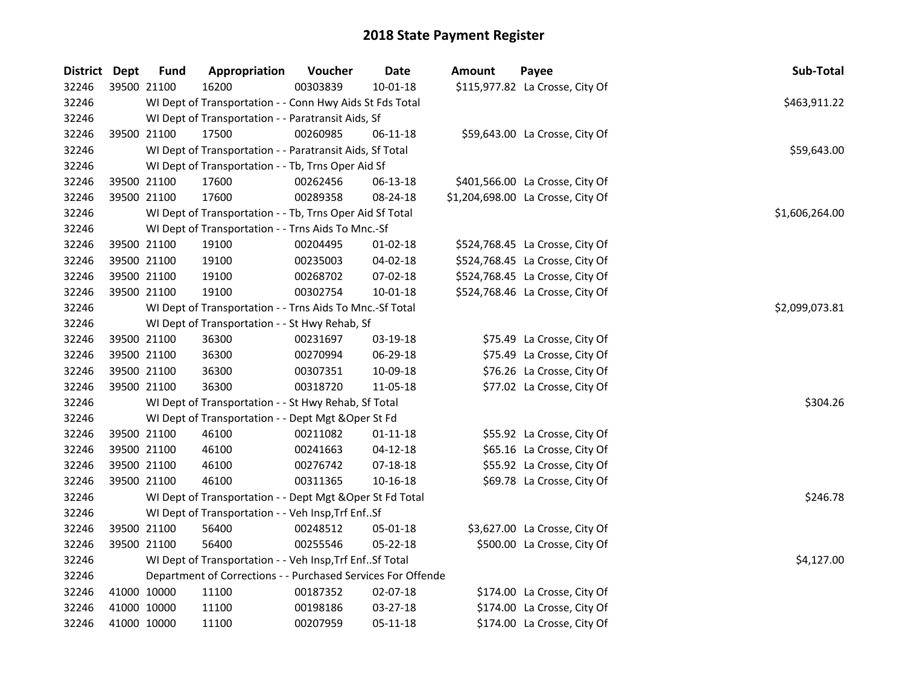# 2018 State Payment Register

| District | Dept | Fund | Appropriation | Voucher | Date | Amount | Payee | Sub-Total |
|---|---|---|---|---|---|---|---|---|
| 32246 | 39500 | 21100 | 16200 | 00303839 | 10-01-18 | $115,977.82 | La Crosse, City Of | |
| 32246 | | | WI Dept of Transportation - - Conn Hwy Aids St Fds Total | | | | | $463,911.22 |
| 32246 | | | WI Dept of Transportation - - Paratransit Aids, Sf | | | | | |
| 32246 | 39500 | 21100 | 17500 | 00260985 | 06-11-18 | $59,643.00 | La Crosse, City Of | |
| 32246 | | | WI Dept of Transportation - - Paratransit Aids, Sf Total | | | | | $59,643.00 |
| 32246 | | | WI Dept of Transportation - - Tb, Trns Oper Aid Sf | | | | | |
| 32246 | 39500 | 21100 | 17600 | 00262456 | 06-13-18 | $401,566.00 | La Crosse, City Of | |
| 32246 | 39500 | 21100 | 17600 | 00289358 | 08-24-18 | $1,204,698.00 | La Crosse, City Of | |
| 32246 | | | WI Dept of Transportation - - Tb, Trns Oper Aid Sf Total | | | | | $1,606,264.00 |
| 32246 | | | WI Dept of Transportation - - Trns Aids To Mnc.-Sf | | | | | |
| 32246 | 39500 | 21100 | 19100 | 00204495 | 01-02-18 | $524,768.45 | La Crosse, City Of | |
| 32246 | 39500 | 21100 | 19100 | 00235003 | 04-02-18 | $524,768.45 | La Crosse, City Of | |
| 32246 | 39500 | 21100 | 19100 | 00268702 | 07-02-18 | $524,768.45 | La Crosse, City Of | |
| 32246 | 39500 | 21100 | 19100 | 00302754 | 10-01-18 | $524,768.46 | La Crosse, City Of | |
| 32246 | | | WI Dept of Transportation - - Trns Aids To Mnc.-Sf Total | | | | | $2,099,073.81 |
| 32246 | | | WI Dept of Transportation - - St Hwy Rehab, Sf | | | | | |
| 32246 | 39500 | 21100 | 36300 | 00231697 | 03-19-18 | $75.49 | La Crosse, City Of | |
| 32246 | 39500 | 21100 | 36300 | 00270994 | 06-29-18 | $75.49 | La Crosse, City Of | |
| 32246 | 39500 | 21100 | 36300 | 00307351 | 10-09-18 | $76.26 | La Crosse, City Of | |
| 32246 | 39500 | 21100 | 36300 | 00318720 | 11-05-18 | $77.02 | La Crosse, City Of | |
| 32246 | | | WI Dept of Transportation - - St Hwy Rehab, Sf Total | | | | | $304.26 |
| 32246 | | | WI Dept of Transportation - - Dept Mgt &Oper St Fd | | | | | |
| 32246 | 39500 | 21100 | 46100 | 00211082 | 01-11-18 | $55.92 | La Crosse, City Of | |
| 32246 | 39500 | 21100 | 46100 | 00241663 | 04-12-18 | $65.16 | La Crosse, City Of | |
| 32246 | 39500 | 21100 | 46100 | 00276742 | 07-18-18 | $55.92 | La Crosse, City Of | |
| 32246 | 39500 | 21100 | 46100 | 00311365 | 10-16-18 | $69.78 | La Crosse, City Of | |
| 32246 | | | WI Dept of Transportation - - Dept Mgt &Oper St Fd Total | | | | | $246.78 |
| 32246 | | | WI Dept of Transportation - - Veh Insp,Trf Enf..Sf | | | | | |
| 32246 | 39500 | 21100 | 56400 | 00248512 | 05-01-18 | $3,627.00 | La Crosse, City Of | |
| 32246 | 39500 | 21100 | 56400 | 00255546 | 05-22-18 | $500.00 | La Crosse, City Of | |
| 32246 | | | WI Dept of Transportation - - Veh Insp,Trf Enf..Sf Total | | | | | $4,127.00 |
| 32246 | | | Department of Corrections - - Purchased Services For Offende | | | | | |
| 32246 | 41000 | 10000 | 11100 | 00187352 | 02-07-18 | $174.00 | La Crosse, City Of | |
| 32246 | 41000 | 10000 | 11100 | 00198186 | 03-27-18 | $174.00 | La Crosse, City Of | |
| 32246 | 41000 | 10000 | 11100 | 00207959 | 05-11-18 | $174.00 | La Crosse, City Of | |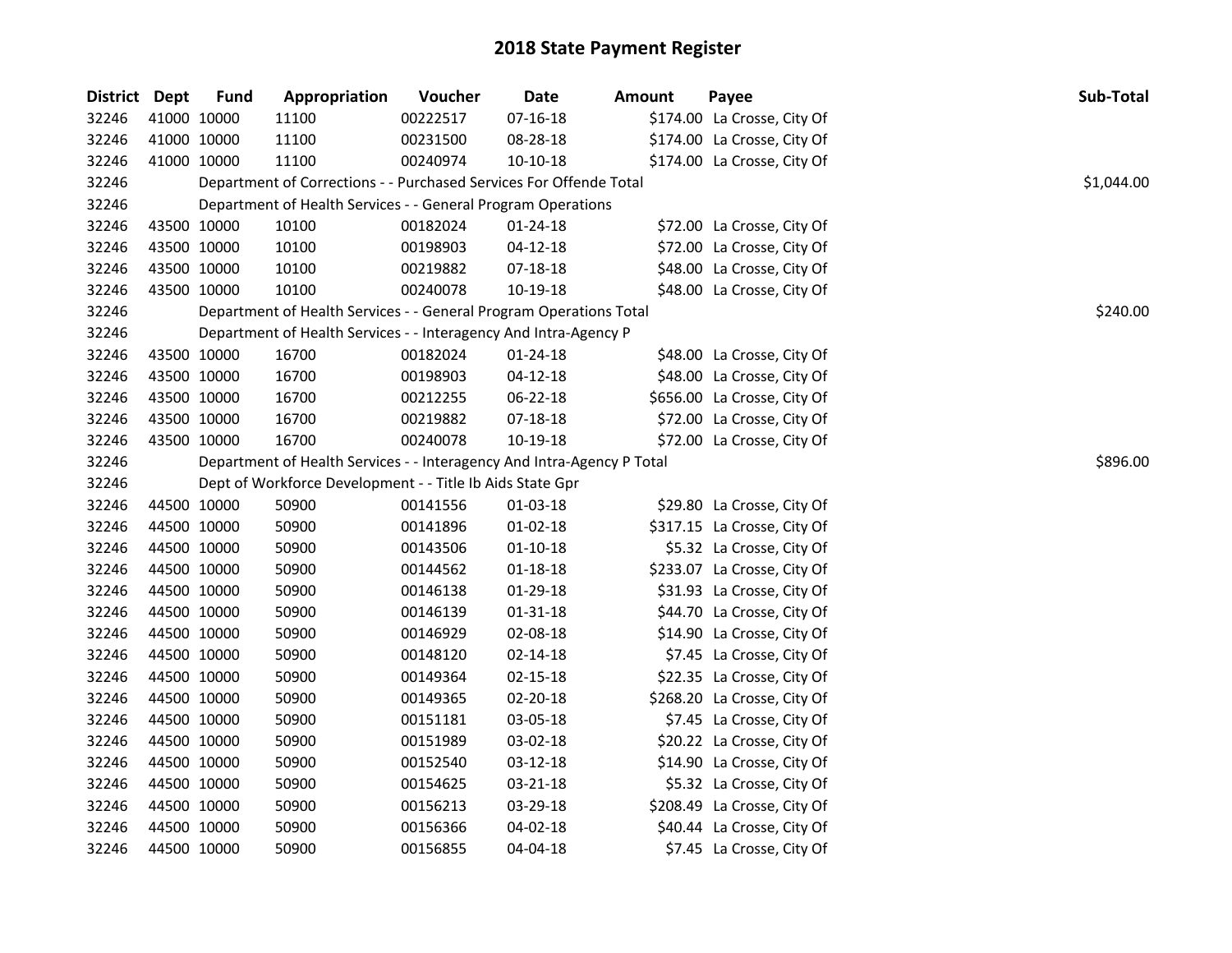# 2018 State Payment Register

| District | Dept | Fund | Appropriation | Voucher | Date | Amount | Payee | Sub-Total |
|---|---|---|---|---|---|---|---|---|
| 32246 | 41000 | 10000 | 11100 | 00222517 | 07-16-18 | $174.00 | La Crosse, City Of | |
| 32246 | 41000 | 10000 | 11100 | 00231500 | 08-28-18 | $174.00 | La Crosse, City Of | |
| 32246 | 41000 | 10000 | 11100 | 00240974 | 10-10-18 | $174.00 | La Crosse, City Of | |
| 32246 | | Department of Corrections - - Purchased Services For Offende Total | | | | | | $1,044.00 |
| 32246 | | Department of Health Services - - General Program Operations | | | | | | |
| 32246 | 43500 | 10000 | 10100 | 00182024 | 01-24-18 | $72.00 | La Crosse, City Of | |
| 32246 | 43500 | 10000 | 10100 | 00198903 | 04-12-18 | $72.00 | La Crosse, City Of | |
| 32246 | 43500 | 10000 | 10100 | 00219882 | 07-18-18 | $48.00 | La Crosse, City Of | |
| 32246 | 43500 | 10000 | 10100 | 00240078 | 10-19-18 | $48.00 | La Crosse, City Of | |
| 32246 | | Department of Health Services - - General Program Operations Total | | | | | | $240.00 |
| 32246 | | Department of Health Services - - Interagency And Intra-Agency P | | | | | | |
| 32246 | 43500 | 10000 | 16700 | 00182024 | 01-24-18 | $48.00 | La Crosse, City Of | |
| 32246 | 43500 | 10000 | 16700 | 00198903 | 04-12-18 | $48.00 | La Crosse, City Of | |
| 32246 | 43500 | 10000 | 16700 | 00212255 | 06-22-18 | $656.00 | La Crosse, City Of | |
| 32246 | 43500 | 10000 | 16700 | 00219882 | 07-18-18 | $72.00 | La Crosse, City Of | |
| 32246 | 43500 | 10000 | 16700 | 00240078 | 10-19-18 | $72.00 | La Crosse, City Of | |
| 32246 | | Department of Health Services - - Interagency And Intra-Agency P Total | | | | | | $896.00 |
| 32246 | | Dept of Workforce Development - - Title Ib Aids State Gpr | | | | | | |
| 32246 | 44500 | 10000 | 50900 | 00141556 | 01-03-18 | $29.80 | La Crosse, City Of | |
| 32246 | 44500 | 10000 | 50900 | 00141896 | 01-02-18 | $317.15 | La Crosse, City Of | |
| 32246 | 44500 | 10000 | 50900 | 00143506 | 01-10-18 | $5.32 | La Crosse, City Of | |
| 32246 | 44500 | 10000 | 50900 | 00144562 | 01-18-18 | $233.07 | La Crosse, City Of | |
| 32246 | 44500 | 10000 | 50900 | 00146138 | 01-29-18 | $31.93 | La Crosse, City Of | |
| 32246 | 44500 | 10000 | 50900 | 00146139 | 01-31-18 | $44.70 | La Crosse, City Of | |
| 32246 | 44500 | 10000 | 50900 | 00146929 | 02-08-18 | $14.90 | La Crosse, City Of | |
| 32246 | 44500 | 10000 | 50900 | 00148120 | 02-14-18 | $7.45 | La Crosse, City Of | |
| 32246 | 44500 | 10000 | 50900 | 00149364 | 02-15-18 | $22.35 | La Crosse, City Of | |
| 32246 | 44500 | 10000 | 50900 | 00149365 | 02-20-18 | $268.20 | La Crosse, City Of | |
| 32246 | 44500 | 10000 | 50900 | 00151181 | 03-05-18 | $7.45 | La Crosse, City Of | |
| 32246 | 44500 | 10000 | 50900 | 00151989 | 03-02-18 | $20.22 | La Crosse, City Of | |
| 32246 | 44500 | 10000 | 50900 | 00152540 | 03-12-18 | $14.90 | La Crosse, City Of | |
| 32246 | 44500 | 10000 | 50900 | 00154625 | 03-21-18 | $5.32 | La Crosse, City Of | |
| 32246 | 44500 | 10000 | 50900 | 00156213 | 03-29-18 | $208.49 | La Crosse, City Of | |
| 32246 | 44500 | 10000 | 50900 | 00156366 | 04-02-18 | $40.44 | La Crosse, City Of | |
| 32246 | 44500 | 10000 | 50900 | 00156855 | 04-04-18 | $7.45 | La Crosse, City Of | |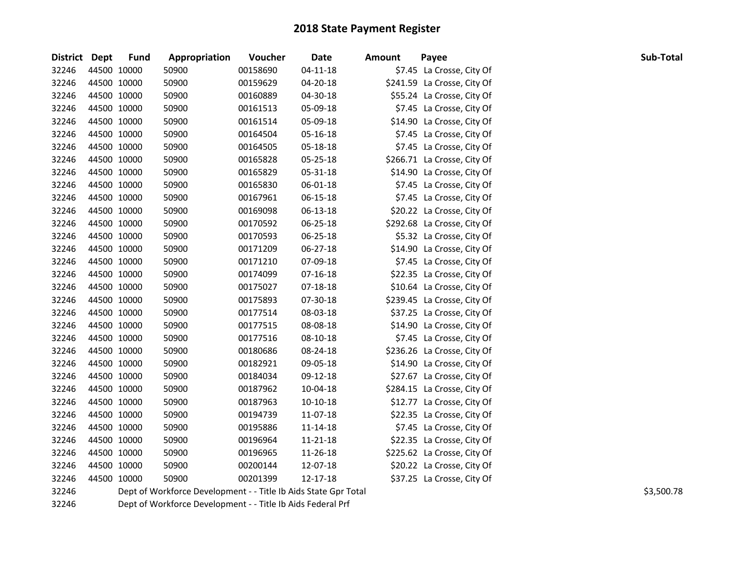# 2018 State Payment Register

| District | Dept | Fund | Appropriation | Voucher | Date | Amount | Payee | Sub-Total |
|---|---|---|---|---|---|---|---|---|
| 32246 | 44500 | 10000 | 50900 | 00158690 | 04-11-18 | $7.45 | La Crosse, City Of | |
| 32246 | 44500 | 10000 | 50900 | 00159629 | 04-20-18 | $241.59 | La Crosse, City Of | |
| 32246 | 44500 | 10000 | 50900 | 00160889 | 04-30-18 | $55.24 | La Crosse, City Of | |
| 32246 | 44500 | 10000 | 50900 | 00161513 | 05-09-18 | $7.45 | La Crosse, City Of | |
| 32246 | 44500 | 10000 | 50900 | 00161514 | 05-09-18 | $14.90 | La Crosse, City Of | |
| 32246 | 44500 | 10000 | 50900 | 00164504 | 05-16-18 | $7.45 | La Crosse, City Of | |
| 32246 | 44500 | 10000 | 50900 | 00164505 | 05-18-18 | $7.45 | La Crosse, City Of | |
| 32246 | 44500 | 10000 | 50900 | 00165828 | 05-25-18 | $266.71 | La Crosse, City Of | |
| 32246 | 44500 | 10000 | 50900 | 00165829 | 05-31-18 | $14.90 | La Crosse, City Of | |
| 32246 | 44500 | 10000 | 50900 | 00165830 | 06-01-18 | $7.45 | La Crosse, City Of | |
| 32246 | 44500 | 10000 | 50900 | 00167961 | 06-15-18 | $7.45 | La Crosse, City Of | |
| 32246 | 44500 | 10000 | 50900 | 00169098 | 06-13-18 | $20.22 | La Crosse, City Of | |
| 32246 | 44500 | 10000 | 50900 | 00170592 | 06-25-18 | $292.68 | La Crosse, City Of | |
| 32246 | 44500 | 10000 | 50900 | 00170593 | 06-25-18 | $5.32 | La Crosse, City Of | |
| 32246 | 44500 | 10000 | 50900 | 00171209 | 06-27-18 | $14.90 | La Crosse, City Of | |
| 32246 | 44500 | 10000 | 50900 | 00171210 | 07-09-18 | $7.45 | La Crosse, City Of | |
| 32246 | 44500 | 10000 | 50900 | 00174099 | 07-16-18 | $22.35 | La Crosse, City Of | |
| 32246 | 44500 | 10000 | 50900 | 00175027 | 07-18-18 | $10.64 | La Crosse, City Of | |
| 32246 | 44500 | 10000 | 50900 | 00175893 | 07-30-18 | $239.45 | La Crosse, City Of | |
| 32246 | 44500 | 10000 | 50900 | 00177514 | 08-03-18 | $37.25 | La Crosse, City Of | |
| 32246 | 44500 | 10000 | 50900 | 00177515 | 08-08-18 | $14.90 | La Crosse, City Of | |
| 32246 | 44500 | 10000 | 50900 | 00177516 | 08-10-18 | $7.45 | La Crosse, City Of | |
| 32246 | 44500 | 10000 | 50900 | 00180686 | 08-24-18 | $236.26 | La Crosse, City Of | |
| 32246 | 44500 | 10000 | 50900 | 00182921 | 09-05-18 | $14.90 | La Crosse, City Of | |
| 32246 | 44500 | 10000 | 50900 | 00184034 | 09-12-18 | $27.67 | La Crosse, City Of | |
| 32246 | 44500 | 10000 | 50900 | 00187962 | 10-04-18 | $284.15 | La Crosse, City Of | |
| 32246 | 44500 | 10000 | 50900 | 00187963 | 10-10-18 | $12.77 | La Crosse, City Of | |
| 32246 | 44500 | 10000 | 50900 | 00194739 | 11-07-18 | $22.35 | La Crosse, City Of | |
| 32246 | 44500 | 10000 | 50900 | 00195886 | 11-14-18 | $7.45 | La Crosse, City Of | |
| 32246 | 44500 | 10000 | 50900 | 00196964 | 11-21-18 | $22.35 | La Crosse, City Of | |
| 32246 | 44500 | 10000 | 50900 | 00196965 | 11-26-18 | $225.62 | La Crosse, City Of | |
| 32246 | 44500 | 10000 | 50900 | 00200144 | 12-07-18 | $20.22 | La Crosse, City Of | |
| 32246 | 44500 | 10000 | 50900 | 00201399 | 12-17-18 | $37.25 | La Crosse, City Of | |
| 32246 | | | Dept of Workforce Development - - Title Ib Aids State Gpr Total | | | | | $3,500.78 |
| 32246 | | | Dept of Workforce Development - - Title Ib Aids Federal Prf | | | | | |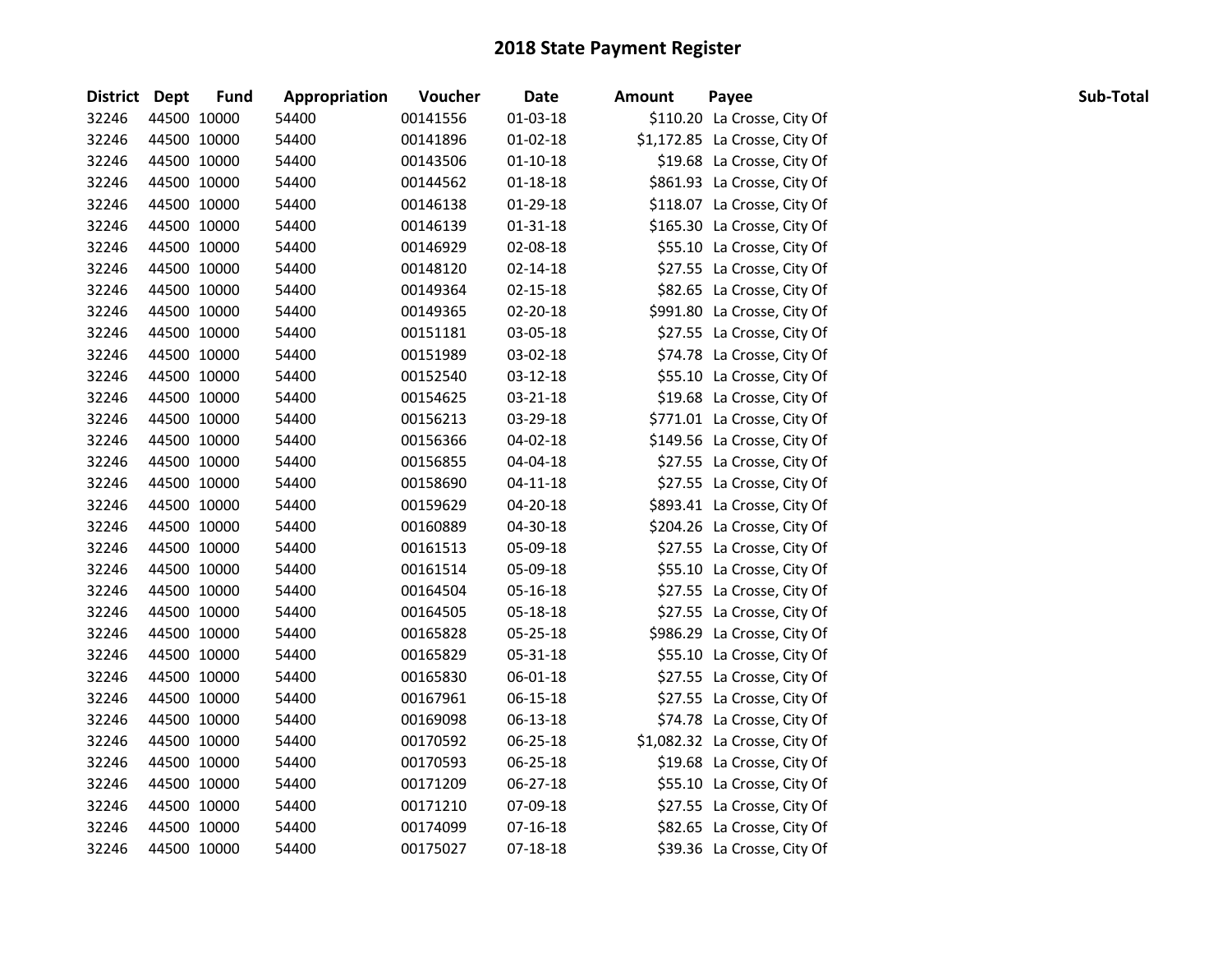# 2018 State Payment Register

| District | Dept | Fund | Appropriation | Voucher | Date | Amount | Payee | Sub-Total |
|---|---|---|---|---|---|---|---|---|
| 32246 | 44500 | 10000 | 54400 | 00141556 | 01-03-18 | $110.20 | La Crosse, City Of | |
| 32246 | 44500 | 10000 | 54400 | 00141896 | 01-02-18 | $1,172.85 | La Crosse, City Of | |
| 32246 | 44500 | 10000 | 54400 | 00143506 | 01-10-18 | $19.68 | La Crosse, City Of | |
| 32246 | 44500 | 10000 | 54400 | 00144562 | 01-18-18 | $861.93 | La Crosse, City Of | |
| 32246 | 44500 | 10000 | 54400 | 00146138 | 01-29-18 | $118.07 | La Crosse, City Of | |
| 32246 | 44500 | 10000 | 54400 | 00146139 | 01-31-18 | $165.30 | La Crosse, City Of | |
| 32246 | 44500 | 10000 | 54400 | 00146929 | 02-08-18 | $55.10 | La Crosse, City Of | |
| 32246 | 44500 | 10000 | 54400 | 00148120 | 02-14-18 | $27.55 | La Crosse, City Of | |
| 32246 | 44500 | 10000 | 54400 | 00149364 | 02-15-18 | $82.65 | La Crosse, City Of | |
| 32246 | 44500 | 10000 | 54400 | 00149365 | 02-20-18 | $991.80 | La Crosse, City Of | |
| 32246 | 44500 | 10000 | 54400 | 00151181 | 03-05-18 | $27.55 | La Crosse, City Of | |
| 32246 | 44500 | 10000 | 54400 | 00151989 | 03-02-18 | $74.78 | La Crosse, City Of | |
| 32246 | 44500 | 10000 | 54400 | 00152540 | 03-12-18 | $55.10 | La Crosse, City Of | |
| 32246 | 44500 | 10000 | 54400 | 00154625 | 03-21-18 | $19.68 | La Crosse, City Of | |
| 32246 | 44500 | 10000 | 54400 | 00156213 | 03-29-18 | $771.01 | La Crosse, City Of | |
| 32246 | 44500 | 10000 | 54400 | 00156366 | 04-02-18 | $149.56 | La Crosse, City Of | |
| 32246 | 44500 | 10000 | 54400 | 00156855 | 04-04-18 | $27.55 | La Crosse, City Of | |
| 32246 | 44500 | 10000 | 54400 | 00158690 | 04-11-18 | $27.55 | La Crosse, City Of | |
| 32246 | 44500 | 10000 | 54400 | 00159629 | 04-20-18 | $893.41 | La Crosse, City Of | |
| 32246 | 44500 | 10000 | 54400 | 00160889 | 04-30-18 | $204.26 | La Crosse, City Of | |
| 32246 | 44500 | 10000 | 54400 | 00161513 | 05-09-18 | $27.55 | La Crosse, City Of | |
| 32246 | 44500 | 10000 | 54400 | 00161514 | 05-09-18 | $55.10 | La Crosse, City Of | |
| 32246 | 44500 | 10000 | 54400 | 00164504 | 05-16-18 | $27.55 | La Crosse, City Of | |
| 32246 | 44500 | 10000 | 54400 | 00164505 | 05-18-18 | $27.55 | La Crosse, City Of | |
| 32246 | 44500 | 10000 | 54400 | 00165828 | 05-25-18 | $986.29 | La Crosse, City Of | |
| 32246 | 44500 | 10000 | 54400 | 00165829 | 05-31-18 | $55.10 | La Crosse, City Of | |
| 32246 | 44500 | 10000 | 54400 | 00165830 | 06-01-18 | $27.55 | La Crosse, City Of | |
| 32246 | 44500 | 10000 | 54400 | 00167961 | 06-15-18 | $27.55 | La Crosse, City Of | |
| 32246 | 44500 | 10000 | 54400 | 00169098 | 06-13-18 | $74.78 | La Crosse, City Of | |
| 32246 | 44500 | 10000 | 54400 | 00170592 | 06-25-18 | $1,082.32 | La Crosse, City Of | |
| 32246 | 44500 | 10000 | 54400 | 00170593 | 06-25-18 | $19.68 | La Crosse, City Of | |
| 32246 | 44500 | 10000 | 54400 | 00171209 | 06-27-18 | $55.10 | La Crosse, City Of | |
| 32246 | 44500 | 10000 | 54400 | 00171210 | 07-09-18 | $27.55 | La Crosse, City Of | |
| 32246 | 44500 | 10000 | 54400 | 00174099 | 07-16-18 | $82.65 | La Crosse, City Of | |
| 32246 | 44500 | 10000 | 54400 | 00175027 | 07-18-18 | $39.36 | La Crosse, City Of | |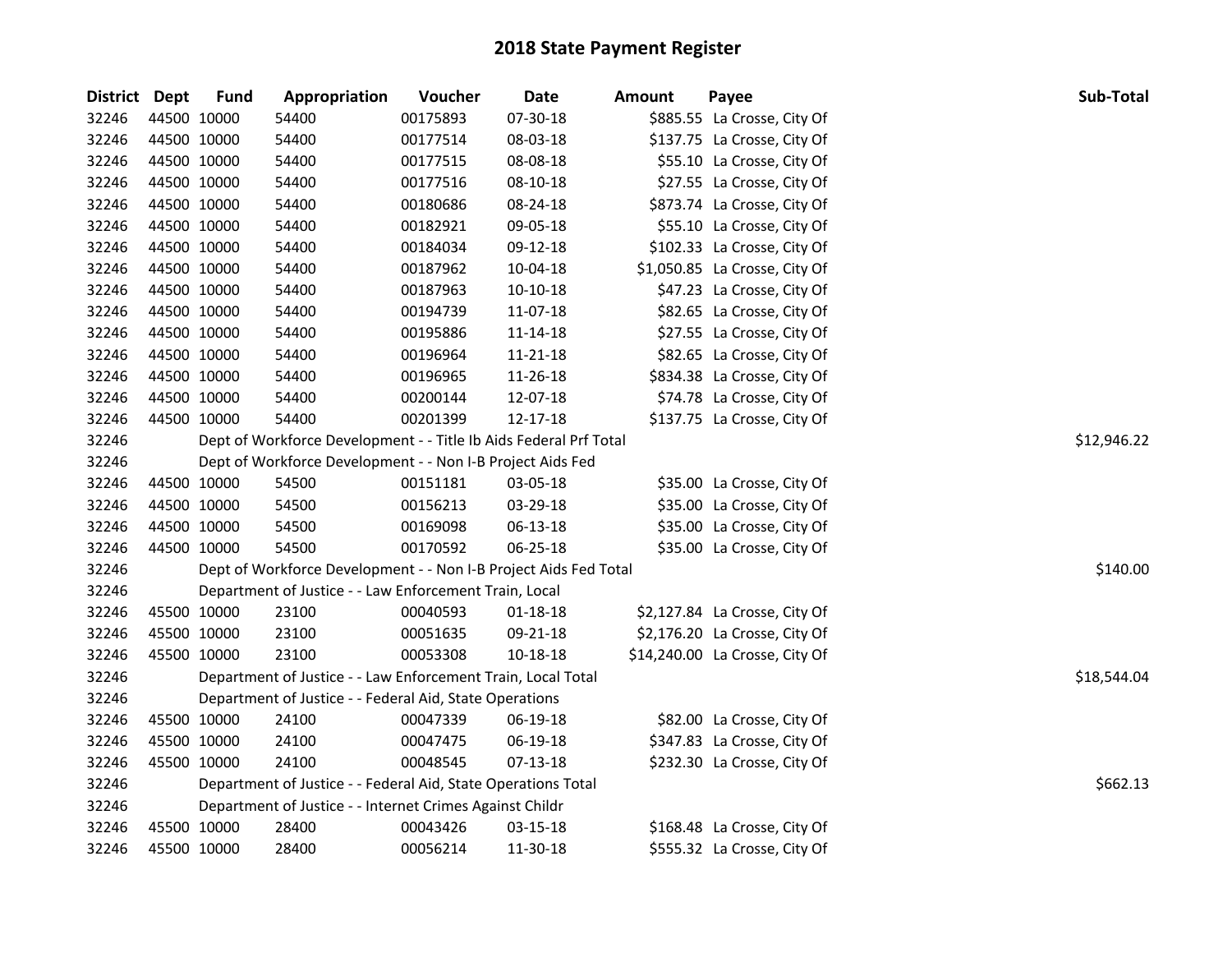# 2018 State Payment Register

| District | Dept | Fund | Appropriation | Voucher | Date | Amount | Payee | Sub-Total |
|---|---|---|---|---|---|---|---|---|
| 32246 | 44500 | 10000 | 54400 | 00175893 | 07-30-18 | $885.55 | La Crosse, City Of | |
| 32246 | 44500 | 10000 | 54400 | 00177514 | 08-03-18 | $137.75 | La Crosse, City Of | |
| 32246 | 44500 | 10000 | 54400 | 00177515 | 08-08-18 | $55.10 | La Crosse, City Of | |
| 32246 | 44500 | 10000 | 54400 | 00177516 | 08-10-18 | $27.55 | La Crosse, City Of | |
| 32246 | 44500 | 10000 | 54400 | 00180686 | 08-24-18 | $873.74 | La Crosse, City Of | |
| 32246 | 44500 | 10000 | 54400 | 00182921 | 09-05-18 | $55.10 | La Crosse, City Of | |
| 32246 | 44500 | 10000 | 54400 | 00184034 | 09-12-18 | $102.33 | La Crosse, City Of | |
| 32246 | 44500 | 10000 | 54400 | 00187962 | 10-04-18 | $1,050.85 | La Crosse, City Of | |
| 32246 | 44500 | 10000 | 54400 | 00187963 | 10-10-18 | $47.23 | La Crosse, City Of | |
| 32246 | 44500 | 10000 | 54400 | 00194739 | 11-07-18 | $82.65 | La Crosse, City Of | |
| 32246 | 44500 | 10000 | 54400 | 00195886 | 11-14-18 | $27.55 | La Crosse, City Of | |
| 32246 | 44500 | 10000 | 54400 | 00196964 | 11-21-18 | $82.65 | La Crosse, City Of | |
| 32246 | 44500 | 10000 | 54400 | 00196965 | 11-26-18 | $834.38 | La Crosse, City Of | |
| 32246 | 44500 | 10000 | 54400 | 00200144 | 12-07-18 | $74.78 | La Crosse, City Of | |
| 32246 | 44500 | 10000 | 54400 | 00201399 | 12-17-18 | $137.75 | La Crosse, City Of | |
| 32246 | | | Dept of Workforce Development - - Title Ib Aids Federal Prf Total | | | | | $12,946.22 |
| 32246 | | | Dept of Workforce Development - - Non I-B Project Aids Fed | | | | | |
| 32246 | 44500 | 10000 | 54500 | 00151181 | 03-05-18 | $35.00 | La Crosse, City Of | |
| 32246 | 44500 | 10000 | 54500 | 00156213 | 03-29-18 | $35.00 | La Crosse, City Of | |
| 32246 | 44500 | 10000 | 54500 | 00169098 | 06-13-18 | $35.00 | La Crosse, City Of | |
| 32246 | 44500 | 10000 | 54500 | 00170592 | 06-25-18 | $35.00 | La Crosse, City Of | |
| 32246 | | | Dept of Workforce Development - - Non I-B Project Aids Fed Total | | | | | $140.00 |
| 32246 | | | Department of Justice - - Law Enforcement Train, Local | | | | | |
| 32246 | 45500 | 10000 | 23100 | 00040593 | 01-18-18 | $2,127.84 | La Crosse, City Of | |
| 32246 | 45500 | 10000 | 23100 | 00051635 | 09-21-18 | $2,176.20 | La Crosse, City Of | |
| 32246 | 45500 | 10000 | 23100 | 00053308 | 10-18-18 | $14,240.00 | La Crosse, City Of | |
| 32246 | | | Department of Justice - - Law Enforcement Train, Local Total | | | | | $18,544.04 |
| 32246 | | | Department of Justice - - Federal Aid, State Operations | | | | | |
| 32246 | 45500 | 10000 | 24100 | 00047339 | 06-19-18 | $82.00 | La Crosse, City Of | |
| 32246 | 45500 | 10000 | 24100 | 00047475 | 06-19-18 | $347.83 | La Crosse, City Of | |
| 32246 | 45500 | 10000 | 24100 | 00048545 | 07-13-18 | $232.30 | La Crosse, City Of | |
| 32246 | | | Department of Justice - - Federal Aid, State Operations Total | | | | | $662.13 |
| 32246 | | | Department of Justice - - Internet Crimes Against Childr | | | | | |
| 32246 | 45500 | 10000 | 28400 | 00043426 | 03-15-18 | $168.48 | La Crosse, City Of | |
| 32246 | 45500 | 10000 | 28400 | 00056214 | 11-30-18 | $555.32 | La Crosse, City Of | |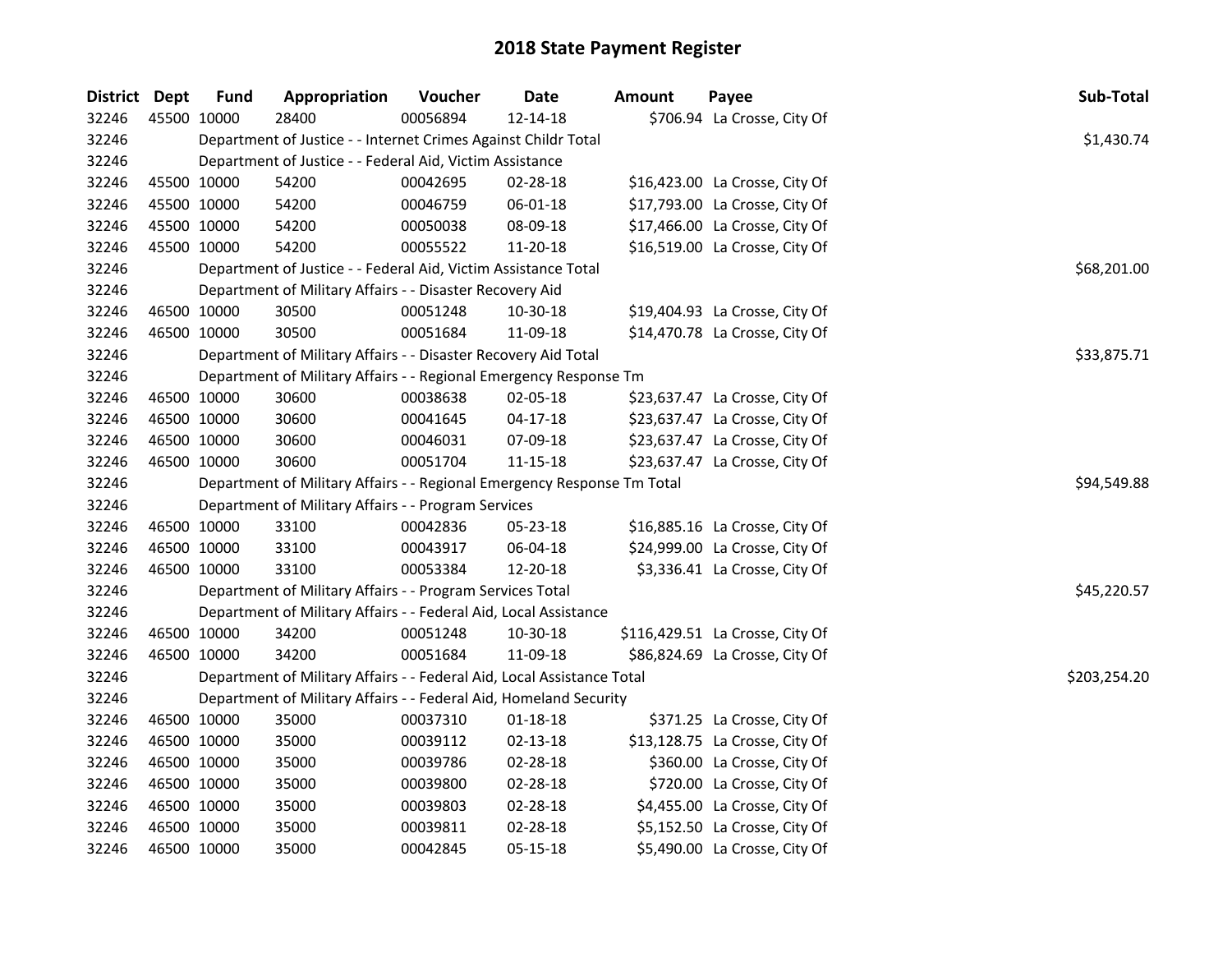# 2018 State Payment Register

| District | Dept | Fund | Appropriation | Voucher | Date | Amount | Payee | Sub-Total |
|---|---|---|---|---|---|---|---|---|
| 32246 | 45500 | 10000 | 28400 | 00056894 | 12-14-18 | $706.94 | La Crosse, City Of | |
| 32246 | | Department of Justice - - Internet Crimes Against Childr Total | | | | | | $1,430.74 |
| 32246 | | Department of Justice - - Federal Aid, Victim Assistance | | | | | | |
| 32246 | 45500 | 10000 | 54200 | 00042695 | 02-28-18 | $16,423.00 | La Crosse, City Of | |
| 32246 | 45500 | 10000 | 54200 | 00046759 | 06-01-18 | $17,793.00 | La Crosse, City Of | |
| 32246 | 45500 | 10000 | 54200 | 00050038 | 08-09-18 | $17,466.00 | La Crosse, City Of | |
| 32246 | 45500 | 10000 | 54200 | 00055522 | 11-20-18 | $16,519.00 | La Crosse, City Of | |
| 32246 | | Department of Justice - - Federal Aid, Victim Assistance Total | | | | | | $68,201.00 |
| 32246 | | Department of Military Affairs - - Disaster Recovery Aid | | | | | | |
| 32246 | 46500 | 10000 | 30500 | 00051248 | 10-30-18 | $19,404.93 | La Crosse, City Of | |
| 32246 | 46500 | 10000 | 30500 | 00051684 | 11-09-18 | $14,470.78 | La Crosse, City Of | |
| 32246 | | Department of Military Affairs - - Disaster Recovery Aid Total | | | | | | $33,875.71 |
| 32246 | | Department of Military Affairs - - Regional Emergency Response Tm | | | | | | |
| 32246 | 46500 | 10000 | 30600 | 00038638 | 02-05-18 | $23,637.47 | La Crosse, City Of | |
| 32246 | 46500 | 10000 | 30600 | 00041645 | 04-17-18 | $23,637.47 | La Crosse, City Of | |
| 32246 | 46500 | 10000 | 30600 | 00046031 | 07-09-18 | $23,637.47 | La Crosse, City Of | |
| 32246 | 46500 | 10000 | 30600 | 00051704 | 11-15-18 | $23,637.47 | La Crosse, City Of | |
| 32246 | | Department of Military Affairs - - Regional Emergency Response Tm Total | | | | | | $94,549.88 |
| 32246 | | Department of Military Affairs - - Program Services | | | | | | |
| 32246 | 46500 | 10000 | 33100 | 00042836 | 05-23-18 | $16,885.16 | La Crosse, City Of | |
| 32246 | 46500 | 10000 | 33100 | 00043917 | 06-04-18 | $24,999.00 | La Crosse, City Of | |
| 32246 | 46500 | 10000 | 33100 | 00053384 | 12-20-18 | $3,336.41 | La Crosse, City Of | |
| 32246 | | Department of Military Affairs - - Program Services Total | | | | | | $45,220.57 |
| 32246 | | Department of Military Affairs - - Federal Aid, Local Assistance | | | | | | |
| 32246 | 46500 | 10000 | 34200 | 00051248 | 10-30-18 | $116,429.51 | La Crosse, City Of | |
| 32246 | 46500 | 10000 | 34200 | 00051684 | 11-09-18 | $86,824.69 | La Crosse, City Of | |
| 32246 | | Department of Military Affairs - - Federal Aid, Local Assistance Total | | | | | | $203,254.20 |
| 32246 | | Department of Military Affairs - - Federal Aid, Homeland Security | | | | | | |
| 32246 | 46500 | 10000 | 35000 | 00037310 | 01-18-18 | $371.25 | La Crosse, City Of | |
| 32246 | 46500 | 10000 | 35000 | 00039112 | 02-13-18 | $13,128.75 | La Crosse, City Of | |
| 32246 | 46500 | 10000 | 35000 | 00039786 | 02-28-18 | $360.00 | La Crosse, City Of | |
| 32246 | 46500 | 10000 | 35000 | 00039800 | 02-28-18 | $720.00 | La Crosse, City Of | |
| 32246 | 46500 | 10000 | 35000 | 00039803 | 02-28-18 | $4,455.00 | La Crosse, City Of | |
| 32246 | 46500 | 10000 | 35000 | 00039811 | 02-28-18 | $5,152.50 | La Crosse, City Of | |
| 32246 | 46500 | 10000 | 35000 | 00042845 | 05-15-18 | $5,490.00 | La Crosse, City Of | |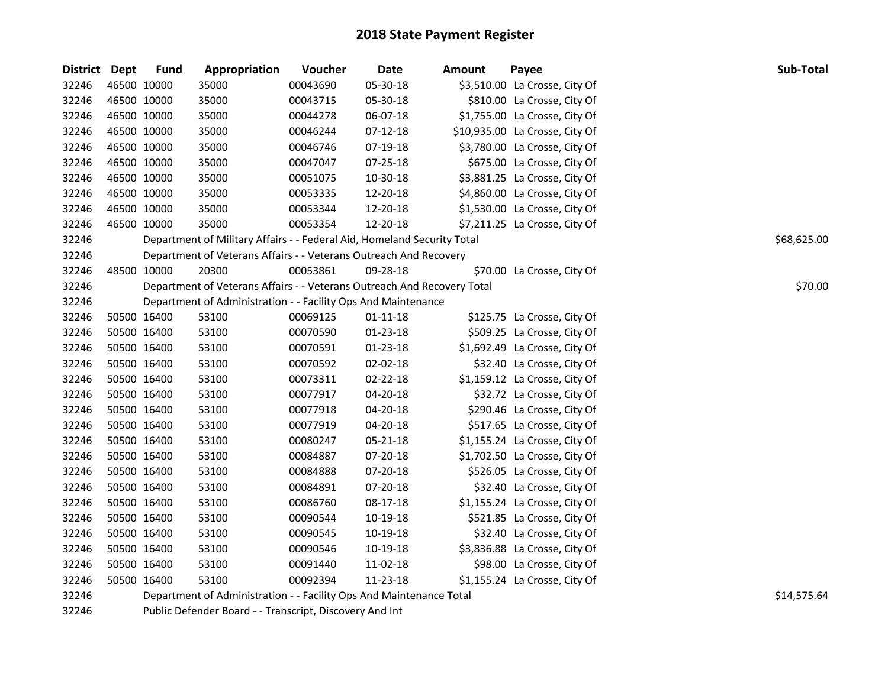# 2018 State Payment Register

| District | Dept | Fund | Appropriation | Voucher | Date | Amount | Payee | Sub-Total |
|---|---|---|---|---|---|---|---|---|
| 32246 | 46500 | 10000 | 35000 | 00043690 | 05-30-18 | $3,510.00 | La Crosse, City Of | |
| 32246 | 46500 | 10000 | 35000 | 00043715 | 05-30-18 | $810.00 | La Crosse, City Of | |
| 32246 | 46500 | 10000 | 35000 | 00044278 | 06-07-18 | $1,755.00 | La Crosse, City Of | |
| 32246 | 46500 | 10000 | 35000 | 00046244 | 07-12-18 | $10,935.00 | La Crosse, City Of | |
| 32246 | 46500 | 10000 | 35000 | 00046746 | 07-19-18 | $3,780.00 | La Crosse, City Of | |
| 32246 | 46500 | 10000 | 35000 | 00047047 | 07-25-18 | $675.00 | La Crosse, City Of | |
| 32246 | 46500 | 10000 | 35000 | 00051075 | 10-30-18 | $3,881.25 | La Crosse, City Of | |
| 32246 | 46500 | 10000 | 35000 | 00053335 | 12-20-18 | $4,860.00 | La Crosse, City Of | |
| 32246 | 46500 | 10000 | 35000 | 00053344 | 12-20-18 | $1,530.00 | La Crosse, City Of | |
| 32246 | 46500 | 10000 | 35000 | 00053354 | 12-20-18 | $7,211.25 | La Crosse, City Of | |
| 32246 | | Department of Military Affairs - - Federal Aid, Homeland Security Total | | | | | | $68,625.00 |
| 32246 | | Department of Veterans Affairs - - Veterans Outreach And Recovery | | | | | | |
| 32246 | 48500 | 10000 | 20300 | 00053861 | 09-28-18 | $70.00 | La Crosse, City Of | |
| 32246 | | Department of Veterans Affairs - - Veterans Outreach And Recovery Total | | | | | | $70.00 |
| 32246 | | Department of Administration - - Facility Ops And Maintenance | | | | | | |
| 32246 | 50500 | 16400 | 53100 | 00069125 | 01-11-18 | $125.75 | La Crosse, City Of | |
| 32246 | 50500 | 16400 | 53100 | 00070590 | 01-23-18 | $509.25 | La Crosse, City Of | |
| 32246 | 50500 | 16400 | 53100 | 00070591 | 01-23-18 | $1,692.49 | La Crosse, City Of | |
| 32246 | 50500 | 16400 | 53100 | 00070592 | 02-02-18 | $32.40 | La Crosse, City Of | |
| 32246 | 50500 | 16400 | 53100 | 00073311 | 02-22-18 | $1,159.12 | La Crosse, City Of | |
| 32246 | 50500 | 16400 | 53100 | 00077917 | 04-20-18 | $32.72 | La Crosse, City Of | |
| 32246 | 50500 | 16400 | 53100 | 00077918 | 04-20-18 | $290.46 | La Crosse, City Of | |
| 32246 | 50500 | 16400 | 53100 | 00077919 | 04-20-18 | $517.65 | La Crosse, City Of | |
| 32246 | 50500 | 16400 | 53100 | 00080247 | 05-21-18 | $1,155.24 | La Crosse, City Of | |
| 32246 | 50500 | 16400 | 53100 | 00084887 | 07-20-18 | $1,702.50 | La Crosse, City Of | |
| 32246 | 50500 | 16400 | 53100 | 00084888 | 07-20-18 | $526.05 | La Crosse, City Of | |
| 32246 | 50500 | 16400 | 53100 | 00084891 | 07-20-18 | $32.40 | La Crosse, City Of | |
| 32246 | 50500 | 16400 | 53100 | 00086760 | 08-17-18 | $1,155.24 | La Crosse, City Of | |
| 32246 | 50500 | 16400 | 53100 | 00090544 | 10-19-18 | $521.85 | La Crosse, City Of | |
| 32246 | 50500 | 16400 | 53100 | 00090545 | 10-19-18 | $32.40 | La Crosse, City Of | |
| 32246 | 50500 | 16400 | 53100 | 00090546 | 10-19-18 | $3,836.88 | La Crosse, City Of | |
| 32246 | 50500 | 16400 | 53100 | 00091440 | 11-02-18 | $98.00 | La Crosse, City Of | |
| 32246 | 50500 | 16400 | 53100 | 00092394 | 11-23-18 | $1,155.24 | La Crosse, City Of | |
| 32246 | | Department of Administration - - Facility Ops And Maintenance Total | | | | | | $14,575.64 |
| 32246 | | Public Defender Board - - Transcript, Discovery And Int | | | | | | |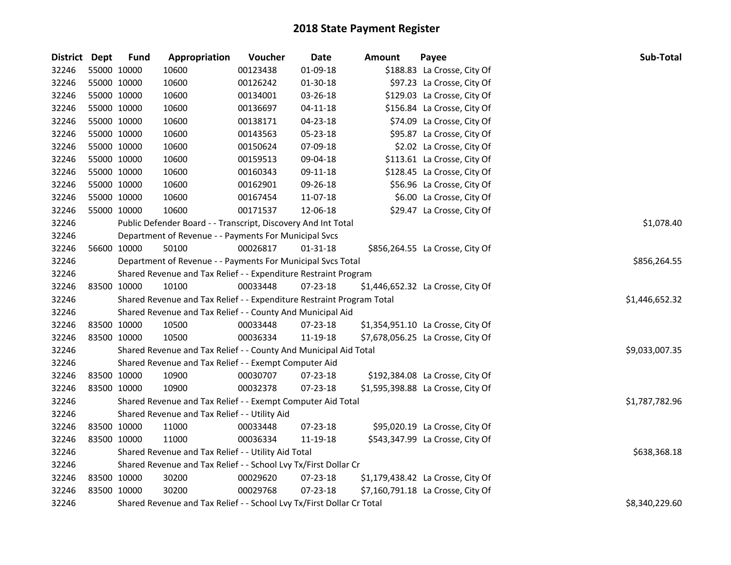# 2018 State Payment Register

| District | Dept | Fund | Appropriation | Voucher | Date | Amount | Payee | Sub-Total |
|---|---|---|---|---|---|---|---|---|
| 32246 | 55000 | 10000 | 10600 | 00123438 | 01-09-18 | $188.83 | La Crosse, City Of | |
| 32246 | 55000 | 10000 | 10600 | 00126242 | 01-30-18 | $97.23 | La Crosse, City Of | |
| 32246 | 55000 | 10000 | 10600 | 00134001 | 03-26-18 | $129.03 | La Crosse, City Of | |
| 32246 | 55000 | 10000 | 10600 | 00136697 | 04-11-18 | $156.84 | La Crosse, City Of | |
| 32246 | 55000 | 10000 | 10600 | 00138171 | 04-23-18 | $74.09 | La Crosse, City Of | |
| 32246 | 55000 | 10000 | 10600 | 00143563 | 05-23-18 | $95.87 | La Crosse, City Of | |
| 32246 | 55000 | 10000 | 10600 | 00150624 | 07-09-18 | $2.02 | La Crosse, City Of | |
| 32246 | 55000 | 10000 | 10600 | 00159513 | 09-04-18 | $113.61 | La Crosse, City Of | |
| 32246 | 55000 | 10000 | 10600 | 00160343 | 09-11-18 | $128.45 | La Crosse, City Of | |
| 32246 | 55000 | 10000 | 10600 | 00162901 | 09-26-18 | $56.96 | La Crosse, City Of | |
| 32246 | 55000 | 10000 | 10600 | 00167454 | 11-07-18 | $6.00 | La Crosse, City Of | |
| 32246 | 55000 | 10000 | 10600 | 00171537 | 12-06-18 | $29.47 | La Crosse, City Of | |
| 32246 | | Public Defender Board - - Transcript, Discovery And Int Total | | | | | | $1,078.40 |
| 32246 | | Department of Revenue - - Payments For Municipal Svcs | | | | | | |
| 32246 | 56600 | 10000 | 50100 | 00026817 | 01-31-18 | $856,264.55 | La Crosse, City Of | |
| 32246 | | Department of Revenue - - Payments For Municipal Svcs Total | | | | | | $856,264.55 |
| 32246 | | Shared Revenue and Tax Relief - - Expenditure Restraint Program | | | | | | |
| 32246 | 83500 | 10000 | 10100 | 00033448 | 07-23-18 | $1,446,652.32 | La Crosse, City Of | |
| 32246 | | Shared Revenue and Tax Relief - - Expenditure Restraint Program Total | | | | | | $1,446,652.32 |
| 32246 | | Shared Revenue and Tax Relief - - County And Municipal Aid | | | | | | |
| 32246 | 83500 | 10000 | 10500 | 00033448 | 07-23-18 | $1,354,951.10 | La Crosse, City Of | |
| 32246 | 83500 | 10000 | 10500 | 00036334 | 11-19-18 | $7,678,056.25 | La Crosse, City Of | |
| 32246 | | Shared Revenue and Tax Relief - - County And Municipal Aid Total | | | | | | $9,033,007.35 |
| 32246 | | Shared Revenue and Tax Relief - - Exempt Computer Aid | | | | | | |
| 32246 | 83500 | 10000 | 10900 | 00030707 | 07-23-18 | $192,384.08 | La Crosse, City Of | |
| 32246 | 83500 | 10000 | 10900 | 00032378 | 07-23-18 | $1,595,398.88 | La Crosse, City Of | |
| 32246 | | Shared Revenue and Tax Relief - - Exempt Computer Aid Total | | | | | | $1,787,782.96 |
| 32246 | | Shared Revenue and Tax Relief - - Utility Aid | | | | | | |
| 32246 | 83500 | 10000 | 11000 | 00033448 | 07-23-18 | $95,020.19 | La Crosse, City Of | |
| 32246 | 83500 | 10000 | 11000 | 00036334 | 11-19-18 | $543,347.99 | La Crosse, City Of | |
| 32246 | | Shared Revenue and Tax Relief - - Utility Aid Total | | | | | | $638,368.18 |
| 32246 | | Shared Revenue and Tax Relief - - School Lvy Tx/First Dollar Cr | | | | | | |
| 32246 | 83500 | 10000 | 30200 | 00029620 | 07-23-18 | $1,179,438.42 | La Crosse, City Of | |
| 32246 | 83500 | 10000 | 30200 | 00029768 | 07-23-18 | $7,160,791.18 | La Crosse, City Of | |
| 32246 | | Shared Revenue and Tax Relief - - School Lvy Tx/First Dollar Cr Total | | | | | | $8,340,229.60 |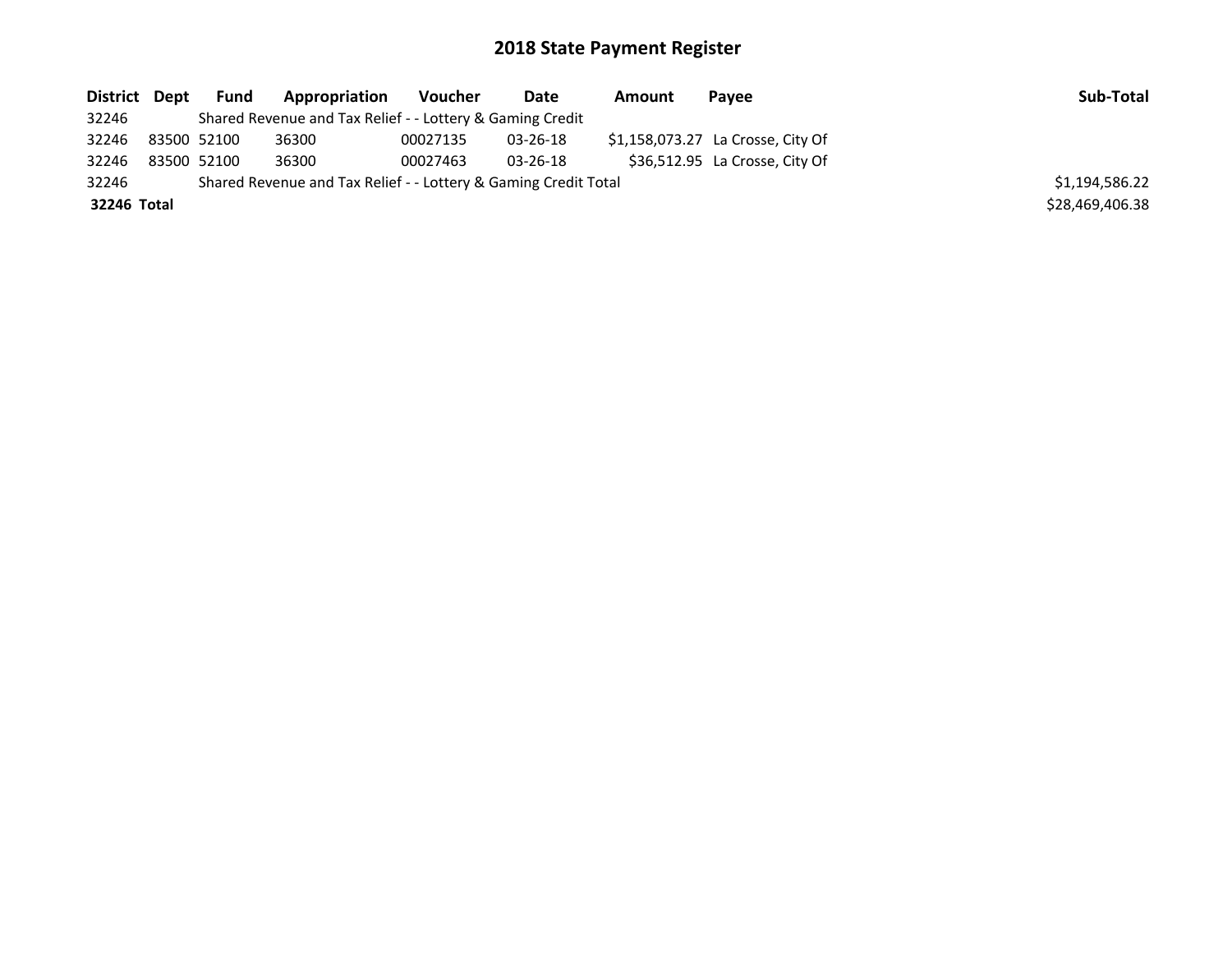# 2018 State Payment Register

| District | Dept | Fund | Appropriation | Voucher | Date | Amount | Payee | Sub-Total |
|---|---|---|---|---|---|---|---|---|
| 32246 | | Shared Revenue and Tax Relief - - Lottery & Gaming Credit | | | | | | |
| 32246 | 83500 | 52100 | 36300 | 00027135 | 03-26-18 | $1,158,073.27 | La Crosse, City Of | |
| 32246 | 83500 | 52100 | 36300 | 00027463 | 03-26-18 | $36,512.95 | La Crosse, City Of | |
| 32246 | | Shared Revenue and Tax Relief - - Lottery & Gaming Credit Total | | | | | | $1,194,586.22 |
| **32246** | **Total** | | | | | | | $28,469,406.38 |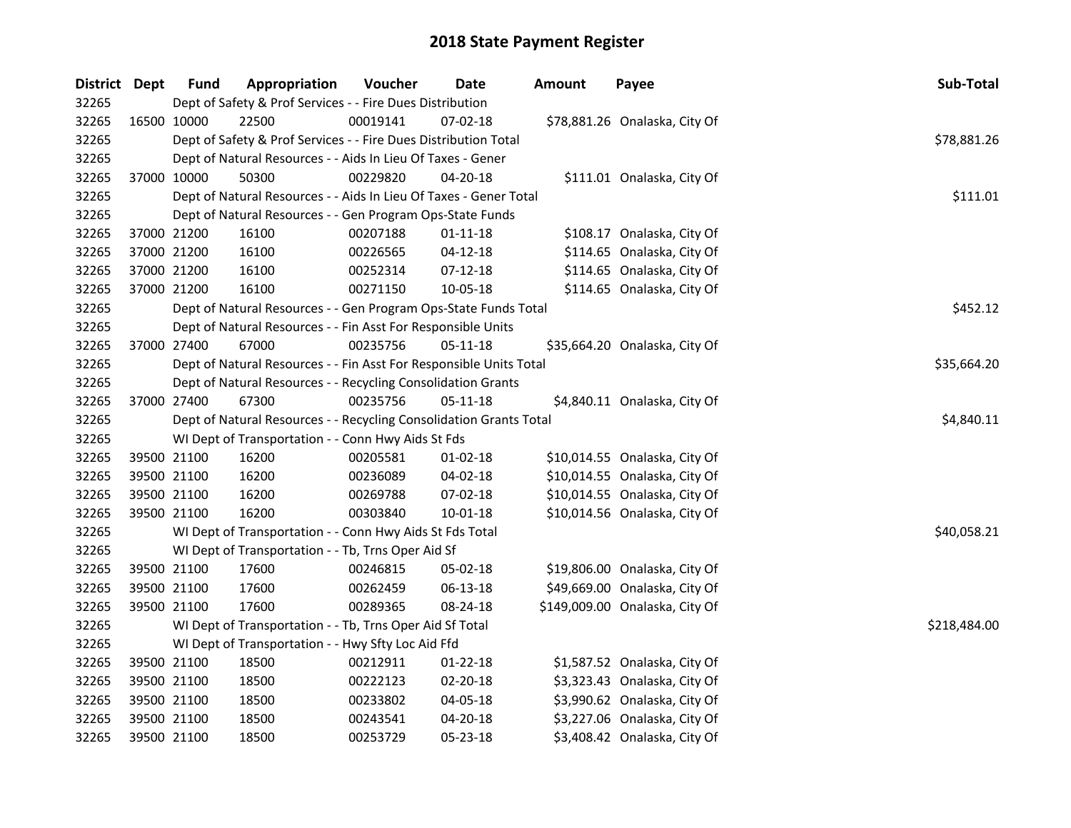# 2018 State Payment Register

| District | Dept | Fund | Appropriation | Voucher | Date | Amount | Payee | Sub-Total |
|---|---|---|---|---|---|---|---|---|
| 32265 | | | Dept of Safety & Prof Services - - Fire Dues Distribution | | | | | |
| 32265 | 16500 | 10000 | 22500 | 00019141 | 07-02-18 | $78,881.26 | Onalaska, City Of | |
| 32265 | | | Dept of Safety & Prof Services - - Fire Dues Distribution Total | | | | | $78,881.26 |
| 32265 | | | Dept of Natural Resources - - Aids In Lieu Of Taxes - Gener | | | | | |
| 32265 | 37000 | 10000 | 50300 | 00229820 | 04-20-18 | $111.01 | Onalaska, City Of | |
| 32265 | | | Dept of Natural Resources - - Aids In Lieu Of Taxes - Gener Total | | | | | $111.01 |
| 32265 | | | Dept of Natural Resources - - Gen Program Ops-State Funds | | | | | |
| 32265 | 37000 | 21200 | 16100 | 00207188 | 01-11-18 | $108.17 | Onalaska, City Of | |
| 32265 | 37000 | 21200 | 16100 | 00226565 | 04-12-18 | $114.65 | Onalaska, City Of | |
| 32265 | 37000 | 21200 | 16100 | 00252314 | 07-12-18 | $114.65 | Onalaska, City Of | |
| 32265 | 37000 | 21200 | 16100 | 00271150 | 10-05-18 | $114.65 | Onalaska, City Of | |
| 32265 | | | Dept of Natural Resources - - Gen Program Ops-State Funds Total | | | | | $452.12 |
| 32265 | | | Dept of Natural Resources - - Fin Asst For Responsible Units | | | | | |
| 32265 | 37000 | 27400 | 67000 | 00235756 | 05-11-18 | $35,664.20 | Onalaska, City Of | |
| 32265 | | | Dept of Natural Resources - - Fin Asst For Responsible Units Total | | | | | $35,664.20 |
| 32265 | | | Dept of Natural Resources - - Recycling Consolidation Grants | | | | | |
| 32265 | 37000 | 27400 | 67300 | 00235756 | 05-11-18 | $4,840.11 | Onalaska, City Of | |
| 32265 | | | Dept of Natural Resources - - Recycling Consolidation Grants Total | | | | | $4,840.11 |
| 32265 | | | WI Dept of Transportation - - Conn Hwy Aids St Fds | | | | | |
| 32265 | 39500 | 21100 | 16200 | 00205581 | 01-02-18 | $10,014.55 | Onalaska, City Of | |
| 32265 | 39500 | 21100 | 16200 | 00236089 | 04-02-18 | $10,014.55 | Onalaska, City Of | |
| 32265 | 39500 | 21100 | 16200 | 00269788 | 07-02-18 | $10,014.55 | Onalaska, City Of | |
| 32265 | 39500 | 21100 | 16200 | 00303840 | 10-01-18 | $10,014.56 | Onalaska, City Of | |
| 32265 | | | WI Dept of Transportation - - Conn Hwy Aids St Fds Total | | | | | $40,058.21 |
| 32265 | | | WI Dept of Transportation - - Tb, Trns Oper Aid Sf | | | | | |
| 32265 | 39500 | 21100 | 17600 | 00246815 | 05-02-18 | $19,806.00 | Onalaska, City Of | |
| 32265 | 39500 | 21100 | 17600 | 00262459 | 06-13-18 | $49,669.00 | Onalaska, City Of | |
| 32265 | 39500 | 21100 | 17600 | 00289365 | 08-24-18 | $149,009.00 | Onalaska, City Of | |
| 32265 | | | WI Dept of Transportation - - Tb, Trns Oper Aid Sf Total | | | | | $218,484.00 |
| 32265 | | | WI Dept of Transportation - - Hwy Sfty Loc Aid Ffd | | | | | |
| 32265 | 39500 | 21100 | 18500 | 00212911 | 01-22-18 | $1,587.52 | Onalaska, City Of | |
| 32265 | 39500 | 21100 | 18500 | 00222123 | 02-20-18 | $3,323.43 | Onalaska, City Of | |
| 32265 | 39500 | 21100 | 18500 | 00233802 | 04-05-18 | $3,990.62 | Onalaska, City Of | |
| 32265 | 39500 | 21100 | 18500 | 00243541 | 04-20-18 | $3,227.06 | Onalaska, City Of | |
| 32265 | 39500 | 21100 | 18500 | 00253729 | 05-23-18 | $3,408.42 | Onalaska, City Of | |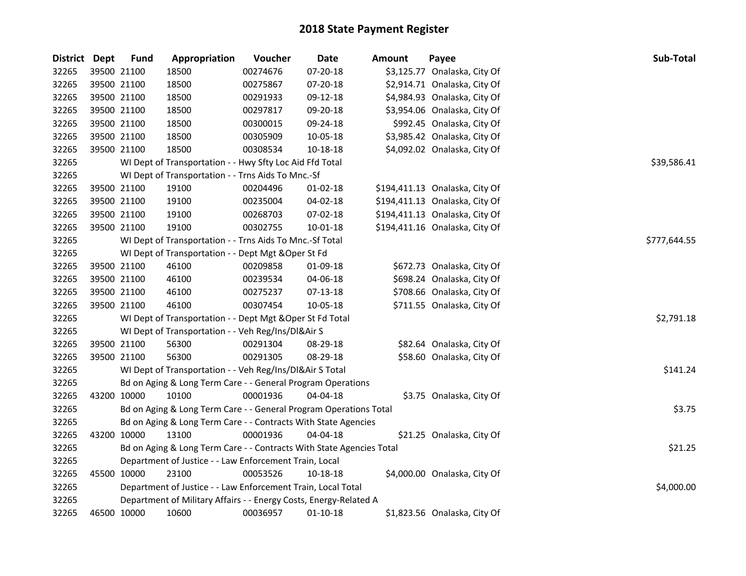# 2018 State Payment Register

| District | Dept | Fund | Appropriation | Voucher | Date | Amount | Payee | Sub-Total |
|---|---|---|---|---|---|---|---|---|
| 32265 | 39500 | 21100 | 18500 | 00274676 | 07-20-18 | $3,125.77 | Onalaska, City Of | |
| 32265 | 39500 | 21100 | 18500 | 00275867 | 07-20-18 | $2,914.71 | Onalaska, City Of | |
| 32265 | 39500 | 21100 | 18500 | 00291933 | 09-12-18 | $4,984.93 | Onalaska, City Of | |
| 32265 | 39500 | 21100 | 18500 | 00297817 | 09-20-18 | $3,954.06 | Onalaska, City Of | |
| 32265 | 39500 | 21100 | 18500 | 00300015 | 09-24-18 | $992.45 | Onalaska, City Of | |
| 32265 | 39500 | 21100 | 18500 | 00305909 | 10-05-18 | $3,985.42 | Onalaska, City Of | |
| 32265 | 39500 | 21100 | 18500 | 00308534 | 10-18-18 | $4,092.02 | Onalaska, City Of | |
| 32265 | | WI Dept of Transportation - - Hwy Sfty Loc Aid Ffd Total | | | | | | $39,586.41 |
| 32265 | | WI Dept of Transportation - - Trns Aids To Mnc.-Sf | | | | | | |
| 32265 | 39500 | 21100 | 19100 | 00204496 | 01-02-18 | $194,411.13 | Onalaska, City Of | |
| 32265 | 39500 | 21100 | 19100 | 00235004 | 04-02-18 | $194,411.13 | Onalaska, City Of | |
| 32265 | 39500 | 21100 | 19100 | 00268703 | 07-02-18 | $194,411.13 | Onalaska, City Of | |
| 32265 | 39500 | 21100 | 19100 | 00302755 | 10-01-18 | $194,411.16 | Onalaska, City Of | |
| 32265 | | WI Dept of Transportation - - Trns Aids To Mnc.-Sf Total | | | | | | $777,644.55 |
| 32265 | | WI Dept of Transportation - - Dept Mgt &Oper St Fd | | | | | | |
| 32265 | 39500 | 21100 | 46100 | 00209858 | 01-09-18 | $672.73 | Onalaska, City Of | |
| 32265 | 39500 | 21100 | 46100 | 00239534 | 04-06-18 | $698.24 | Onalaska, City Of | |
| 32265 | 39500 | 21100 | 46100 | 00275237 | 07-13-18 | $708.66 | Onalaska, City Of | |
| 32265 | 39500 | 21100 | 46100 | 00307454 | 10-05-18 | $711.55 | Onalaska, City Of | |
| 32265 | | WI Dept of Transportation - - Dept Mgt &Oper St Fd Total | | | | | | $2,791.18 |
| 32265 | | WI Dept of Transportation - - Veh Reg/Ins/Dl&Air S | | | | | | |
| 32265 | 39500 | 21100 | 56300 | 00291304 | 08-29-18 | $82.64 | Onalaska, City Of | |
| 32265 | 39500 | 21100 | 56300 | 00291305 | 08-29-18 | $58.60 | Onalaska, City Of | |
| 32265 | | WI Dept of Transportation - - Veh Reg/Ins/Dl&Air S Total | | | | | | $141.24 |
| 32265 | | Bd on Aging & Long Term Care - - General Program Operations | | | | | | |
| 32265 | 43200 | 10000 | 10100 | 00001936 | 04-04-18 | $3.75 | Onalaska, City Of | |
| 32265 | | Bd on Aging & Long Term Care - - General Program Operations Total | | | | | | $3.75 |
| 32265 | | Bd on Aging & Long Term Care - - Contracts With State Agencies | | | | | | |
| 32265 | 43200 | 10000 | 13100 | 00001936 | 04-04-18 | $21.25 | Onalaska, City Of | |
| 32265 | | Bd on Aging & Long Term Care - - Contracts With State Agencies Total | | | | | | $21.25 |
| 32265 | | Department of Justice - - Law Enforcement Train, Local | | | | | | |
| 32265 | 45500 | 10000 | 23100 | 00053526 | 10-18-18 | $4,000.00 | Onalaska, City Of | |
| 32265 | | Department of Justice - - Law Enforcement Train, Local Total | | | | | | $4,000.00 |
| 32265 | | Department of Military Affairs - - Energy Costs, Energy-Related A | | | | | | |
| 32265 | 46500 | 10000 | 10600 | 00036957 | 01-10-18 | $1,823.56 | Onalaska, City Of | |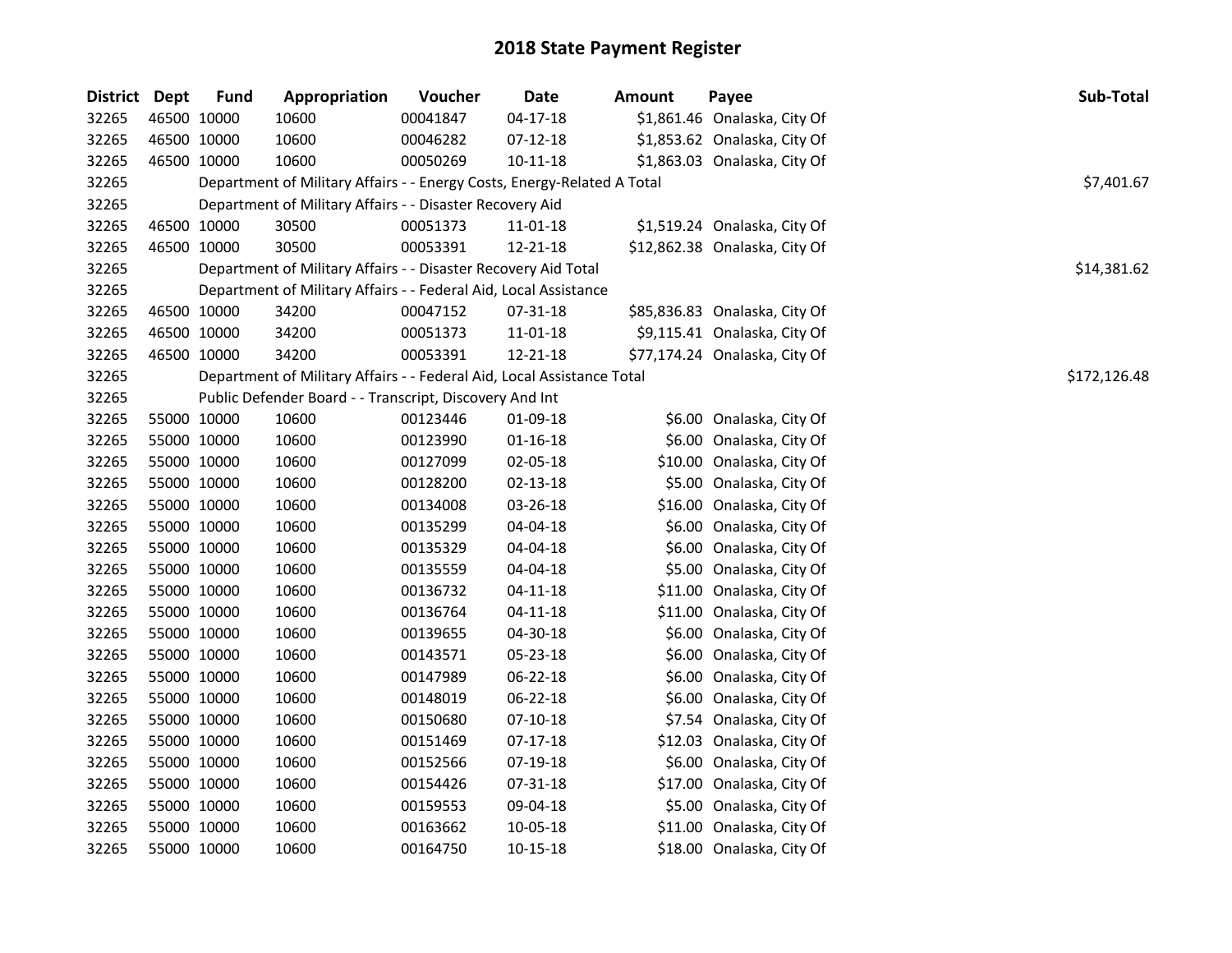# 2018 State Payment Register

| District | Dept | Fund | Appropriation | Voucher | Date | Amount | Payee | Sub-Total |
|---|---|---|---|---|---|---|---|---|
| 32265 | 46500 | 10000 | 10600 | 00041847 | 04-17-18 | $1,861.46 | Onalaska, City Of | |
| 32265 | 46500 | 10000 | 10600 | 00046282 | 07-12-18 | $1,853.62 | Onalaska, City Of | |
| 32265 | 46500 | 10000 | 10600 | 00050269 | 10-11-18 | $1,863.03 | Onalaska, City Of | |
| 32265 | | | Department of Military Affairs - - Energy Costs, Energy-Related A Total | | | | | $7,401.67 |
| 32265 | | | Department of Military Affairs - - Disaster Recovery Aid | | | | | |
| 32265 | 46500 | 10000 | 30500 | 00051373 | 11-01-18 | $1,519.24 | Onalaska, City Of | |
| 32265 | 46500 | 10000 | 30500 | 00053391 | 12-21-18 | $12,862.38 | Onalaska, City Of | |
| 32265 | | | Department of Military Affairs - - Disaster Recovery Aid Total | | | | | $14,381.62 |
| 32265 | | | Department of Military Affairs - - Federal Aid, Local Assistance | | | | | |
| 32265 | 46500 | 10000 | 34200 | 00047152 | 07-31-18 | $85,836.83 | Onalaska, City Of | |
| 32265 | 46500 | 10000 | 34200 | 00051373 | 11-01-18 | $9,115.41 | Onalaska, City Of | |
| 32265 | 46500 | 10000 | 34200 | 00053391 | 12-21-18 | $77,174.24 | Onalaska, City Of | |
| 32265 | | | Department of Military Affairs - - Federal Aid, Local Assistance Total | | | | | $172,126.48 |
| 32265 | | | Public Defender Board - - Transcript, Discovery And Int | | | | | |
| 32265 | 55000 | 10000 | 10600 | 00123446 | 01-09-18 | $6.00 | Onalaska, City Of | |
| 32265 | 55000 | 10000 | 10600 | 00123990 | 01-16-18 | $6.00 | Onalaska, City Of | |
| 32265 | 55000 | 10000 | 10600 | 00127099 | 02-05-18 | $10.00 | Onalaska, City Of | |
| 32265 | 55000 | 10000 | 10600 | 00128200 | 02-13-18 | $5.00 | Onalaska, City Of | |
| 32265 | 55000 | 10000 | 10600 | 00134008 | 03-26-18 | $16.00 | Onalaska, City Of | |
| 32265 | 55000 | 10000 | 10600 | 00135299 | 04-04-18 | $6.00 | Onalaska, City Of | |
| 32265 | 55000 | 10000 | 10600 | 00135329 | 04-04-18 | $6.00 | Onalaska, City Of | |
| 32265 | 55000 | 10000 | 10600 | 00135559 | 04-04-18 | $5.00 | Onalaska, City Of | |
| 32265 | 55000 | 10000 | 10600 | 00136732 | 04-11-18 | $11.00 | Onalaska, City Of | |
| 32265 | 55000 | 10000 | 10600 | 00136764 | 04-11-18 | $11.00 | Onalaska, City Of | |
| 32265 | 55000 | 10000 | 10600 | 00139655 | 04-30-18 | $6.00 | Onalaska, City Of | |
| 32265 | 55000 | 10000 | 10600 | 00143571 | 05-23-18 | $6.00 | Onalaska, City Of | |
| 32265 | 55000 | 10000 | 10600 | 00147989 | 06-22-18 | $6.00 | Onalaska, City Of | |
| 32265 | 55000 | 10000 | 10600 | 00148019 | 06-22-18 | $6.00 | Onalaska, City Of | |
| 32265 | 55000 | 10000 | 10600 | 00150680 | 07-10-18 | $7.54 | Onalaska, City Of | |
| 32265 | 55000 | 10000 | 10600 | 00151469 | 07-17-18 | $12.03 | Onalaska, City Of | |
| 32265 | 55000 | 10000 | 10600 | 00152566 | 07-19-18 | $6.00 | Onalaska, City Of | |
| 32265 | 55000 | 10000 | 10600 | 00154426 | 07-31-18 | $17.00 | Onalaska, City Of | |
| 32265 | 55000 | 10000 | 10600 | 00159553 | 09-04-18 | $5.00 | Onalaska, City Of | |
| 32265 | 55000 | 10000 | 10600 | 00163662 | 10-05-18 | $11.00 | Onalaska, City Of | |
| 32265 | 55000 | 10000 | 10600 | 00164750 | 10-15-18 | $18.00 | Onalaska, City Of | |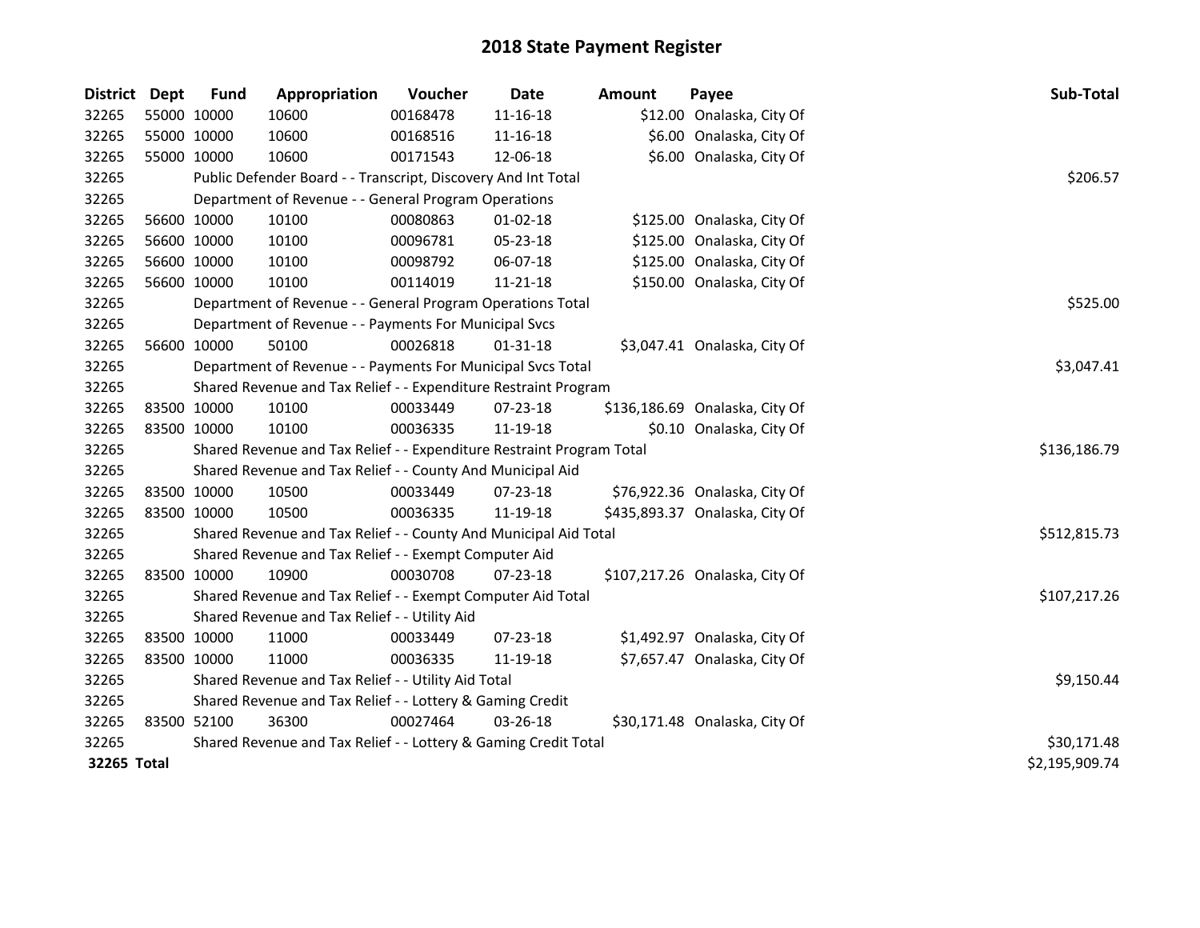# 2018 State Payment Register

| District | Dept | Fund | Appropriation | Voucher | Date | Amount | Payee | Sub-Total |
| --- | --- | --- | --- | --- | --- | --- | --- | --- |
| 32265 | 55000 | 10000 | 10600 | 00168478 | 11-16-18 | $12.00 | Onalaska, City Of | |
| 32265 | 55000 | 10000 | 10600 | 00168516 | 11-16-18 | $6.00 | Onalaska, City Of | |
| 32265 | 55000 | 10000 | 10600 | 00171543 | 12-06-18 | $6.00 | Onalaska, City Of | |
| 32265 | | Public Defender Board - - Transcript, Discovery And Int Total | | | | | | $206.57 |
| 32265 | | Department of Revenue - - General Program Operations | | | | | | |
| 32265 | 56600 | 10000 | 10100 | 00080863 | 01-02-18 | $125.00 | Onalaska, City Of | |
| 32265 | 56600 | 10000 | 10100 | 00096781 | 05-23-18 | $125.00 | Onalaska, City Of | |
| 32265 | 56600 | 10000 | 10100 | 00098792 | 06-07-18 | $125.00 | Onalaska, City Of | |
| 32265 | 56600 | 10000 | 10100 | 00114019 | 11-21-18 | $150.00 | Onalaska, City Of | |
| 32265 | | Department of Revenue - - General Program Operations Total | | | | | | $525.00 |
| 32265 | | Department of Revenue - - Payments For Municipal Svcs | | | | | | |
| 32265 | 56600 | 10000 | 50100 | 00026818 | 01-31-18 | $3,047.41 | Onalaska, City Of | |
| 32265 | | Department of Revenue - - Payments For Municipal Svcs Total | | | | | | $3,047.41 |
| 32265 | | Shared Revenue and Tax Relief - - Expenditure Restraint Program | | | | | | |
| 32265 | 83500 | 10000 | 10100 | 00033449 | 07-23-18 | $136,186.69 | Onalaska, City Of | |
| 32265 | 83500 | 10000 | 10100 | 00036335 | 11-19-18 | $0.10 | Onalaska, City Of | |
| 32265 | | Shared Revenue and Tax Relief - - Expenditure Restraint Program Total | | | | | | $136,186.79 |
| 32265 | | Shared Revenue and Tax Relief - - County And Municipal Aid | | | | | | |
| 32265 | 83500 | 10000 | 10500 | 00033449 | 07-23-18 | $76,922.36 | Onalaska, City Of | |
| 32265 | 83500 | 10000 | 10500 | 00036335 | 11-19-18 | $435,893.37 | Onalaska, City Of | |
| 32265 | | Shared Revenue and Tax Relief - - County And Municipal Aid Total | | | | | | $512,815.73 |
| 32265 | | Shared Revenue and Tax Relief - - Exempt Computer Aid | | | | | | |
| 32265 | 83500 | 10000 | 10900 | 00030708 | 07-23-18 | $107,217.26 | Onalaska, City Of | |
| 32265 | | Shared Revenue and Tax Relief - - Exempt Computer Aid Total | | | | | | $107,217.26 |
| 32265 | | Shared Revenue and Tax Relief - - Utility Aid | | | | | | |
| 32265 | 83500 | 10000 | 11000 | 00033449 | 07-23-18 | $1,492.97 | Onalaska, City Of | |
| 32265 | 83500 | 10000 | 11000 | 00036335 | 11-19-18 | $7,657.47 | Onalaska, City Of | |
| 32265 | | Shared Revenue and Tax Relief - - Utility Aid Total | | | | | | $9,150.44 |
| 32265 | | Shared Revenue and Tax Relief - - Lottery & Gaming Credit | | | | | | |
| 32265 | 83500 | 52100 | 36300 | 00027464 | 03-26-18 | $30,171.48 | Onalaska, City Of | |
| 32265 | | Shared Revenue and Tax Relief - - Lottery & Gaming Credit Total | | | | | | $30,171.48 |
| **32265 Total** | | | | | | | | $2,195,909.74 |